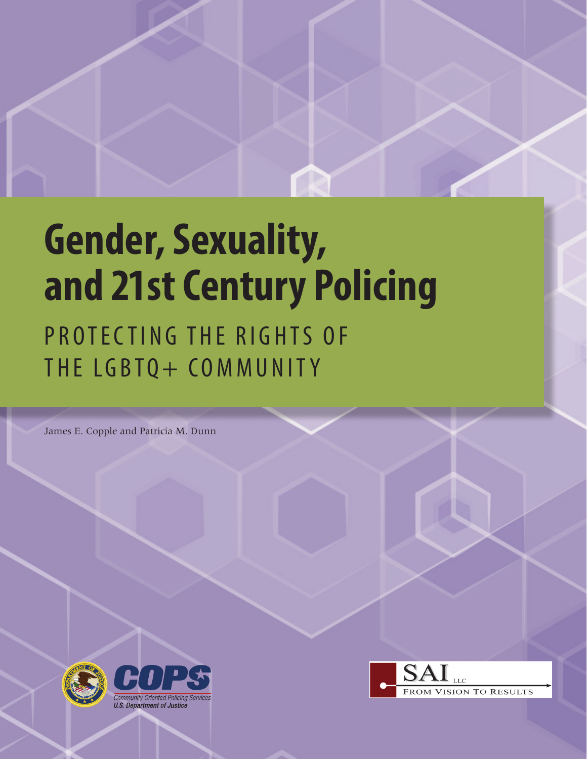# Gender, Sexuality, and 21st Century Policing

## PROTECTING THE RIGHTS OF THE LGBTQ+ COMMUNITY

James E. Copple and Patricia M. Dunn

COPS

Community Oriented Policing Services
U.S. Department of Justice

SAI LLC
FROM VISION TO RESULTS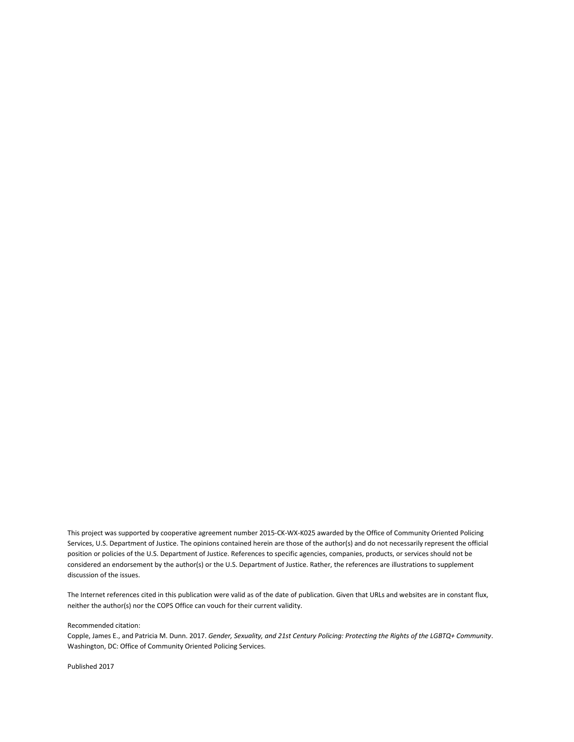This project was supported by cooperative agreement number 2015-CK-WX-K025 awarded by the Office of Community Oriented Policing Services, U.S. Department of Justice. The opinions contained herein are those of the author(s) and do not necessarily represent the official position or policies of the U.S. Department of Justice. References to specific agencies, companies, products, or services should not be considered an endorsement by the author(s) or the U.S. Department of Justice. Rather, the references are illustrations to supplement discussion of the issues.

The Internet references cited in this publication were valid as of the date of publication. Given that URLs and websites are in constant flux, neither the author(s) nor the COPS Office can vouch for their current validity.

Recommended citation:
Copple, James E., and Patricia M. Dunn. 2017. *Gender, Sexuality, and 21st Century Policing: Protecting the Rights of the LGBTQ+ Community*. Washington, DC: Office of Community Oriented Policing Services.

Published 2017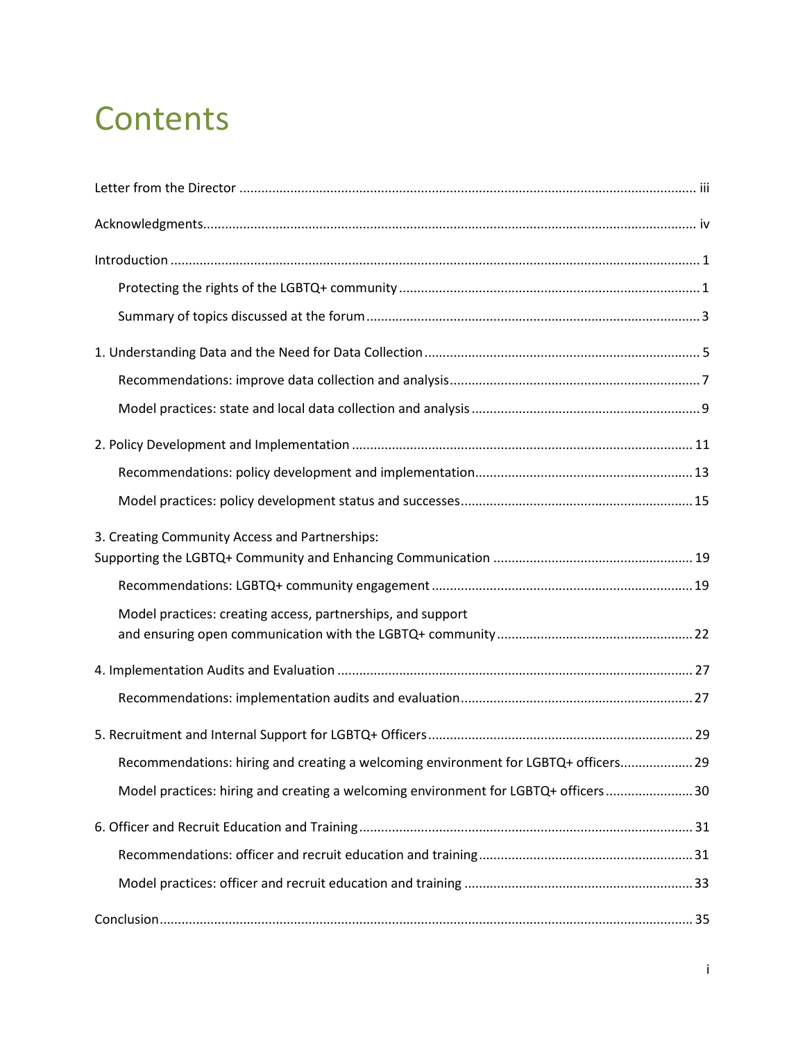# Contents

Letter from the Director ..... iii

Acknowledgments ..... iv

Introduction ..... 1

- Protecting the rights of the LGBTQ+ community ..... 1
- Summary of topics discussed at the forum ..... 3

1. Understanding Data and the Need for Data Collection ..... 5
   - Recommendations: improve data collection and analysis ..... 7
   - Model practices: state and local data collection and analysis ..... 9

2. Policy Development and Implementation ..... 11
   - Recommendations: policy development and implementation ..... 13
   - Model practices: policy development status and successes ..... 15

3. Creating Community Access and Partnerships: Supporting the LGBTQ+ Community and Enhancing Communication ..... 19
   - Recommendations: LGBTQ+ community engagement ..... 19
   - Model practices: creating access, partnerships, and support and ensuring open communication with the LGBTQ+ community ..... 22

4. Implementation Audits and Evaluation ..... 27
   - Recommendations: implementation audits and evaluation ..... 27

5. Recruitment and Internal Support for LGBTQ+ Officers ..... 29
   - Recommendations: hiring and creating a welcoming environment for LGBTQ+ officers ..... 29
   - Model practices: hiring and creating a welcoming environment for LGBTQ+ officers ..... 30

6. Officer and Recruit Education and Training ..... 31
   - Recommendations: officer and recruit education and training ..... 31
   - Model practices: officer and recruit education and training ..... 33

Conclusion ..... 35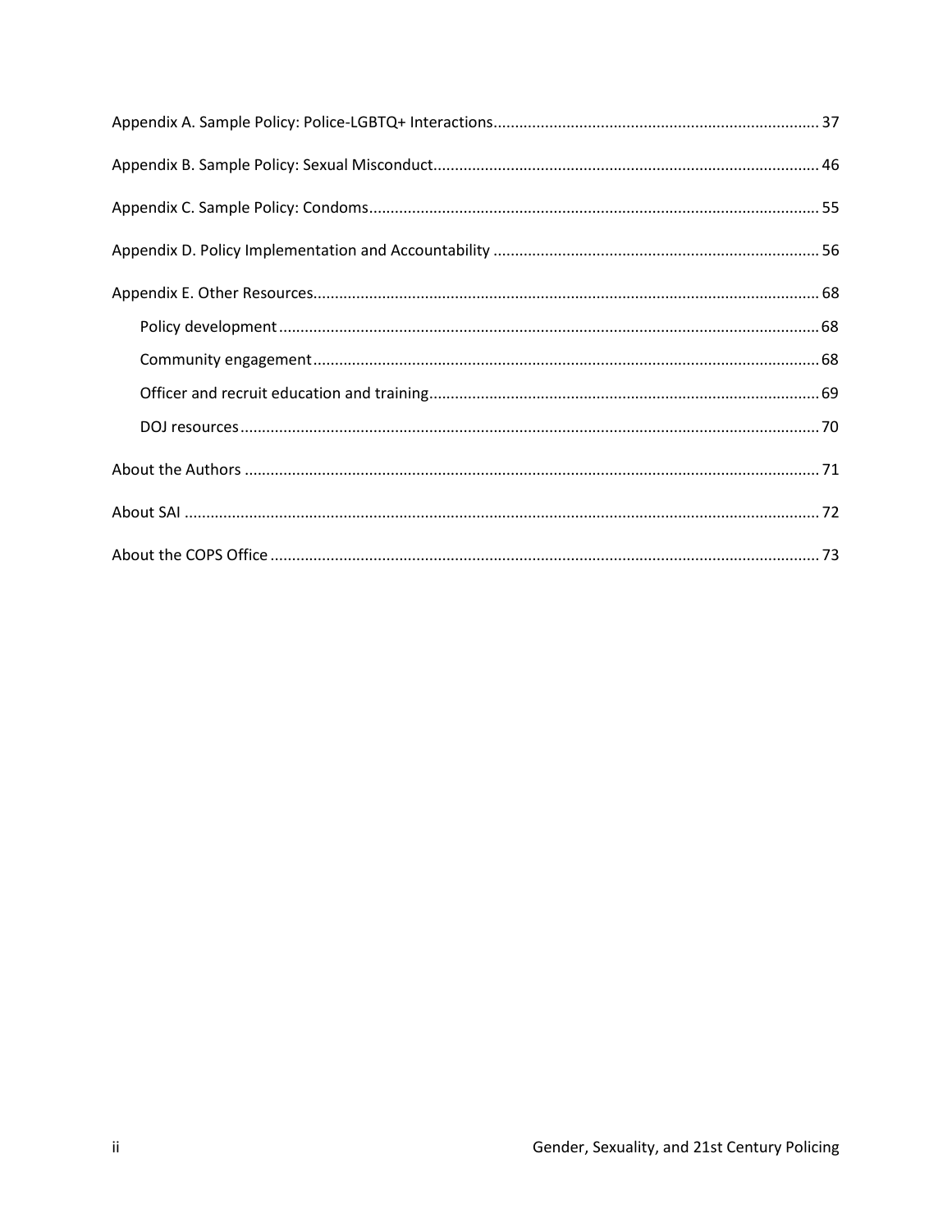Appendix A. Sample Policy: Police-LGBTQ+ Interactions ........................................................................... 37

Appendix B. Sample Policy: Sexual Misconduct ......................................................................................... 46

Appendix C. Sample Policy: Condoms ........................................................................................................ 55

Appendix D. Policy Implementation and Accountability ........................................................................... 56

Appendix E. Other Resources ..................................................................................................................... 68

- Policy development ............................................................................................................................ 68
- Community engagement ..................................................................................................................... 68
- Officer and recruit education and training .......................................................................................... 69
- DOJ resources ..................................................................................................................................... 70

About the Authors ..................................................................................................................................... 71

About SAI ................................................................................................................................................... 72

About the COPS Office ............................................................................................................................... 73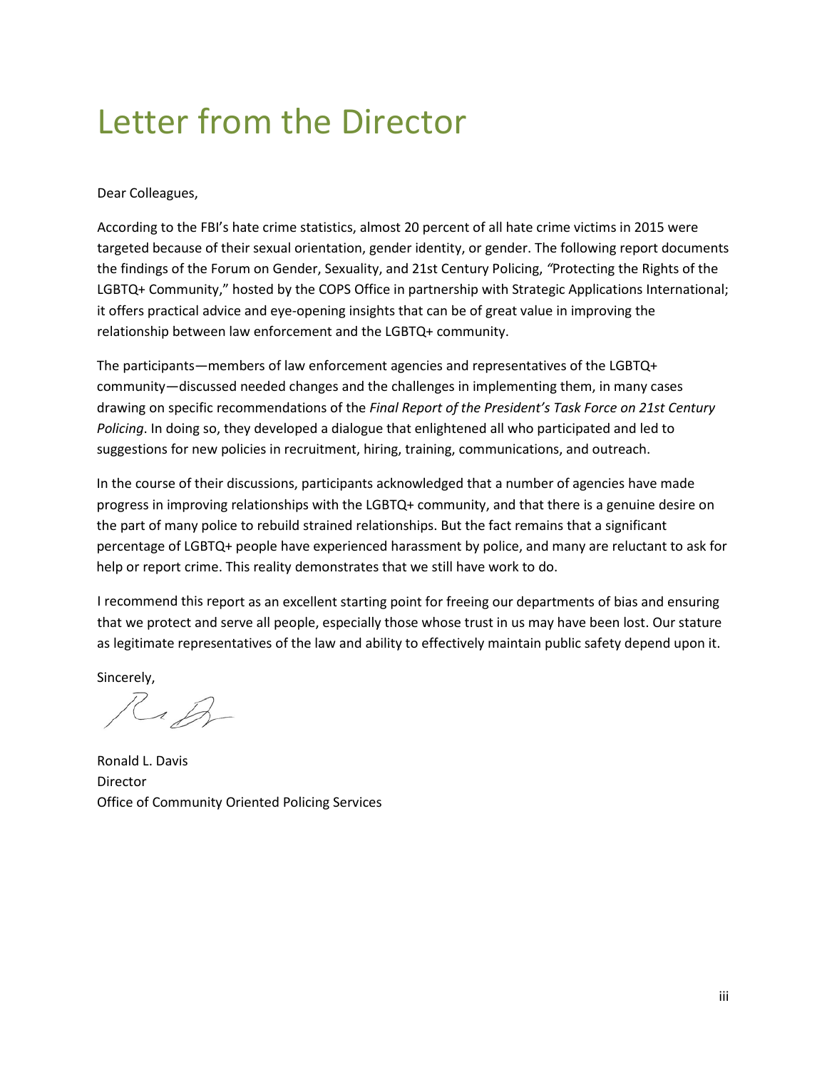# Letter from the Director

Dear Colleagues,

According to the FBI's hate crime statistics, almost 20 percent of all hate crime victims in 2015 were targeted because of their sexual orientation, gender identity, or gender. The following report documents the findings of the Forum on Gender, Sexuality, and 21st Century Policing, "Protecting the Rights of the LGBTQ+ Community," hosted by the COPS Office in partnership with Strategic Applications International; it offers practical advice and eye-opening insights that can be of great value in improving the relationship between law enforcement and the LGBTQ+ community.

The participants—members of law enforcement agencies and representatives of the LGBTQ+ community—discussed needed changes and the challenges in implementing them, in many cases drawing on specific recommendations of the *Final Report of the President's Task Force on 21st Century Policing*. In doing so, they developed a dialogue that enlightened all who participated and led to suggestions for new policies in recruitment, hiring, training, communications, and outreach.

In the course of their discussions, participants acknowledged that a number of agencies have made progress in improving relationships with the LGBTQ+ community, and that there is a genuine desire on the part of many police to rebuild strained relationships. But the fact remains that a significant percentage of LGBTQ+ people have experienced harassment by police, and many are reluctant to ask for help or report crime. This reality demonstrates that we still have work to do.

I recommend this report as an excellent starting point for freeing our departments of bias and ensuring that we protect and serve all people, especially those whose trust in us may have been lost. Our stature as legitimate representatives of the law and ability to effectively maintain public safety depend upon it.

Sincerely,

Ronald L. Davis
Director
Office of Community Oriented Policing Services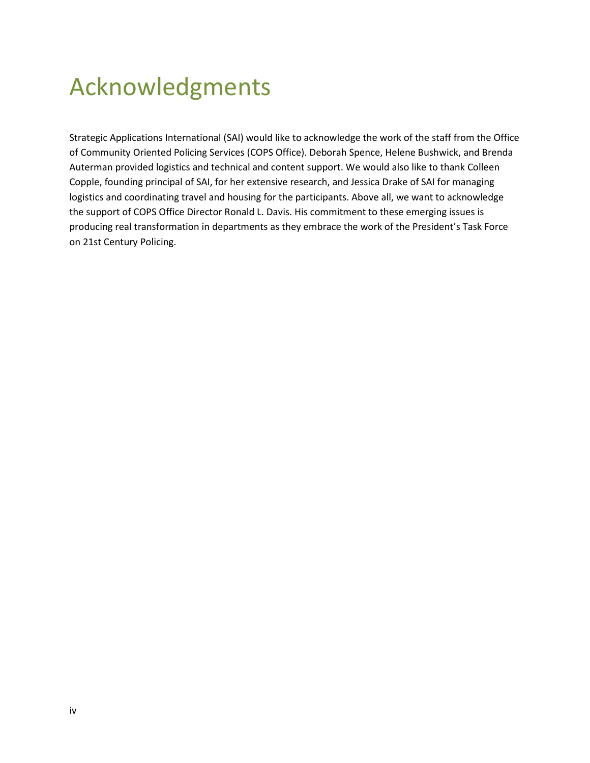# Acknowledgments

Strategic Applications International (SAI) would like to acknowledge the work of the staff from the Office of Community Oriented Policing Services (COPS Office). Deborah Spence, Helene Bushwick, and Brenda Auterman provided logistics and technical and content support. We would also like to thank Colleen Copple, founding principal of SAI, for her extensive research, and Jessica Drake of SAI for managing logistics and coordinating travel and housing for the participants. Above all, we want to acknowledge the support of COPS Office Director Ronald L. Davis. His commitment to these emerging issues is producing real transformation in departments as they embrace the work of the President's Task Force on 21st Century Policing.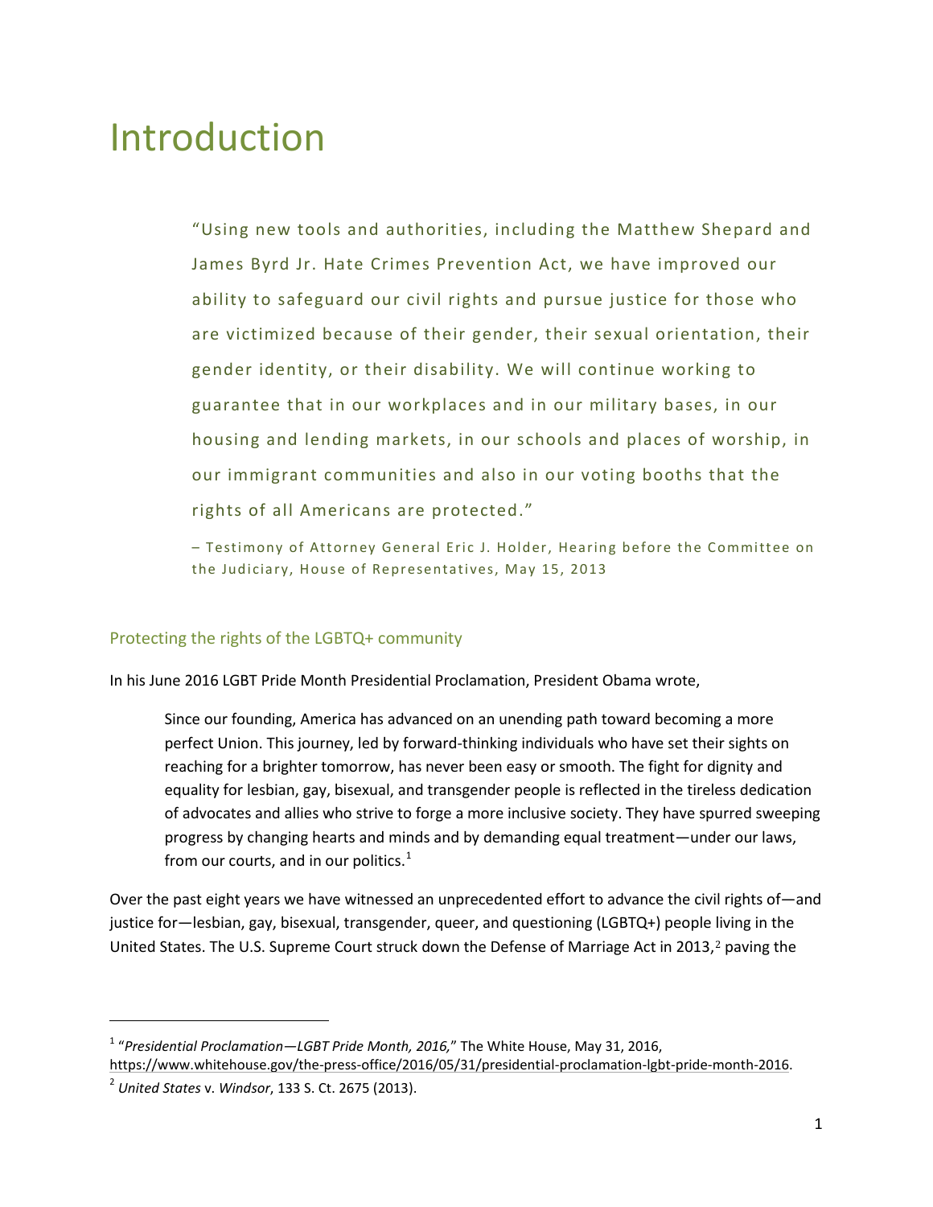# Introduction

> "Using new tools and authorities, including the Matthew Shepard and James Byrd Jr. Hate Crimes Prevention Act, we have improved our ability to safeguard our civil rights and pursue justice for those who are victimized because of their gender, their sexual orientation, their gender identity, or their disability. We will continue working to guarantee that in our workplaces and in our military bases, in our housing and lending markets, in our schools and places of worship, in our immigrant communities and also in our voting booths that the rights of all Americans are protected."
>
> – Testimony of Attorney General Eric J. Holder, Hearing before the Committee on the Judiciary, House of Representatives, May 15, 2013

## Protecting the rights of the LGBTQ+ community

In his June 2016 LGBT Pride Month Presidential Proclamation, President Obama wrote,

> Since our founding, America has advanced on an unending path toward becoming a more perfect Union. This journey, led by forward-thinking individuals who have set their sights on reaching for a brighter tomorrow, has never been easy or smooth. The fight for dignity and equality for lesbian, gay, bisexual, and transgender people is reflected in the tireless dedication of advocates and allies who strive to forge a more inclusive society. They have spurred sweeping progress by changing hearts and minds and by demanding equal treatment—under our laws, from our courts, and in our politics.[1]

Over the past eight years we have witnessed an unprecedented effort to advance the civil rights of—and justice for—lesbian, gay, bisexual, transgender, queer, and questioning (LGBTQ+) people living in the United States. The U.S. Supreme Court struck down the Defense of Marriage Act in 2013,[2] paving the

---

[1] "*Presidential Proclamation—LGBT Pride Month, 2016,*" The White House, May 31, 2016, https://www.whitehouse.gov/the-press-office/2016/05/31/presidential-proclamation-lgbt-pride-month-2016.

[2] *United States* v. *Windsor*, 133 S. Ct. 2675 (2013).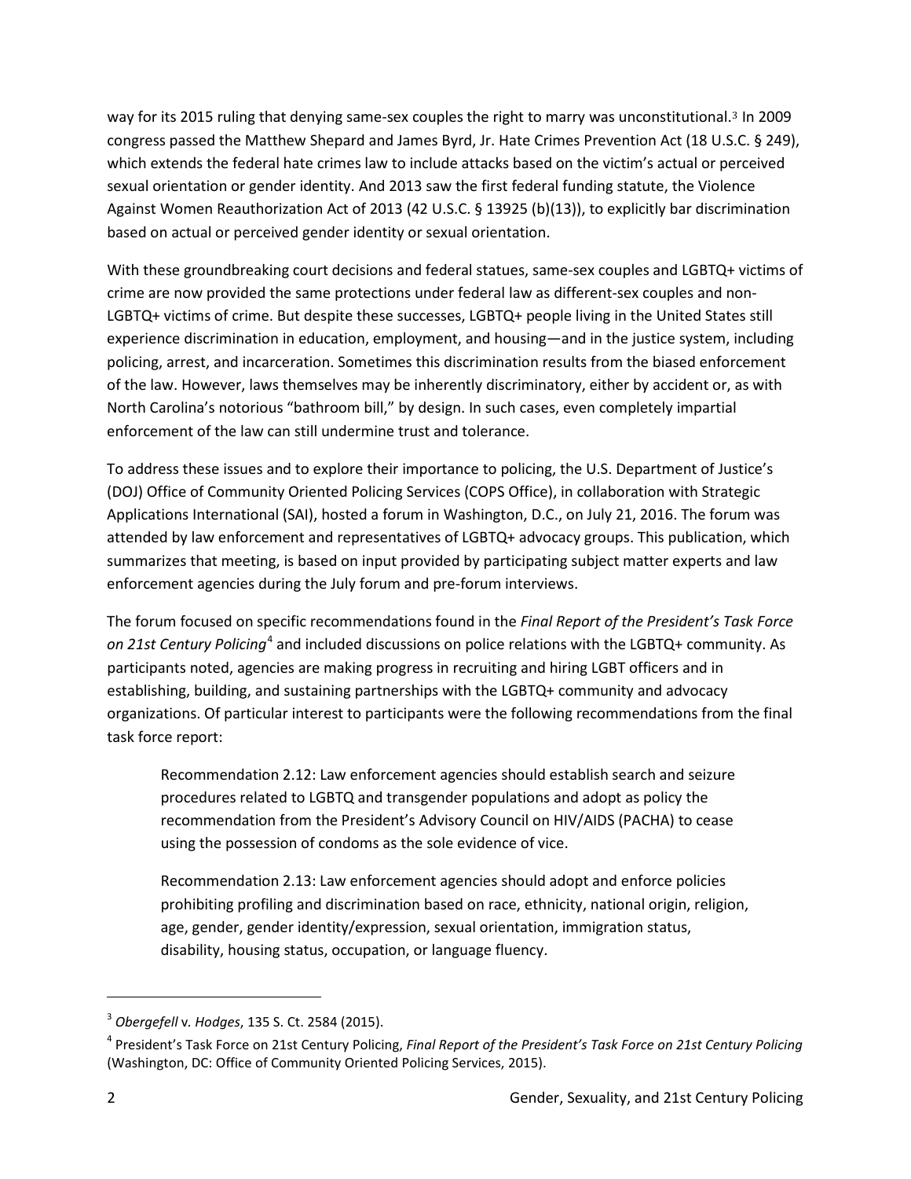way for its 2015 ruling that denying same-sex couples the right to marry was unconstitutional.[3] In 2009 congress passed the Matthew Shepard and James Byrd, Jr. Hate Crimes Prevention Act (18 U.S.C. § 249), which extends the federal hate crimes law to include attacks based on the victim's actual or perceived sexual orientation or gender identity. And 2013 saw the first federal funding statute, the Violence Against Women Reauthorization Act of 2013 (42 U.S.C. § 13925 (b)(13)), to explicitly bar discrimination based on actual or perceived gender identity or sexual orientation.

With these groundbreaking court decisions and federal statues, same-sex couples and LGBTQ+ victims of crime are now provided the same protections under federal law as different-sex couples and non-LGBTQ+ victims of crime. But despite these successes, LGBTQ+ people living in the United States still experience discrimination in education, employment, and housing—and in the justice system, including policing, arrest, and incarceration. Sometimes this discrimination results from the biased enforcement of the law. However, laws themselves may be inherently discriminatory, either by accident or, as with North Carolina's notorious "bathroom bill," by design. In such cases, even completely impartial enforcement of the law can still undermine trust and tolerance.

To address these issues and to explore their importance to policing, the U.S. Department of Justice's (DOJ) Office of Community Oriented Policing Services (COPS Office), in collaboration with Strategic Applications International (SAI), hosted a forum in Washington, D.C., on July 21, 2016. The forum was attended by law enforcement and representatives of LGBTQ+ advocacy groups. This publication, which summarizes that meeting, is based on input provided by participating subject matter experts and law enforcement agencies during the July forum and pre-forum interviews.

The forum focused on specific recommendations found in the *Final Report of the President's Task Force on 21st Century Policing*[4] and included discussions on police relations with the LGBTQ+ community. As participants noted, agencies are making progress in recruiting and hiring LGBT officers and in establishing, building, and sustaining partnerships with the LGBTQ+ community and advocacy organizations. Of particular interest to participants were the following recommendations from the final task force report:

> Recommendation 2.12: Law enforcement agencies should establish search and seizure procedures related to LGBTQ and transgender populations and adopt as policy the recommendation from the President's Advisory Council on HIV/AIDS (PACHA) to cease using the possession of condoms as the sole evidence of vice.
>
> Recommendation 2.13: Law enforcement agencies should adopt and enforce policies prohibiting profiling and discrimination based on race, ethnicity, national origin, religion, age, gender, gender identity/expression, sexual orientation, immigration status, disability, housing status, occupation, or language fluency.

---

[3] *Obergefell* v. *Hodges*, 135 S. Ct. 2584 (2015).

[4] President's Task Force on 21st Century Policing, *Final Report of the President's Task Force on 21st Century Policing* (Washington, DC: Office of Community Oriented Policing Services, 2015).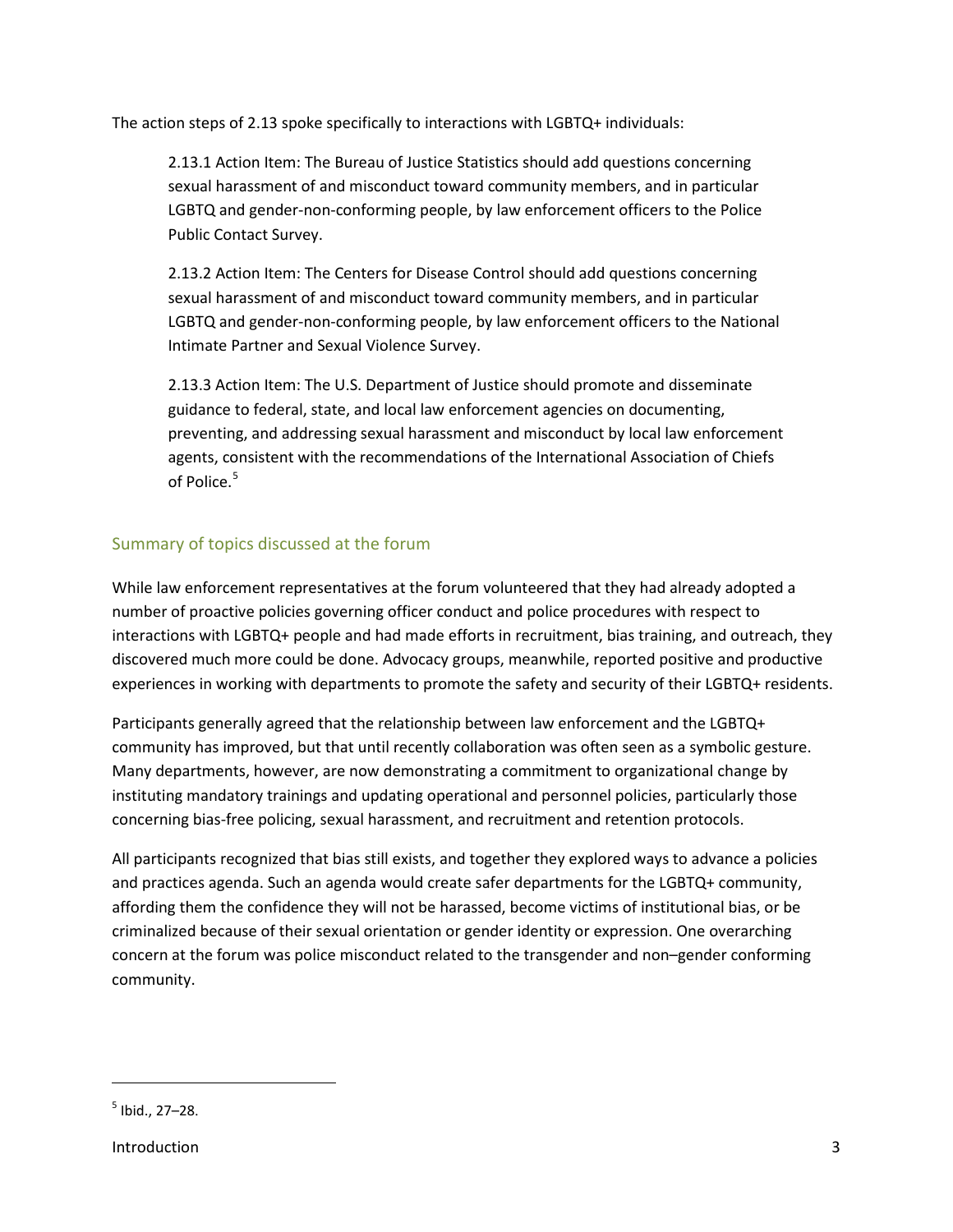The action steps of 2.13 spoke specifically to interactions with LGBTQ+ individuals:

> 2.13.1 Action Item: The Bureau of Justice Statistics should add questions concerning sexual harassment of and misconduct toward community members, and in particular LGBTQ and gender-non-conforming people, by law enforcement officers to the Police Public Contact Survey.
>
> 2.13.2 Action Item: The Centers for Disease Control should add questions concerning sexual harassment of and misconduct toward community members, and in particular LGBTQ and gender-non-conforming people, by law enforcement officers to the National Intimate Partner and Sexual Violence Survey.
>
> 2.13.3 Action Item: The U.S. Department of Justice should promote and disseminate guidance to federal, state, and local law enforcement agencies on documenting, preventing, and addressing sexual harassment and misconduct by local law enforcement agents, consistent with the recommendations of the International Association of Chiefs of Police.[5]

## Summary of topics discussed at the forum

While law enforcement representatives at the forum volunteered that they had already adopted a number of proactive policies governing officer conduct and police procedures with respect to interactions with LGBTQ+ people and had made efforts in recruitment, bias training, and outreach, they discovered much more could be done. Advocacy groups, meanwhile, reported positive and productive experiences in working with departments to promote the safety and security of their LGBTQ+ residents.

Participants generally agreed that the relationship between law enforcement and the LGBTQ+ community has improved, but that until recently collaboration was often seen as a symbolic gesture. Many departments, however, are now demonstrating a commitment to organizational change by instituting mandatory trainings and updating operational and personnel policies, particularly those concerning bias-free policing, sexual harassment, and recruitment and retention protocols.

All participants recognized that bias still exists, and together they explored ways to advance a policies and practices agenda. Such an agenda would create safer departments for the LGBTQ+ community, affording them the confidence they will not be harassed, become victims of institutional bias, or be criminalized because of their sexual orientation or gender identity or expression. One overarching concern at the forum was police misconduct related to the transgender and non–gender conforming community.

---

[5] Ibid., 27–28.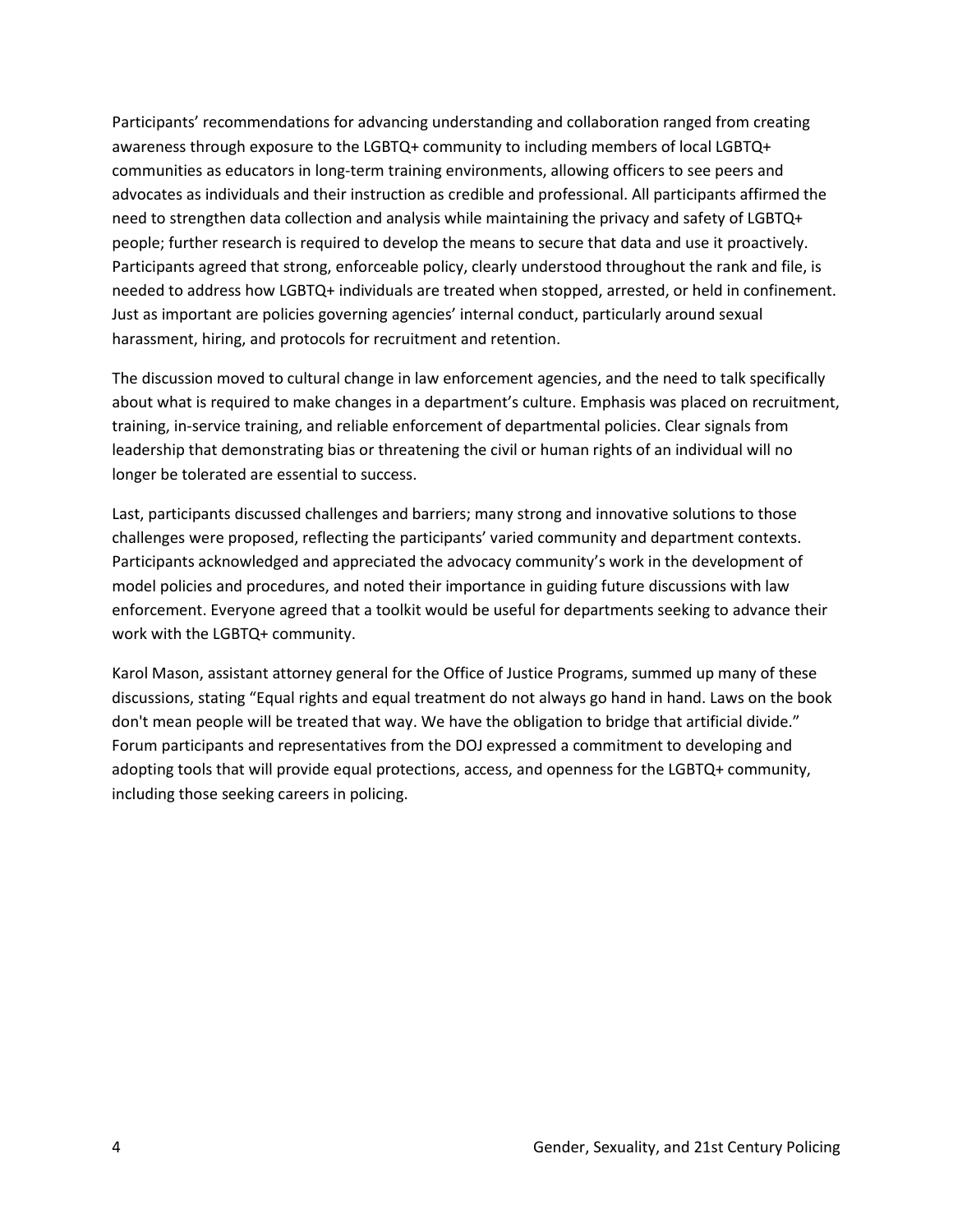Participants' recommendations for advancing understanding and collaboration ranged from creating awareness through exposure to the LGBTQ+ community to including members of local LGBTQ+ communities as educators in long-term training environments, allowing officers to see peers and advocates as individuals and their instruction as credible and professional. All participants affirmed the need to strengthen data collection and analysis while maintaining the privacy and safety of LGBTQ+ people; further research is required to develop the means to secure that data and use it proactively. Participants agreed that strong, enforceable policy, clearly understood throughout the rank and file, is needed to address how LGBTQ+ individuals are treated when stopped, arrested, or held in confinement. Just as important are policies governing agencies' internal conduct, particularly around sexual harassment, hiring, and protocols for recruitment and retention.

The discussion moved to cultural change in law enforcement agencies, and the need to talk specifically about what is required to make changes in a department's culture. Emphasis was placed on recruitment, training, in-service training, and reliable enforcement of departmental policies. Clear signals from leadership that demonstrating bias or threatening the civil or human rights of an individual will no longer be tolerated are essential to success.

Last, participants discussed challenges and barriers; many strong and innovative solutions to those challenges were proposed, reflecting the participants' varied community and department contexts. Participants acknowledged and appreciated the advocacy community's work in the development of model policies and procedures, and noted their importance in guiding future discussions with law enforcement. Everyone agreed that a toolkit would be useful for departments seeking to advance their work with the LGBTQ+ community.

Karol Mason, assistant attorney general for the Office of Justice Programs, summed up many of these discussions, stating "Equal rights and equal treatment do not always go hand in hand. Laws on the book don't mean people will be treated that way. We have the obligation to bridge that artificial divide." Forum participants and representatives from the DOJ expressed a commitment to developing and adopting tools that will provide equal protections, access, and openness for the LGBTQ+ community, including those seeking careers in policing.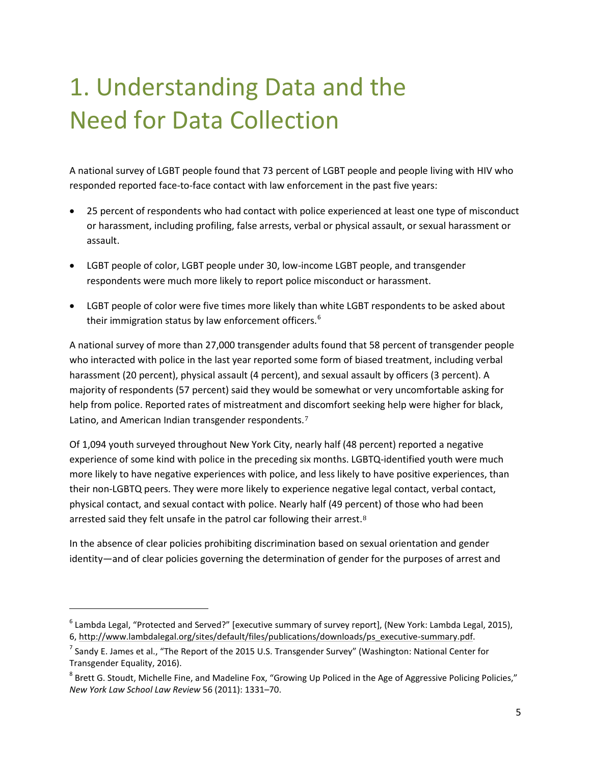# 1. Understanding Data and the Need for Data Collection

A national survey of LGBT people found that 73 percent of LGBT people and people living with HIV who responded reported face-to-face contact with law enforcement in the past five years:

- 25 percent of respondents who had contact with police experienced at least one type of misconduct or harassment, including profiling, false arrests, verbal or physical assault, or sexual harassment or assault.
- LGBT people of color, LGBT people under 30, low-income LGBT people, and transgender respondents were much more likely to report police misconduct or harassment.
- LGBT people of color were five times more likely than white LGBT respondents to be asked about their immigration status by law enforcement officers.[6]

A national survey of more than 27,000 transgender adults found that 58 percent of transgender people who interacted with police in the last year reported some form of biased treatment, including verbal harassment (20 percent), physical assault (4 percent), and sexual assault by officers (3 percent). A majority of respondents (57 percent) said they would be somewhat or very uncomfortable asking for help from police. Reported rates of mistreatment and discomfort seeking help were higher for black, Latino, and American Indian transgender respondents.[7]

Of 1,094 youth surveyed throughout New York City, nearly half (48 percent) reported a negative experience of some kind with police in the preceding six months. LGBTQ-identified youth were much more likely to have negative experiences with police, and less likely to have positive experiences, than their non-LGBTQ peers. They were more likely to experience negative legal contact, verbal contact, physical contact, and sexual contact with police. Nearly half (49 percent) of those who had been arrested said they felt unsafe in the patrol car following their arrest.[8]

In the absence of clear policies prohibiting discrimination based on sexual orientation and gender identity—and of clear policies governing the determination of gender for the purposes of arrest and

---

[6] Lambda Legal, "Protected and Served?" [executive summary of survey report], (New York: Lambda Legal, 2015), 6, http://www.lambdalegal.org/sites/default/files/publications/downloads/ps_executive-summary.pdf.

[7] Sandy E. James et al., "The Report of the 2015 U.S. Transgender Survey" (Washington: National Center for Transgender Equality, 2016).

[8] Brett G. Stoudt, Michelle Fine, and Madeline Fox, "Growing Up Policed in the Age of Aggressive Policing Policies," *New York Law School Law Review* 56 (2011): 1331–70.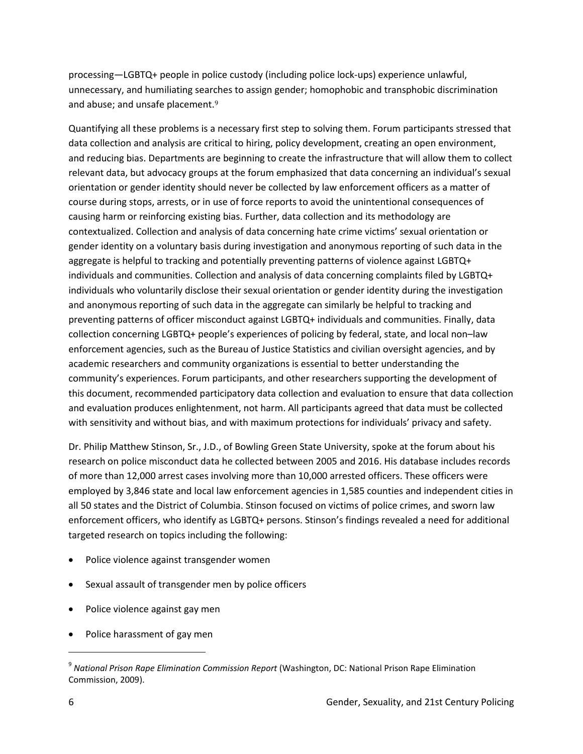processing—LGBTQ+ people in police custody (including police lock-ups) experience unlawful, unnecessary, and humiliating searches to assign gender; homophobic and transphobic discrimination and abuse; and unsafe placement.[9]

Quantifying all these problems is a necessary first step to solving them. Forum participants stressed that data collection and analysis are critical to hiring, policy development, creating an open environment, and reducing bias. Departments are beginning to create the infrastructure that will allow them to collect relevant data, but advocacy groups at the forum emphasized that data concerning an individual's sexual orientation or gender identity should never be collected by law enforcement officers as a matter of course during stops, arrests, or in use of force reports to avoid the unintentional consequences of causing harm or reinforcing existing bias. Further, data collection and its methodology are contextualized. Collection and analysis of data concerning hate crime victims' sexual orientation or gender identity on a voluntary basis during investigation and anonymous reporting of such data in the aggregate is helpful to tracking and potentially preventing patterns of violence against LGBTQ+ individuals and communities. Collection and analysis of data concerning complaints filed by LGBTQ+ individuals who voluntarily disclose their sexual orientation or gender identity during the investigation and anonymous reporting of such data in the aggregate can similarly be helpful to tracking and preventing patterns of officer misconduct against LGBTQ+ individuals and communities. Finally, data collection concerning LGBTQ+ people's experiences of policing by federal, state, and local non–law enforcement agencies, such as the Bureau of Justice Statistics and civilian oversight agencies, and by academic researchers and community organizations is essential to better understanding the community's experiences. Forum participants, and other researchers supporting the development of this document, recommended participatory data collection and evaluation to ensure that data collection and evaluation produces enlightenment, not harm. All participants agreed that data must be collected with sensitivity and without bias, and with maximum protections for individuals' privacy and safety.

Dr. Philip Matthew Stinson, Sr., J.D., of Bowling Green State University, spoke at the forum about his research on police misconduct data he collected between 2005 and 2016. His database includes records of more than 12,000 arrest cases involving more than 10,000 arrested officers. These officers were employed by 3,846 state and local law enforcement agencies in 1,585 counties and independent cities in all 50 states and the District of Columbia. Stinson focused on victims of police crimes, and sworn law enforcement officers, who identify as LGBTQ+ persons. Stinson's findings revealed a need for additional targeted research on topics including the following:

- Police violence against transgender women
- Sexual assault of transgender men by police officers
- Police violence against gay men
- Police harassment of gay men

[9] *National Prison Rape Elimination Commission Report* (Washington, DC: National Prison Rape Elimination Commission, 2009).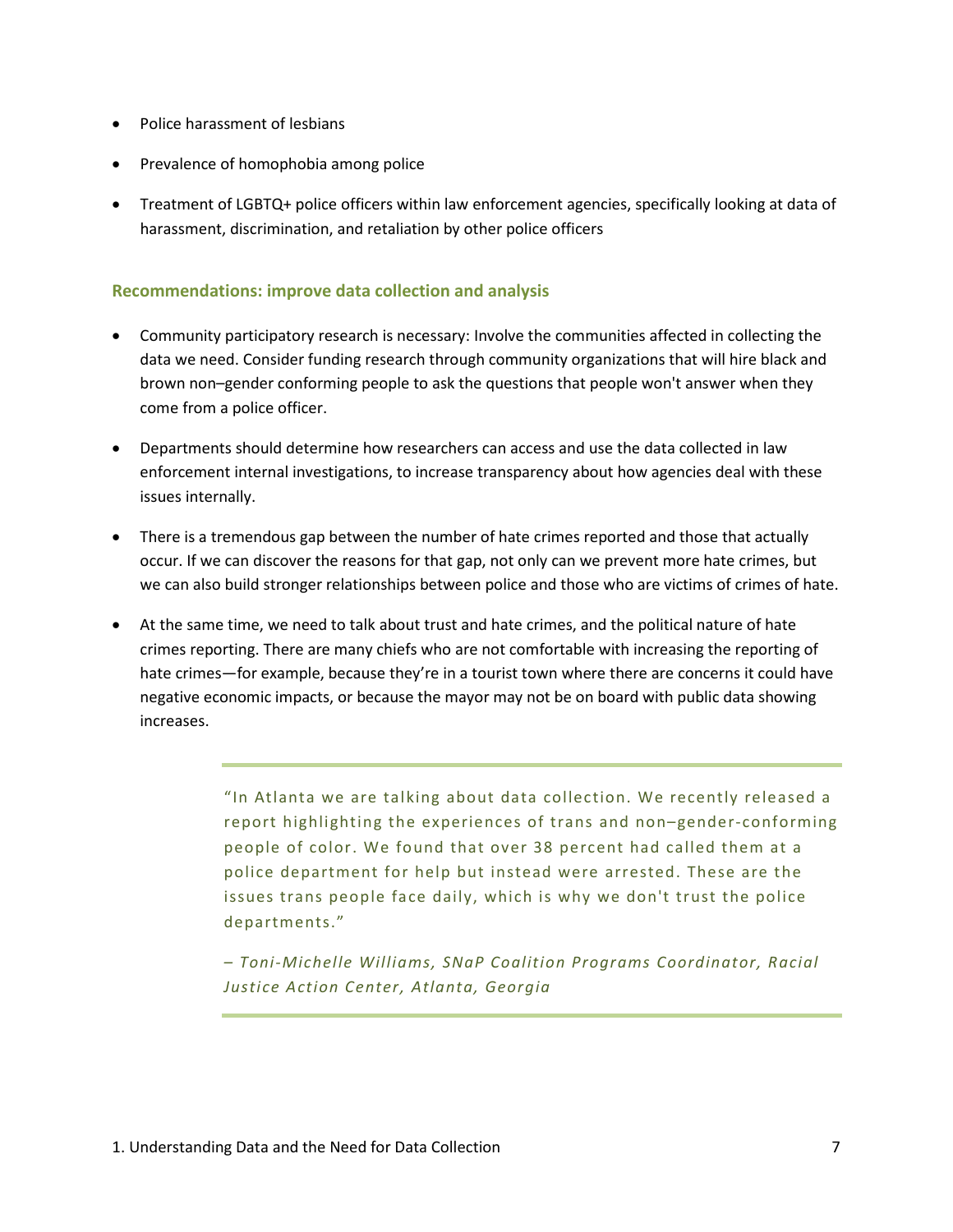- Police harassment of lesbians
- Prevalence of homophobia among police
- Treatment of LGBTQ+ police officers within law enforcement agencies, specifically looking at data of harassment, discrimination, and retaliation by other police officers

### Recommendations: improve data collection and analysis

- Community participatory research is necessary: Involve the communities affected in collecting the data we need. Consider funding research through community organizations that will hire black and brown non–gender conforming people to ask the questions that people won't answer when they come from a police officer.
- Departments should determine how researchers can access and use the data collected in law enforcement internal investigations, to increase transparency about how agencies deal with these issues internally.
- There is a tremendous gap between the number of hate crimes reported and those that actually occur. If we can discover the reasons for that gap, not only can we prevent more hate crimes, but we can also build stronger relationships between police and those who are victims of crimes of hate.
- At the same time, we need to talk about trust and hate crimes, and the political nature of hate crimes reporting. There are many chiefs who are not comfortable with increasing the reporting of hate crimes—for example, because they're in a tourist town where there are concerns it could have negative economic impacts, or because the mayor may not be on board with public data showing increases.

> "In Atlanta we are talking about data collection. We recently released a report highlighting the experiences of trans and non–gender-conforming people of color. We found that over 38 percent had called them at a police department for help but instead were arrested. These are the issues trans people face daily, which is why we don't trust the police departments."
>
> *– Toni-Michelle Williams, SNaP Coalition Programs Coordinator, Racial Justice Action Center, Atlanta, Georgia*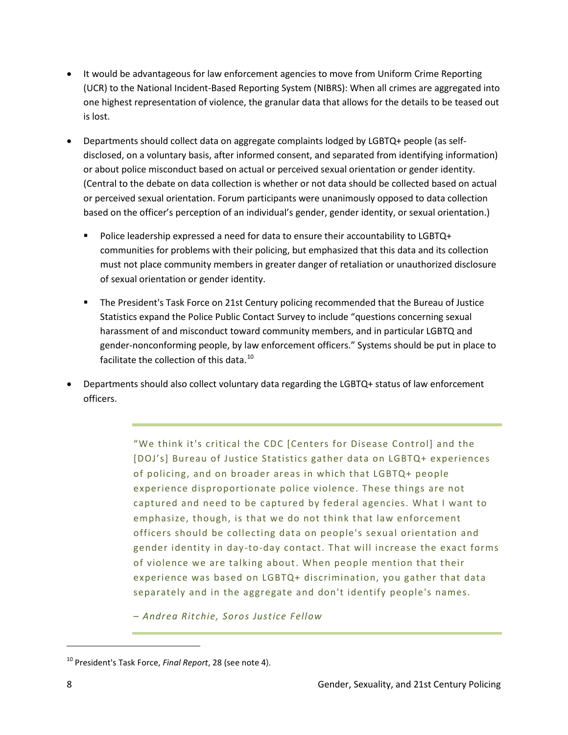- It would be advantageous for law enforcement agencies to move from Uniform Crime Reporting (UCR) to the National Incident-Based Reporting System (NIBRS): When all crimes are aggregated into one highest representation of violence, the granular data that allows for the details to be teased out is lost.
- Departments should collect data on aggregate complaints lodged by LGBTQ+ people (as self-disclosed, on a voluntary basis, after informed consent, and separated from identifying information) or about police misconduct based on actual or perceived sexual orientation or gender identity. (Central to the debate on data collection is whether or not data should be collected based on actual or perceived sexual orientation. Forum participants were unanimously opposed to data collection based on the officer's perception of an individual's gender, gender identity, or sexual orientation.)
  - Police leadership expressed a need for data to ensure their accountability to LGBTQ+ communities for problems with their policing, but emphasized that this data and its collection must not place community members in greater danger of retaliation or unauthorized disclosure of sexual orientation or gender identity.
  - The President's Task Force on 21st Century policing recommended that the Bureau of Justice Statistics expand the Police Public Contact Survey to include "questions concerning sexual harassment of and misconduct toward community members, and in particular LGBTQ and gender-nonconforming people, by law enforcement officers." Systems should be put in place to facilitate the collection of this data.[10]
- Departments should also collect voluntary data regarding the LGBTQ+ status of law enforcement officers.

> "We think it's critical the CDC [Centers for Disease Control] and the [DOJ's] Bureau of Justice Statistics gather data on LGBTQ+ experiences of policing, and on broader areas in which that LGBTQ+ people experience disproportionate police violence. These things are not captured and need to be captured by federal agencies. What I want to emphasize, though, is that we do not think that law enforcement officers should be collecting data on people's sexual orientation and gender identity in day-to-day contact. That will increase the exact forms of violence we are talking about. When people mention that their experience was based on LGBTQ+ discrimination, you gather that data separately and in the aggregate and don't identify people's names.
>
> *– Andrea Ritchie, Soros Justice Fellow*

[10] President's Task Force, *Final Report*, 28 (see note 4).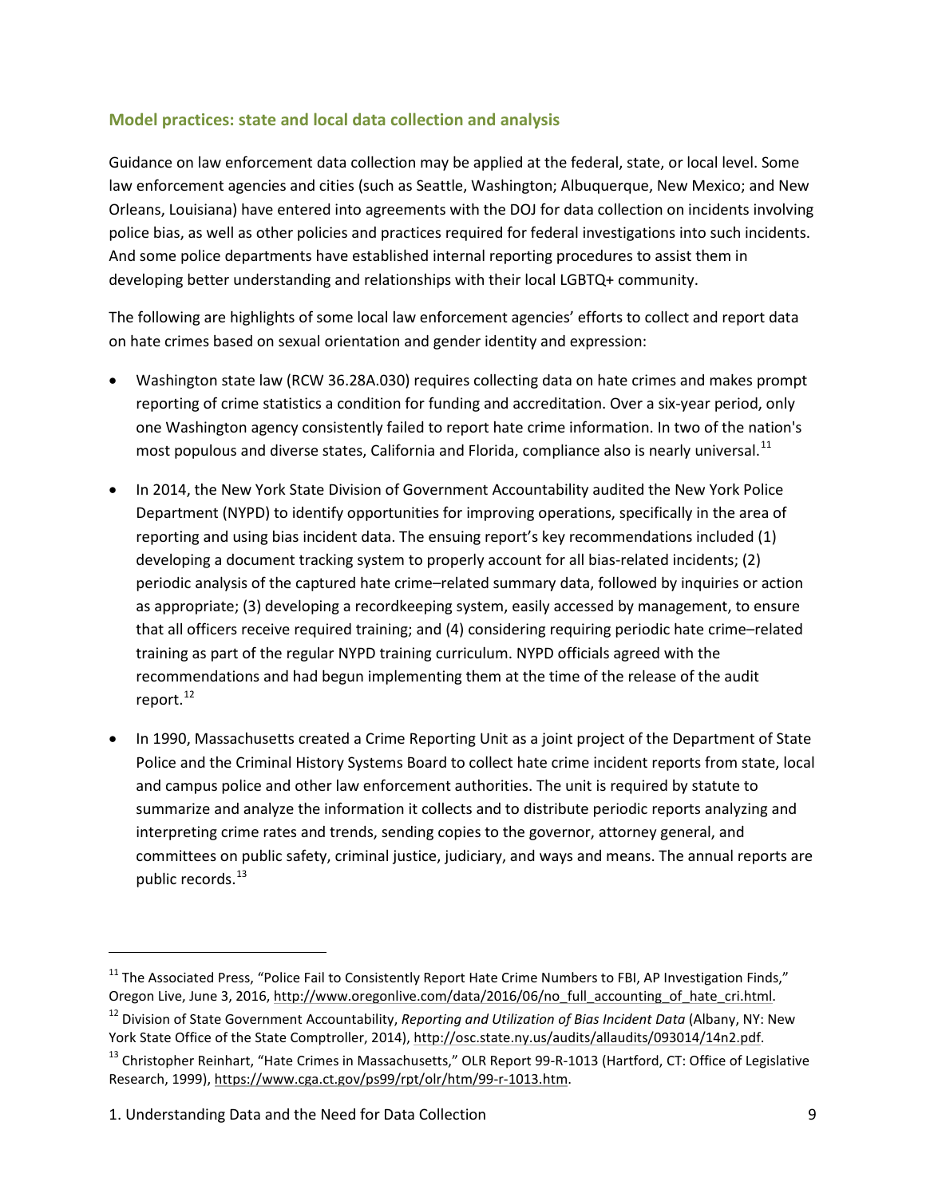### Model practices: state and local data collection and analysis

Guidance on law enforcement data collection may be applied at the federal, state, or local level. Some law enforcement agencies and cities (such as Seattle, Washington; Albuquerque, New Mexico; and New Orleans, Louisiana) have entered into agreements with the DOJ for data collection on incidents involving police bias, as well as other policies and practices required for federal investigations into such incidents. And some police departments have established internal reporting procedures to assist them in developing better understanding and relationships with their local LGBTQ+ community.

The following are highlights of some local law enforcement agencies' efforts to collect and report data on hate crimes based on sexual orientation and gender identity and expression:

- Washington state law (RCW 36.28A.030) requires collecting data on hate crimes and makes prompt reporting of crime statistics a condition for funding and accreditation. Over a six-year period, only one Washington agency consistently failed to report hate crime information. In two of the nation's most populous and diverse states, California and Florida, compliance also is nearly universal.[11]
- In 2014, the New York State Division of Government Accountability audited the New York Police Department (NYPD) to identify opportunities for improving operations, specifically in the area of reporting and using bias incident data. The ensuing report's key recommendations included (1) developing a document tracking system to properly account for all bias-related incidents; (2) periodic analysis of the captured hate crime–related summary data, followed by inquiries or action as appropriate; (3) developing a recordkeeping system, easily accessed by management, to ensure that all officers receive required training; and (4) considering requiring periodic hate crime–related training as part of the regular NYPD training curriculum. NYPD officials agreed with the recommendations and had begun implementing them at the time of the release of the audit report.[12]
- In 1990, Massachusetts created a Crime Reporting Unit as a joint project of the Department of State Police and the Criminal History Systems Board to collect hate crime incident reports from state, local and campus police and other law enforcement authorities. The unit is required by statute to summarize and analyze the information it collects and to distribute periodic reports analyzing and interpreting crime rates and trends, sending copies to the governor, attorney general, and committees on public safety, criminal justice, judiciary, and ways and means. The annual reports are public records.[13]

---

[11] The Associated Press, "Police Fail to Consistently Report Hate Crime Numbers to FBI, AP Investigation Finds," Oregon Live, June 3, 2016, http://www.oregonlive.com/data/2016/06/no_full_accounting_of_hate_cri.html.

[12] Division of State Government Accountability, *Reporting and Utilization of Bias Incident Data* (Albany, NY: New York State Office of the State Comptroller, 2014), http://osc.state.ny.us/audits/allaudits/093014/14n2.pdf.

[13] Christopher Reinhart, "Hate Crimes in Massachusetts," OLR Report 99-R-1013 (Hartford, CT: Office of Legislative Research, 1999), https://www.cga.ct.gov/ps99/rpt/olr/htm/99-r-1013.htm.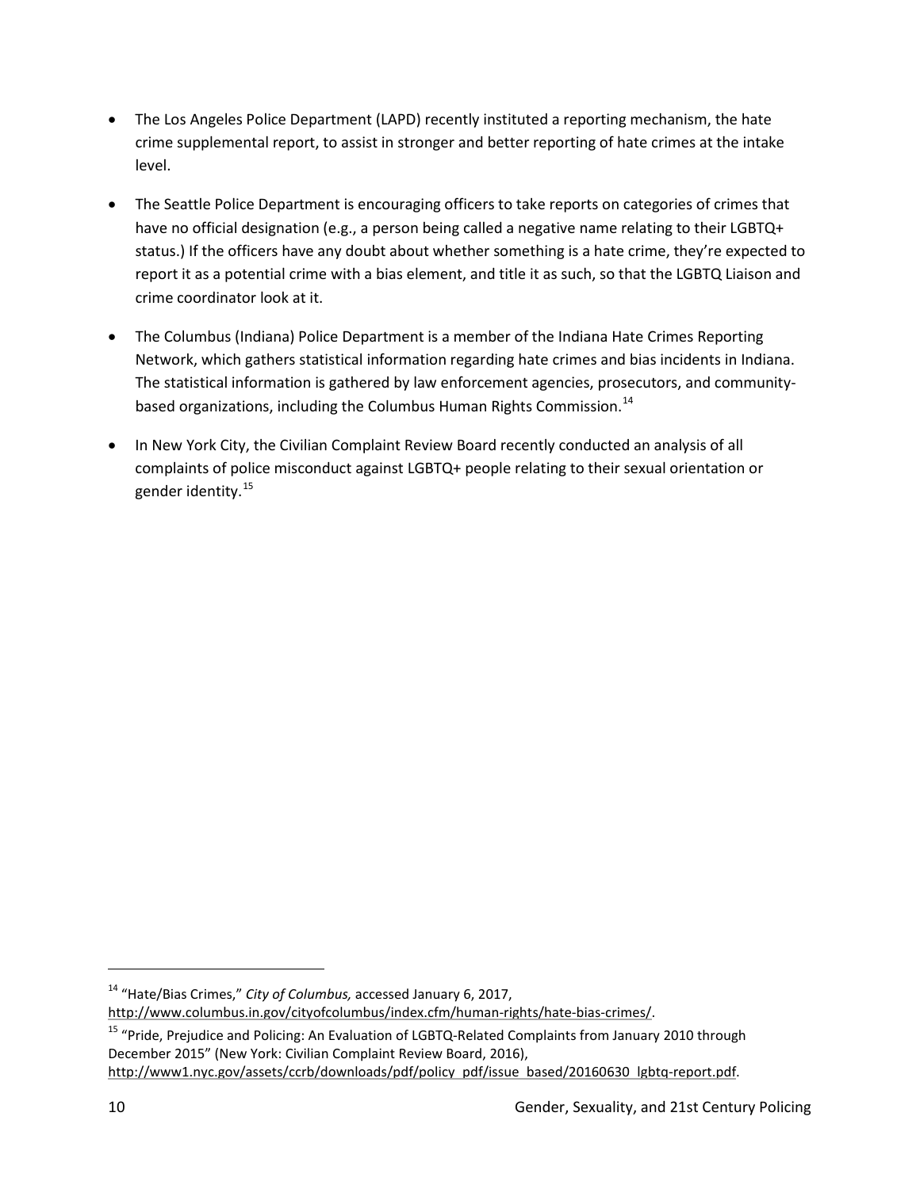- The Los Angeles Police Department (LAPD) recently instituted a reporting mechanism, the hate crime supplemental report, to assist in stronger and better reporting of hate crimes at the intake level.

- The Seattle Police Department is encouraging officers to take reports on categories of crimes that have no official designation (e.g., a person being called a negative name relating to their LGBTQ+ status.) If the officers have any doubt about whether something is a hate crime, they're expected to report it as a potential crime with a bias element, and title it as such, so that the LGBTQ Liaison and crime coordinator look at it.

- The Columbus (Indiana) Police Department is a member of the Indiana Hate Crimes Reporting Network, which gathers statistical information regarding hate crimes and bias incidents in Indiana. The statistical information is gathered by law enforcement agencies, prosecutors, and community-based organizations, including the Columbus Human Rights Commission.[14]

- In New York City, the Civilian Complaint Review Board recently conducted an analysis of all complaints of police misconduct against LGBTQ+ people relating to their sexual orientation or gender identity.[15]

---

[14] "Hate/Bias Crimes," *City of Columbus,* accessed January 6, 2017, http://www.columbus.in.gov/cityofcolumbus/index.cfm/human-rights/hate-bias-crimes/.

[15] "Pride, Prejudice and Policing: An Evaluation of LGBTQ-Related Complaints from January 2010 through December 2015" (New York: Civilian Complaint Review Board, 2016), http://www1.nyc.gov/assets/ccrb/downloads/pdf/policy_pdf/issue_based/20160630_lgbtq-report.pdf.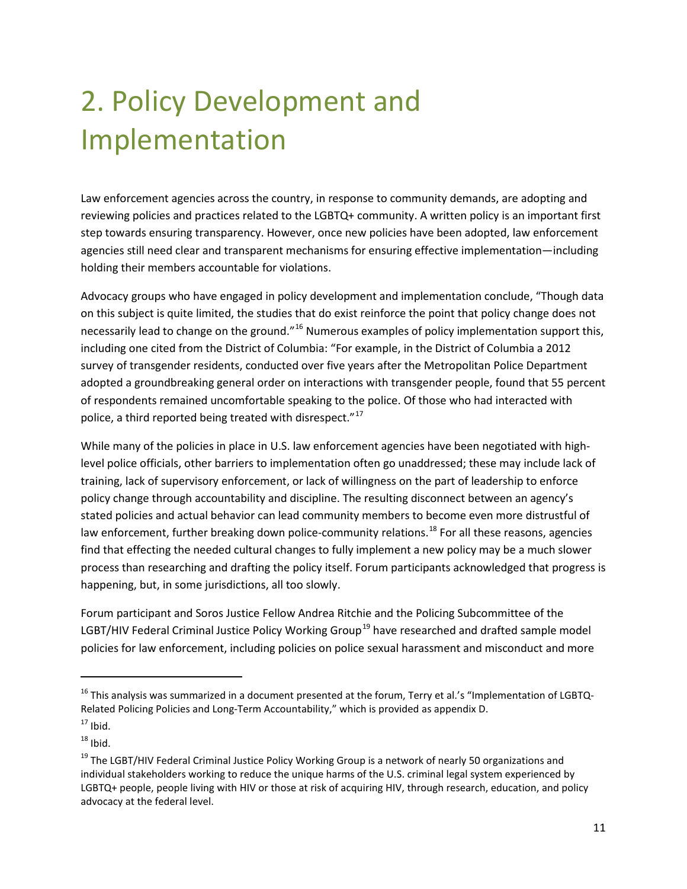# 2. Policy Development and Implementation

Law enforcement agencies across the country, in response to community demands, are adopting and reviewing policies and practices related to the LGBTQ+ community. A written policy is an important first step towards ensuring transparency. However, once new policies have been adopted, law enforcement agencies still need clear and transparent mechanisms for ensuring effective implementation—including holding their members accountable for violations.

Advocacy groups who have engaged in policy development and implementation conclude, "Though data on this subject is quite limited, the studies that do exist reinforce the point that policy change does not necessarily lead to change on the ground."[16] Numerous examples of policy implementation support this, including one cited from the District of Columbia: "For example, in the District of Columbia a 2012 survey of transgender residents, conducted over five years after the Metropolitan Police Department adopted a groundbreaking general order on interactions with transgender people, found that 55 percent of respondents remained uncomfortable speaking to the police. Of those who had interacted with police, a third reported being treated with disrespect."[17]

While many of the policies in place in U.S. law enforcement agencies have been negotiated with high-level police officials, other barriers to implementation often go unaddressed; these may include lack of training, lack of supervisory enforcement, or lack of willingness on the part of leadership to enforce policy change through accountability and discipline. The resulting disconnect between an agency's stated policies and actual behavior can lead community members to become even more distrustful of law enforcement, further breaking down police-community relations.[18] For all these reasons, agencies find that effecting the needed cultural changes to fully implement a new policy may be a much slower process than researching and drafting the policy itself. Forum participants acknowledged that progress is happening, but, in some jurisdictions, all too slowly.

Forum participant and Soros Justice Fellow Andrea Ritchie and the Policing Subcommittee of the LGBT/HIV Federal Criminal Justice Policy Working Group[19] have researched and drafted sample model policies for law enforcement, including policies on police sexual harassment and misconduct and more

---

[16] This analysis was summarized in a document presented at the forum, Terry et al.'s "Implementation of LGBTQ-Related Policing Policies and Long-Term Accountability," which is provided as appendix D.

[17] Ibid.

[18] Ibid.

[19] The LGBT/HIV Federal Criminal Justice Policy Working Group is a network of nearly 50 organizations and individual stakeholders working to reduce the unique harms of the U.S. criminal legal system experienced by LGBTQ+ people, people living with HIV or those at risk of acquiring HIV, through research, education, and policy advocacy at the federal level.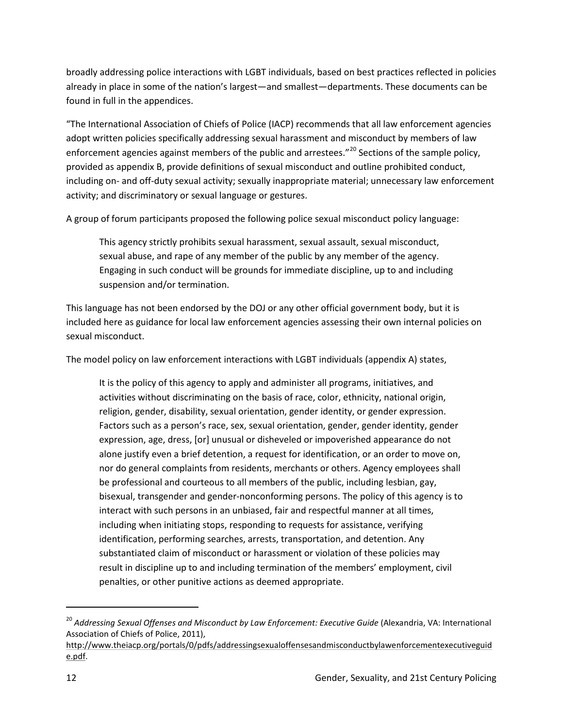broadly addressing police interactions with LGBT individuals, based on best practices reflected in policies already in place in some of the nation's largest—and smallest—departments. These documents can be found in full in the appendices.

"The International Association of Chiefs of Police (IACP) recommends that all law enforcement agencies adopt written policies specifically addressing sexual harassment and misconduct by members of law enforcement agencies against members of the public and arrestees."[20] Sections of the sample policy, provided as appendix B, provide definitions of sexual misconduct and outline prohibited conduct, including on- and off-duty sexual activity; sexually inappropriate material; unnecessary law enforcement activity; and discriminatory or sexual language or gestures.

A group of forum participants proposed the following police sexual misconduct policy language:

> This agency strictly prohibits sexual harassment, sexual assault, sexual misconduct, sexual abuse, and rape of any member of the public by any member of the agency. Engaging in such conduct will be grounds for immediate discipline, up to and including suspension and/or termination.

This language has not been endorsed by the DOJ or any other official government body, but it is included here as guidance for local law enforcement agencies assessing their own internal policies on sexual misconduct.

The model policy on law enforcement interactions with LGBT individuals (appendix A) states,

> It is the policy of this agency to apply and administer all programs, initiatives, and activities without discriminating on the basis of race, color, ethnicity, national origin, religion, gender, disability, sexual orientation, gender identity, or gender expression. Factors such as a person's race, sex, sexual orientation, gender, gender identity, gender expression, age, dress, [or] unusual or disheveled or impoverished appearance do not alone justify even a brief detention, a request for identification, or an order to move on, nor do general complaints from residents, merchants or others. Agency employees shall be professional and courteous to all members of the public, including lesbian, gay, bisexual, transgender and gender-nonconforming persons. The policy of this agency is to interact with such persons in an unbiased, fair and respectful manner at all times, including when initiating stops, responding to requests for assistance, verifying identification, performing searches, arrests, transportation, and detention. Any substantiated claim of misconduct or harassment or violation of these policies may result in discipline up to and including termination of the members' employment, civil penalties, or other punitive actions as deemed appropriate.

---

[20] *Addressing Sexual Offenses and Misconduct by Law Enforcement: Executive Guide* (Alexandria, VA: International Association of Chiefs of Police, 2011), http://www.theiacp.org/portals/0/pdfs/addressingsexualoffensesandmisconductbylawenforcementexecutiveguide.pdf.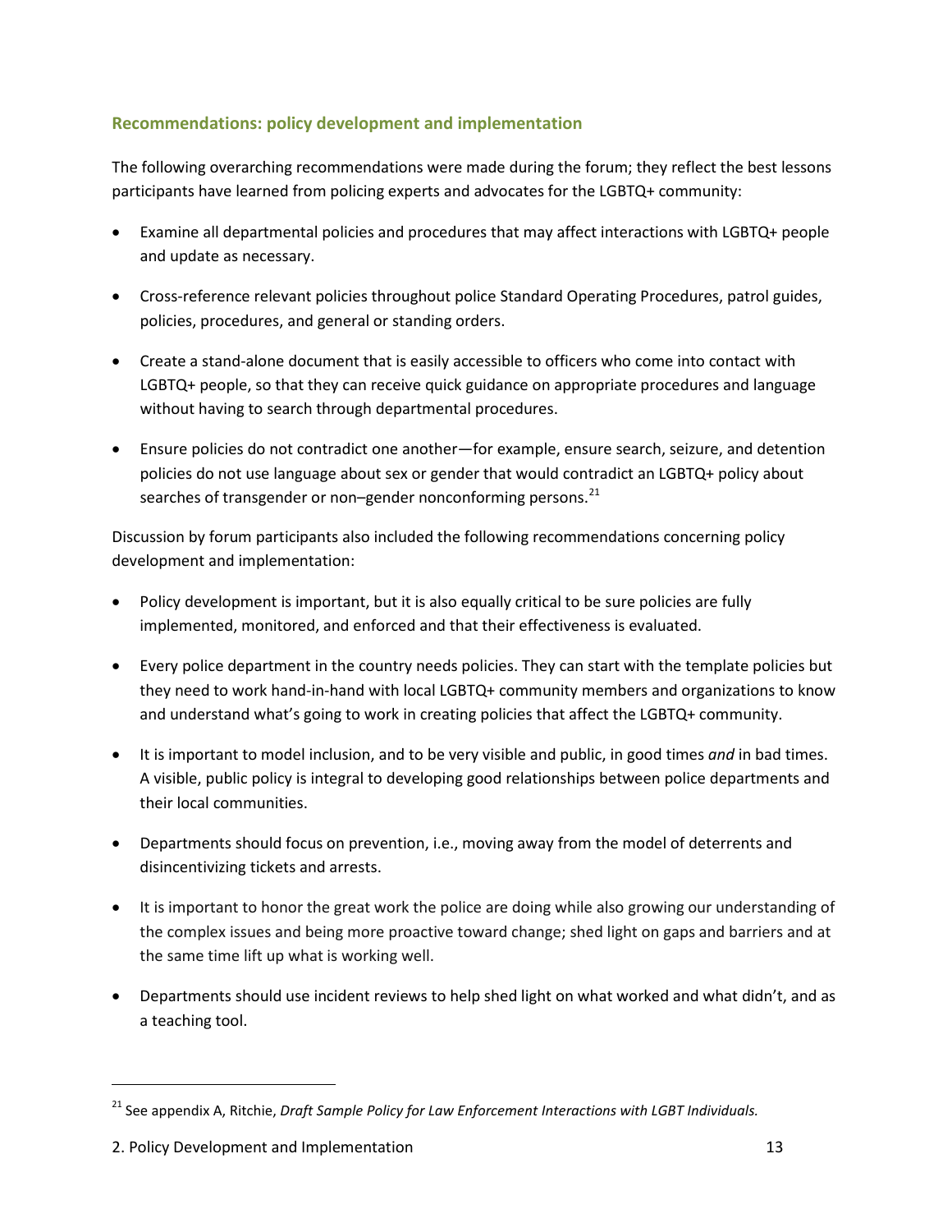### Recommendations: policy development and implementation

The following overarching recommendations were made during the forum; they reflect the best lessons participants have learned from policing experts and advocates for the LGBTQ+ community:

- Examine all departmental policies and procedures that may affect interactions with LGBTQ+ people and update as necessary.
- Cross-reference relevant policies throughout police Standard Operating Procedures, patrol guides, policies, procedures, and general or standing orders.
- Create a stand-alone document that is easily accessible to officers who come into contact with LGBTQ+ people, so that they can receive quick guidance on appropriate procedures and language without having to search through departmental procedures.
- Ensure policies do not contradict one another—for example, ensure search, seizure, and detention policies do not use language about sex or gender that would contradict an LGBTQ+ policy about searches of transgender or non–gender nonconforming persons.[21]

Discussion by forum participants also included the following recommendations concerning policy development and implementation:

- Policy development is important, but it is also equally critical to be sure policies are fully implemented, monitored, and enforced and that their effectiveness is evaluated.
- Every police department in the country needs policies. They can start with the template policies but they need to work hand-in-hand with local LGBTQ+ community members and organizations to know and understand what's going to work in creating policies that affect the LGBTQ+ community.
- It is important to model inclusion, and to be very visible and public, in good times *and* in bad times. A visible, public policy is integral to developing good relationships between police departments and their local communities.
- Departments should focus on prevention, i.e., moving away from the model of deterrents and disincentivizing tickets and arrests.
- It is important to honor the great work the police are doing while also growing our understanding of the complex issues and being more proactive toward change; shed light on gaps and barriers and at the same time lift up what is working well.
- Departments should use incident reviews to help shed light on what worked and what didn't, and as a teaching tool.

[21] See appendix A, Ritchie, *Draft Sample Policy for Law Enforcement Interactions with LGBT Individuals.*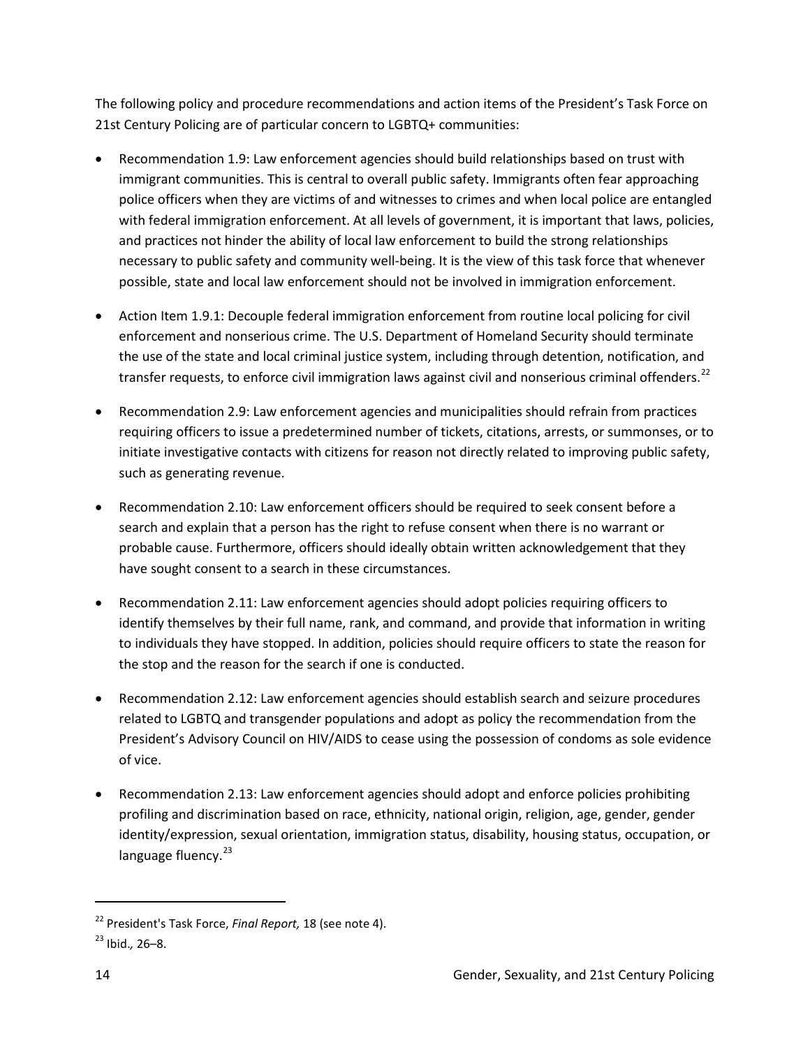The following policy and procedure recommendations and action items of the President's Task Force on 21st Century Policing are of particular concern to LGBTQ+ communities:

- Recommendation 1.9: Law enforcement agencies should build relationships based on trust with immigrant communities. This is central to overall public safety. Immigrants often fear approaching police officers when they are victims of and witnesses to crimes and when local police are entangled with federal immigration enforcement. At all levels of government, it is important that laws, policies, and practices not hinder the ability of local law enforcement to build the strong relationships necessary to public safety and community well-being. It is the view of this task force that whenever possible, state and local law enforcement should not be involved in immigration enforcement.
- Action Item 1.9.1: Decouple federal immigration enforcement from routine local policing for civil enforcement and nonserious crime. The U.S. Department of Homeland Security should terminate the use of the state and local criminal justice system, including through detention, notification, and transfer requests, to enforce civil immigration laws against civil and nonserious criminal offenders.[22]
- Recommendation 2.9: Law enforcement agencies and municipalities should refrain from practices requiring officers to issue a predetermined number of tickets, citations, arrests, or summonses, or to initiate investigative contacts with citizens for reason not directly related to improving public safety, such as generating revenue.
- Recommendation 2.10: Law enforcement officers should be required to seek consent before a search and explain that a person has the right to refuse consent when there is no warrant or probable cause. Furthermore, officers should ideally obtain written acknowledgement that they have sought consent to a search in these circumstances.
- Recommendation 2.11: Law enforcement agencies should adopt policies requiring officers to identify themselves by their full name, rank, and command, and provide that information in writing to individuals they have stopped. In addition, policies should require officers to state the reason for the stop and the reason for the search if one is conducted.
- Recommendation 2.12: Law enforcement agencies should establish search and seizure procedures related to LGBTQ and transgender populations and adopt as policy the recommendation from the President's Advisory Council on HIV/AIDS to cease using the possession of condoms as sole evidence of vice.
- Recommendation 2.13: Law enforcement agencies should adopt and enforce policies prohibiting profiling and discrimination based on race, ethnicity, national origin, religion, age, gender, gender identity/expression, sexual orientation, immigration status, disability, housing status, occupation, or language fluency.[23]

---

[22] President's Task Force, *Final Report,* 18 (see note 4).

[23] Ibid*.,* 26–8.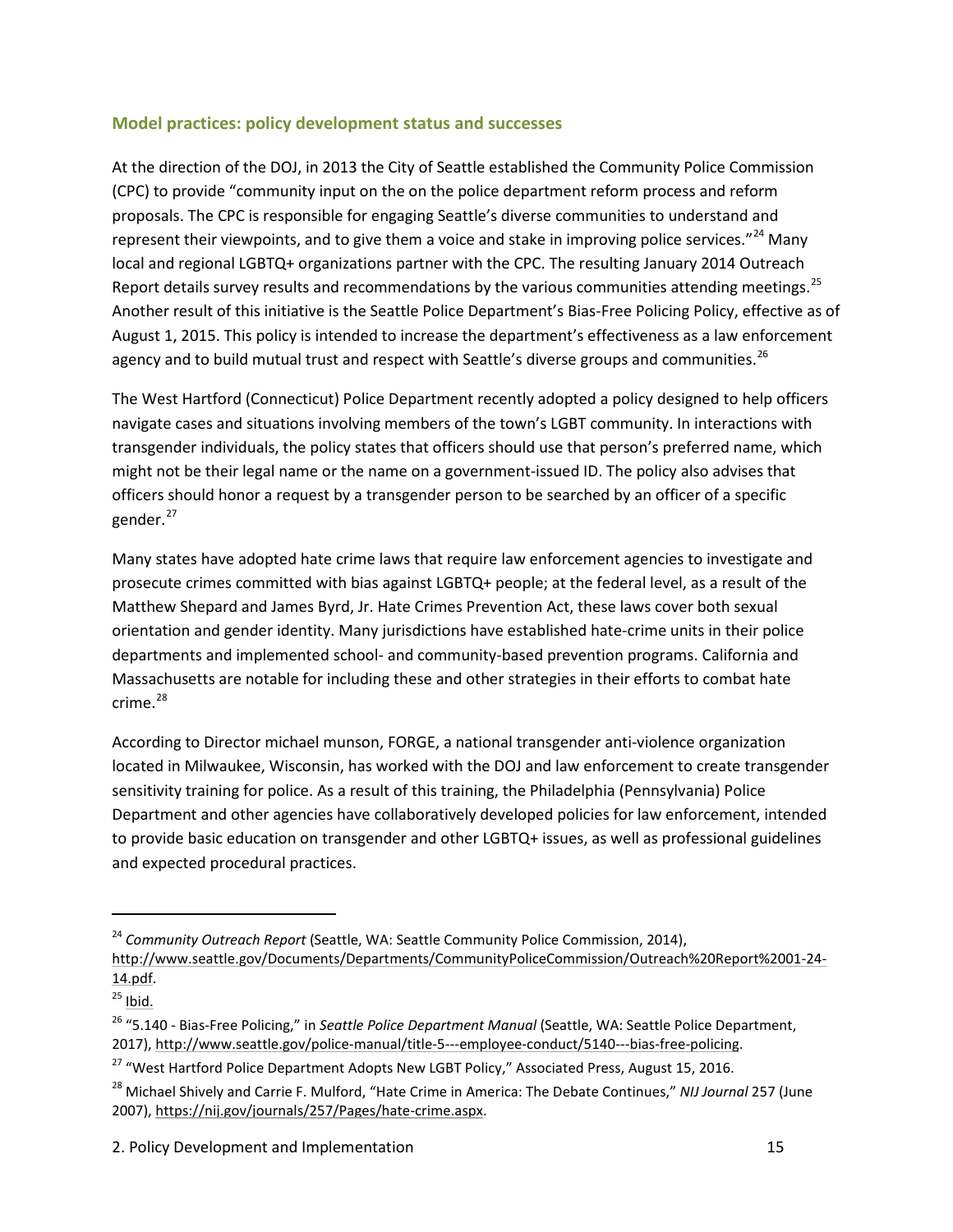### Model practices: policy development status and successes

At the direction of the DOJ, in 2013 the City of Seattle established the Community Police Commission (CPC) to provide "community input on the on the police department reform process and reform proposals. The CPC is responsible for engaging Seattle's diverse communities to understand and represent their viewpoints, and to give them a voice and stake in improving police services."[24] Many local and regional LGBTQ+ organizations partner with the CPC. The resulting January 2014 Outreach Report details survey results and recommendations by the various communities attending meetings.[25] Another result of this initiative is the Seattle Police Department's Bias-Free Policing Policy, effective as of August 1, 2015. This policy is intended to increase the department's effectiveness as a law enforcement agency and to build mutual trust and respect with Seattle's diverse groups and communities.[26]

The West Hartford (Connecticut) Police Department recently adopted a policy designed to help officers navigate cases and situations involving members of the town's LGBT community. In interactions with transgender individuals, the policy states that officers should use that person's preferred name, which might not be their legal name or the name on a government-issued ID. The policy also advises that officers should honor a request by a transgender person to be searched by an officer of a specific gender.[27]

Many states have adopted hate crime laws that require law enforcement agencies to investigate and prosecute crimes committed with bias against LGBTQ+ people; at the federal level, as a result of the Matthew Shepard and James Byrd, Jr. Hate Crimes Prevention Act, these laws cover both sexual orientation and gender identity. Many jurisdictions have established hate-crime units in their police departments and implemented school- and community-based prevention programs. California and Massachusetts are notable for including these and other strategies in their efforts to combat hate crime.[28]

According to Director michael munson, FORGE, a national transgender anti-violence organization located in Milwaukee, Wisconsin, has worked with the DOJ and law enforcement to create transgender sensitivity training for police. As a result of this training, the Philadelphia (Pennsylvania) Police Department and other agencies have collaboratively developed policies for law enforcement, intended to provide basic education on transgender and other LGBTQ+ issues, as well as professional guidelines and expected procedural practices.

---

[24] *Community Outreach Report* (Seattle, WA: Seattle Community Police Commission, 2014), http://www.seattle.gov/Documents/Departments/CommunityPoliceCommission/Outreach%20Report%2001-24-14.pdf.

[25] Ibid.

[26] "5.140 - Bias-Free Policing," in *Seattle Police Department Manual* (Seattle, WA: Seattle Police Department, 2017), http://www.seattle.gov/police-manual/title-5---employee-conduct/5140---bias-free-policing.

[27] "West Hartford Police Department Adopts New LGBT Policy," Associated Press, August 15, 2016.

[28] Michael Shively and Carrie F. Mulford, "Hate Crime in America: The Debate Continues," *NIJ Journal* 257 (June 2007), https://nij.gov/journals/257/Pages/hate-crime.aspx.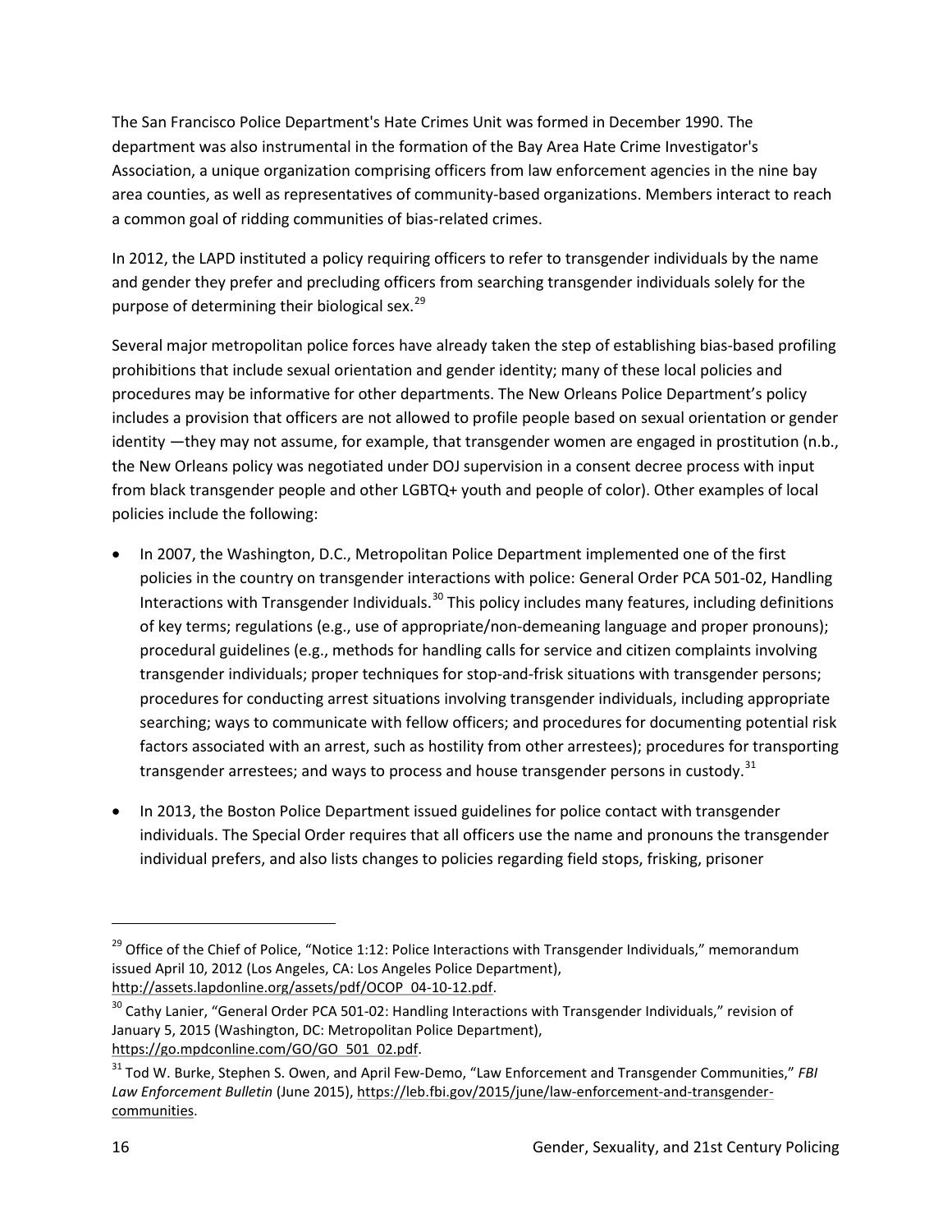The San Francisco Police Department's Hate Crimes Unit was formed in December 1990. The department was also instrumental in the formation of the Bay Area Hate Crime Investigator's Association, a unique organization comprising officers from law enforcement agencies in the nine bay area counties, as well as representatives of community-based organizations. Members interact to reach a common goal of ridding communities of bias-related crimes.

In 2012, the LAPD instituted a policy requiring officers to refer to transgender individuals by the name and gender they prefer and precluding officers from searching transgender individuals solely for the purpose of determining their biological sex.[29]

Several major metropolitan police forces have already taken the step of establishing bias-based profiling prohibitions that include sexual orientation and gender identity; many of these local policies and procedures may be informative for other departments. The New Orleans Police Department's policy includes a provision that officers are not allowed to profile people based on sexual orientation or gender identity —they may not assume, for example, that transgender women are engaged in prostitution (n.b., the New Orleans policy was negotiated under DOJ supervision in a consent decree process with input from black transgender people and other LGBTQ+ youth and people of color). Other examples of local policies include the following:

- In 2007, the Washington, D.C., Metropolitan Police Department implemented one of the first policies in the country on transgender interactions with police: General Order PCA 501-02, Handling Interactions with Transgender Individuals.[30] This policy includes many features, including definitions of key terms; regulations (e.g., use of appropriate/non-demeaning language and proper pronouns); procedural guidelines (e.g., methods for handling calls for service and citizen complaints involving transgender individuals; proper techniques for stop-and-frisk situations with transgender persons; procedures for conducting arrest situations involving transgender individuals, including appropriate searching; ways to communicate with fellow officers; and procedures for documenting potential risk factors associated with an arrest, such as hostility from other arrestees); procedures for transporting transgender arrestees; and ways to process and house transgender persons in custody.[31]
- In 2013, the Boston Police Department issued guidelines for police contact with transgender individuals. The Special Order requires that all officers use the name and pronouns the transgender individual prefers, and also lists changes to policies regarding field stops, frisking, prisoner

---

[29] Office of the Chief of Police, "Notice 1:12: Police Interactions with Transgender Individuals," memorandum issued April 10, 2012 (Los Angeles, CA: Los Angeles Police Department), http://assets.lapdonline.org/assets/pdf/OCOP_04-10-12.pdf.

[30] Cathy Lanier, "General Order PCA 501-02: Handling Interactions with Transgender Individuals," revision of January 5, 2015 (Washington, DC: Metropolitan Police Department), https://go.mpdconline.com/GO/GO_501_02.pdf.

[31] Tod W. Burke, Stephen S. Owen, and April Few-Demo, "Law Enforcement and Transgender Communities," *FBI Law Enforcement Bulletin* (June 2015), https://leb.fbi.gov/2015/june/law-enforcement-and-transgender-communities.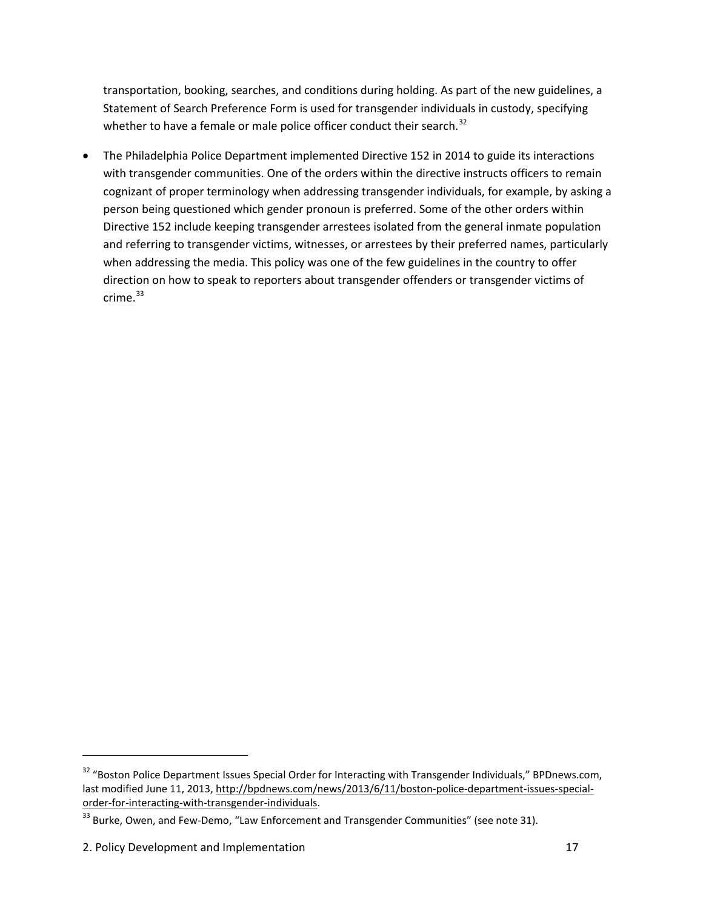transportation, booking, searches, and conditions during holding. As part of the new guidelines, a Statement of Search Preference Form is used for transgender individuals in custody, specifying whether to have a female or male police officer conduct their search.[32]

- The Philadelphia Police Department implemented Directive 152 in 2014 to guide its interactions with transgender communities. One of the orders within the directive instructs officers to remain cognizant of proper terminology when addressing transgender individuals, for example, by asking a person being questioned which gender pronoun is preferred. Some of the other orders within Directive 152 include keeping transgender arrestees isolated from the general inmate population and referring to transgender victims, witnesses, or arrestees by their preferred names, particularly when addressing the media. This policy was one of the few guidelines in the country to offer direction on how to speak to reporters about transgender offenders or transgender victims of crime.[33]

---

[32] "Boston Police Department Issues Special Order for Interacting with Transgender Individuals," BPDnews.com, last modified June 11, 2013, http://bpdnews.com/news/2013/6/11/boston-police-department-issues-special-order-for-interacting-with-transgender-individuals.

[33] Burke, Owen, and Few-Demo, "Law Enforcement and Transgender Communities" (see note 31).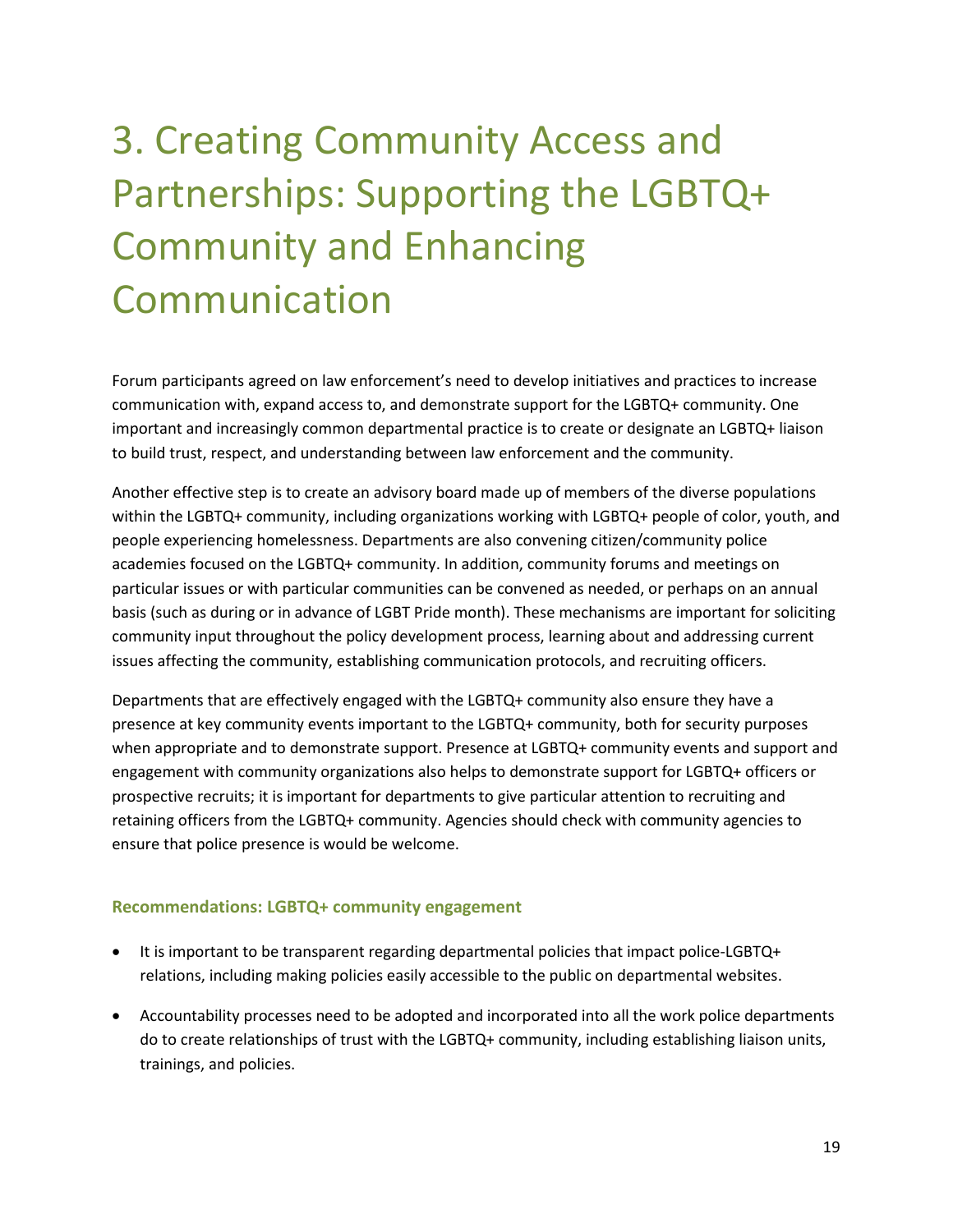# 3. Creating Community Access and Partnerships: Supporting the LGBTQ+ Community and Enhancing Communication

Forum participants agreed on law enforcement's need to develop initiatives and practices to increase communication with, expand access to, and demonstrate support for the LGBTQ+ community. One important and increasingly common departmental practice is to create or designate an LGBTQ+ liaison to build trust, respect, and understanding between law enforcement and the community.

Another effective step is to create an advisory board made up of members of the diverse populations within the LGBTQ+ community, including organizations working with LGBTQ+ people of color, youth, and people experiencing homelessness. Departments are also convening citizen/community police academies focused on the LGBTQ+ community. In addition, community forums and meetings on particular issues or with particular communities can be convened as needed, or perhaps on an annual basis (such as during or in advance of LGBT Pride month). These mechanisms are important for soliciting community input throughout the policy development process, learning about and addressing current issues affecting the community, establishing communication protocols, and recruiting officers.

Departments that are effectively engaged with the LGBTQ+ community also ensure they have a presence at key community events important to the LGBTQ+ community, both for security purposes when appropriate and to demonstrate support. Presence at LGBTQ+ community events and support and engagement with community organizations also helps to demonstrate support for LGBTQ+ officers or prospective recruits; it is important for departments to give particular attention to recruiting and retaining officers from the LGBTQ+ community. Agencies should check with community agencies to ensure that police presence is would be welcome.

### Recommendations: LGBTQ+ community engagement

- It is important to be transparent regarding departmental policies that impact police-LGBTQ+ relations, including making policies easily accessible to the public on departmental websites.
- Accountability processes need to be adopted and incorporated into all the work police departments do to create relationships of trust with the LGBTQ+ community, including establishing liaison units, trainings, and policies.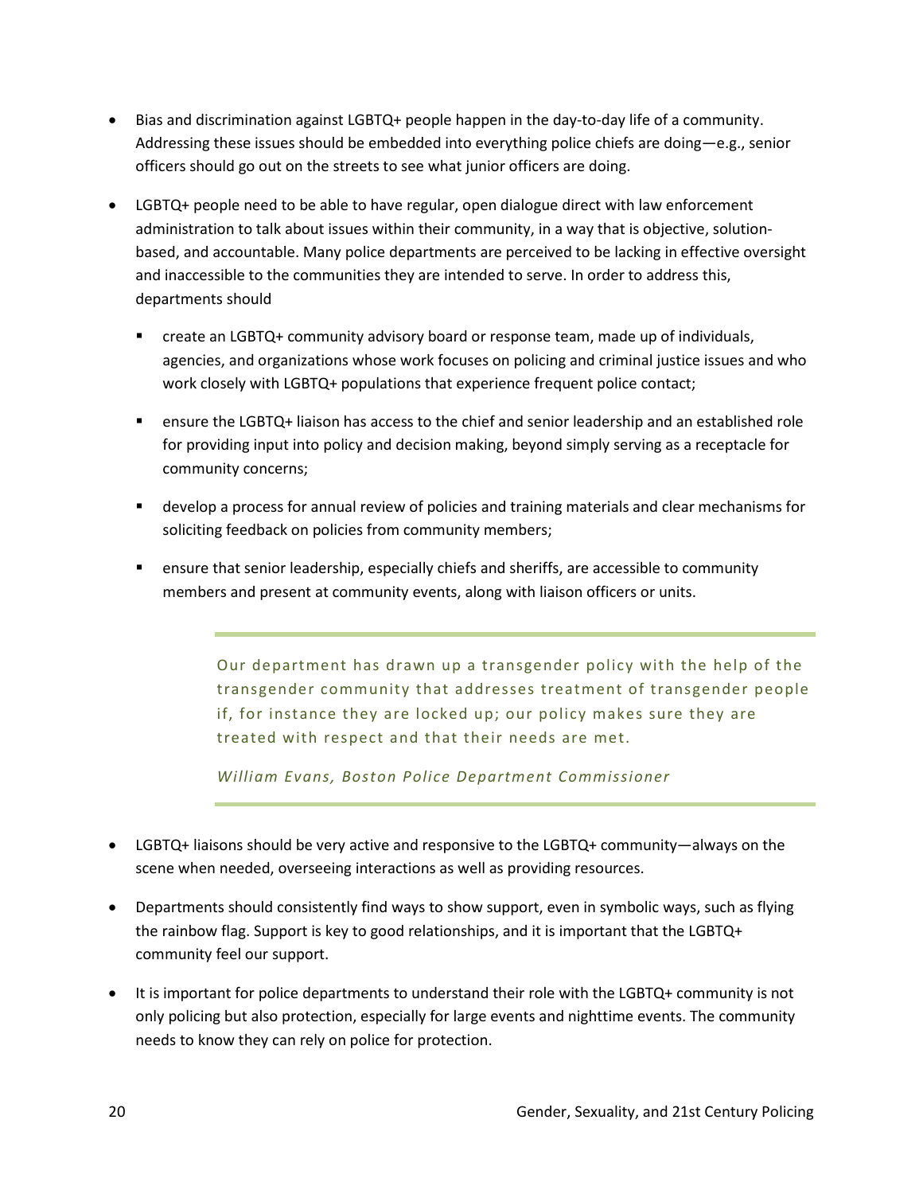- Bias and discrimination against LGBTQ+ people happen in the day-to-day life of a community. Addressing these issues should be embedded into everything police chiefs are doing—e.g., senior officers should go out on the streets to see what junior officers are doing.
- LGBTQ+ people need to be able to have regular, open dialogue direct with law enforcement administration to talk about issues within their community, in a way that is objective, solution-based, and accountable. Many police departments are perceived to be lacking in effective oversight and inaccessible to the communities they are intended to serve. In order to address this, departments should
  - create an LGBTQ+ community advisory board or response team, made up of individuals, agencies, and organizations whose work focuses on policing and criminal justice issues and who work closely with LGBTQ+ populations that experience frequent police contact;
  - ensure the LGBTQ+ liaison has access to the chief and senior leadership and an established role for providing input into policy and decision making, beyond simply serving as a receptacle for community concerns;
  - develop a process for annual review of policies and training materials and clear mechanisms for soliciting feedback on policies from community members;
  - ensure that senior leadership, especially chiefs and sheriffs, are accessible to community members and present at community events, along with liaison officers or units.

> Our department has drawn up a transgender policy with the help of the transgender community that addresses treatment of transgender people if, for instance they are locked up; our policy makes sure they are treated with respect and that their needs are met.
>
> *William Evans, Boston Police Department Commissioner*

- LGBTQ+ liaisons should be very active and responsive to the LGBTQ+ community—always on the scene when needed, overseeing interactions as well as providing resources.
- Departments should consistently find ways to show support, even in symbolic ways, such as flying the rainbow flag. Support is key to good relationships, and it is important that the LGBTQ+ community feel our support.
- It is important for police departments to understand their role with the LGBTQ+ community is not only policing but also protection, especially for large events and nighttime events. The community needs to know they can rely on police for protection.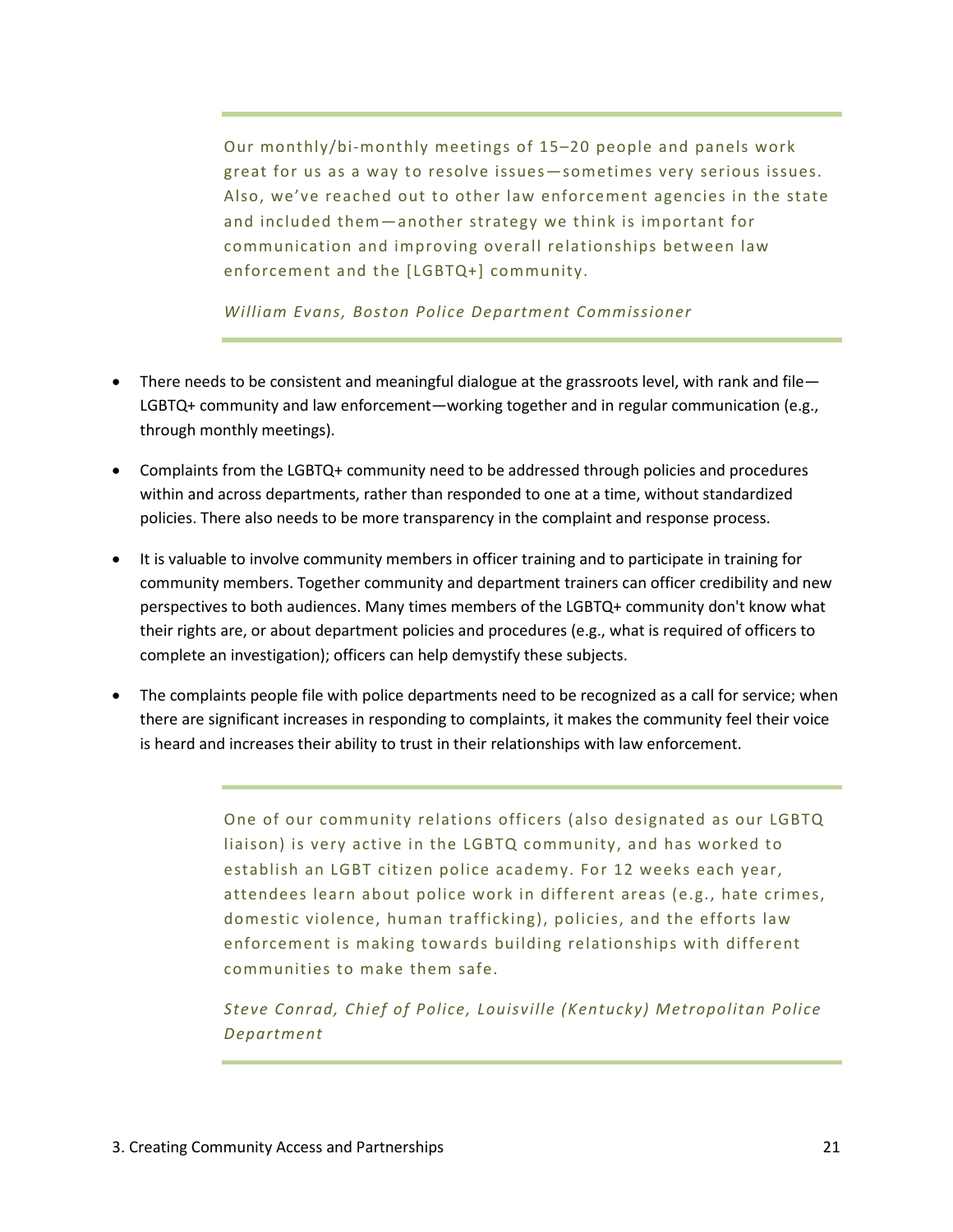> Our monthly/bi-monthly meetings of 15–20 people and panels work great for us as a way to resolve issues—sometimes very serious issues. Also, we've reached out to other law enforcement agencies in the state and included them—another strategy we think is important for communication and improving overall relationships between law enforcement and the [LGBTQ+] community.
>
> *William Evans, Boston Police Department Commissioner*

- There needs to be consistent and meaningful dialogue at the grassroots level, with rank and file—LGBTQ+ community and law enforcement—working together and in regular communication (e.g., through monthly meetings).
- Complaints from the LGBTQ+ community need to be addressed through policies and procedures within and across departments, rather than responded to one at a time, without standardized policies. There also needs to be more transparency in the complaint and response process.
- It is valuable to involve community members in officer training and to participate in training for community members. Together community and department trainers can officer credibility and new perspectives to both audiences. Many times members of the LGBTQ+ community don't know what their rights are, or about department policies and procedures (e.g., what is required of officers to complete an investigation); officers can help demystify these subjects.
- The complaints people file with police departments need to be recognized as a call for service; when there are significant increases in responding to complaints, it makes the community feel their voice is heard and increases their ability to trust in their relationships with law enforcement.

> One of our community relations officers (also designated as our LGBTQ liaison) is very active in the LGBTQ community, and has worked to establish an LGBT citizen police academy. For 12 weeks each year, attendees learn about police work in different areas (e.g., hate crimes, domestic violence, human trafficking), policies, and the efforts law enforcement is making towards building relationships with different communities to make them safe.
>
> *Steve Conrad, Chief of Police, Louisville (Kentucky) Metropolitan Police Department*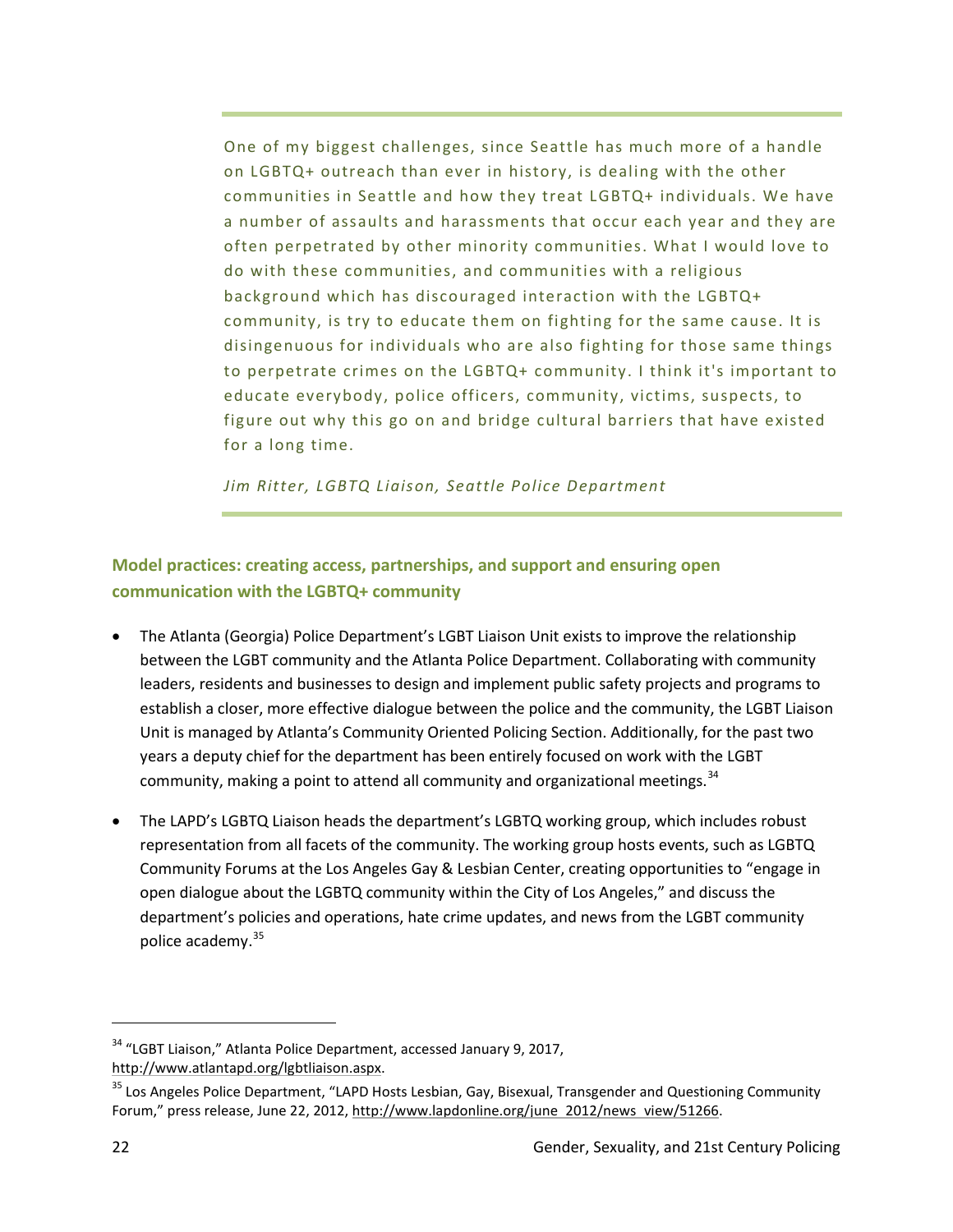> One of my biggest challenges, since Seattle has much more of a handle on LGBTQ+ outreach than ever in history, is dealing with the other communities in Seattle and how they treat LGBTQ+ individuals. We have a number of assaults and harassments that occur each year and they are often perpetrated by other minority communities. What I would love to do with these communities, and communities with a religious background which has discouraged interaction with the LGBTQ+ community, is try to educate them on fighting for the same cause. It is disingenuous for individuals who are also fighting for those same things to perpetrate crimes on the LGBTQ+ community. I think it's important to educate everybody, police officers, community, victims, suspects, to figure out why this go on and bridge cultural barriers that have existed for a long time.
>
> *Jim Ritter, LGBTQ Liaison, Seattle Police Department*

### Model practices: creating access, partnerships, and support and ensuring open communication with the LGBTQ+ community

- The Atlanta (Georgia) Police Department's LGBT Liaison Unit exists to improve the relationship between the LGBT community and the Atlanta Police Department. Collaborating with community leaders, residents and businesses to design and implement public safety projects and programs to establish a closer, more effective dialogue between the police and the community, the LGBT Liaison Unit is managed by Atlanta's Community Oriented Policing Section. Additionally, for the past two years a deputy chief for the department has been entirely focused on work with the LGBT community, making a point to attend all community and organizational meetings.[34]
- The LAPD's LGBTQ Liaison heads the department's LGBTQ working group, which includes robust representation from all facets of the community. The working group hosts events, such as LGBTQ Community Forums at the Los Angeles Gay & Lesbian Center, creating opportunities to "engage in open dialogue about the LGBTQ community within the City of Los Angeles," and discuss the department's policies and operations, hate crime updates, and news from the LGBT community police academy.[35]

---

[34] "LGBT Liaison," Atlanta Police Department, accessed January 9, 2017, http://www.atlantapd.org/lgbtliaison.aspx.

[35] Los Angeles Police Department, "LAPD Hosts Lesbian, Gay, Bisexual, Transgender and Questioning Community Forum," press release, June 22, 2012, http://www.lapdonline.org/june_2012/news_view/51266.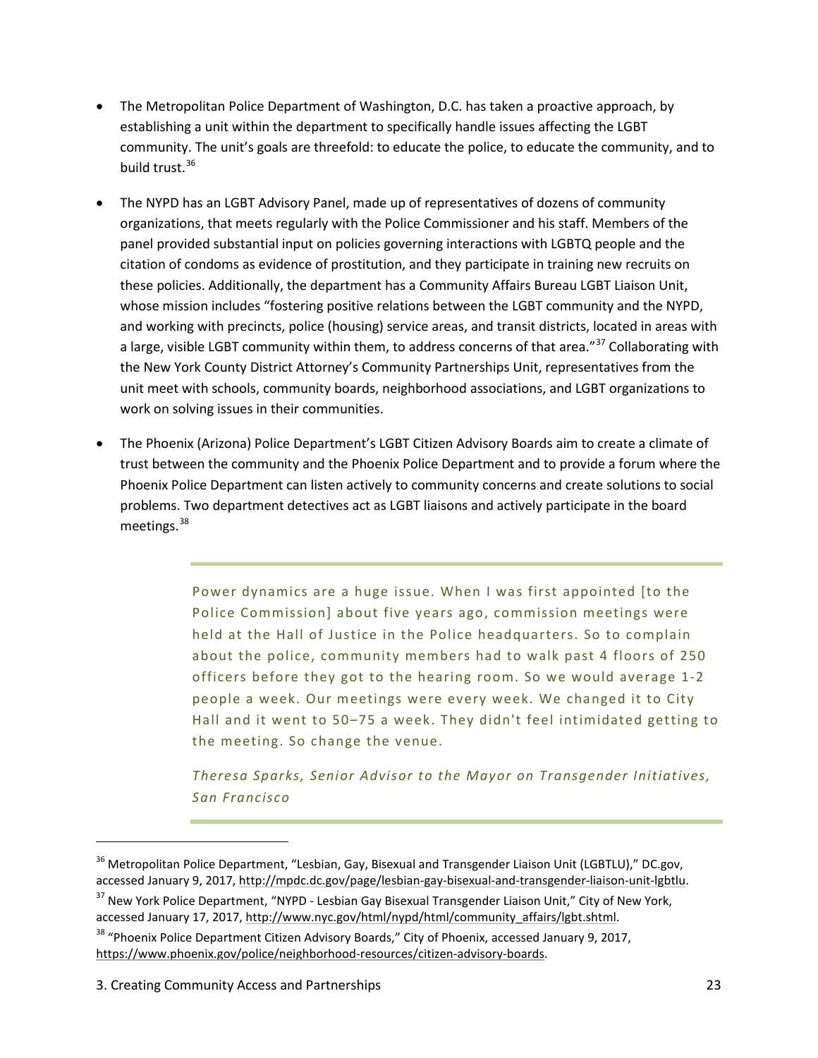- The Metropolitan Police Department of Washington, D.C. has taken a proactive approach, by establishing a unit within the department to specifically handle issues affecting the LGBT community. The unit's goals are threefold: to educate the police, to educate the community, and to build trust.[36]

- The NYPD has an LGBT Advisory Panel, made up of representatives of dozens of community organizations, that meets regularly with the Police Commissioner and his staff. Members of the panel provided substantial input on policies governing interactions with LGBTQ people and the citation of condoms as evidence of prostitution, and they participate in training new recruits on these policies. Additionally, the department has a Community Affairs Bureau LGBT Liaison Unit, whose mission includes "fostering positive relations between the LGBT community and the NYPD, and working with precincts, police (housing) service areas, and transit districts, located in areas with a large, visible LGBT community within them, to address concerns of that area."[37] Collaborating with the New York County District Attorney's Community Partnerships Unit, representatives from the unit meet with schools, community boards, neighborhood associations, and LGBT organizations to work on solving issues in their communities.

- The Phoenix (Arizona) Police Department's LGBT Citizen Advisory Boards aim to create a climate of trust between the community and the Phoenix Police Department and to provide a forum where the Phoenix Police Department can listen actively to community concerns and create solutions to social problems. Two department detectives act as LGBT liaisons and actively participate in the board meetings.[38]

> Power dynamics are a huge issue. When I was first appointed [to the Police Commission] about five years ago, commission meetings were held at the Hall of Justice in the Police headquarters. So to complain about the police, community members had to walk past 4 floors of 250 officers before they got to the hearing room. So we would average 1-2 people a week. Our meetings were every week. We changed it to City Hall and it went to 50–75 a week. They didn't feel intimidated getting to the meeting. So change the venue.
>
> *Theresa Sparks, Senior Advisor to the Mayor on Transgender Initiatives, San Francisco*

---

[36] Metropolitan Police Department, "Lesbian, Gay, Bisexual and Transgender Liaison Unit (LGBTLU)," DC.gov, accessed January 9, 2017, http://mpdc.dc.gov/page/lesbian-gay-bisexual-and-transgender-liaison-unit-lgbtlu.

[37] New York Police Department, "NYPD - Lesbian Gay Bisexual Transgender Liaison Unit," City of New York, accessed January 17, 2017, http://www.nyc.gov/html/nypd/html/community_affairs/lgbt.shtml.

[38] "Phoenix Police Department Citizen Advisory Boards," City of Phoenix, accessed January 9, 2017, https://www.phoenix.gov/police/neighborhood-resources/citizen-advisory-boards.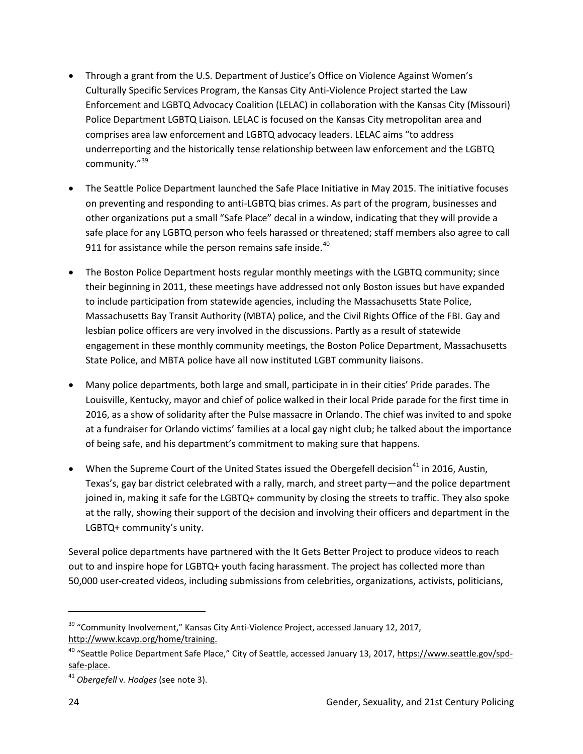- Through a grant from the U.S. Department of Justice's Office on Violence Against Women's Culturally Specific Services Program, the Kansas City Anti-Violence Project started the Law Enforcement and LGBTQ Advocacy Coalition (LELAC) in collaboration with the Kansas City (Missouri) Police Department LGBTQ Liaison. LELAC is focused on the Kansas City metropolitan area and comprises area law enforcement and LGBTQ advocacy leaders. LELAC aims "to address underreporting and the historically tense relationship between law enforcement and the LGBTQ community."[39]

- The Seattle Police Department launched the Safe Place Initiative in May 2015. The initiative focuses on preventing and responding to anti-LGBTQ bias crimes. As part of the program, businesses and other organizations put a small "Safe Place" decal in a window, indicating that they will provide a safe place for any LGBTQ person who feels harassed or threatened; staff members also agree to call 911 for assistance while the person remains safe inside.[40]

- The Boston Police Department hosts regular monthly meetings with the LGBTQ community; since their beginning in 2011, these meetings have addressed not only Boston issues but have expanded to include participation from statewide agencies, including the Massachusetts State Police, Massachusetts Bay Transit Authority (MBTA) police, and the Civil Rights Office of the FBI. Gay and lesbian police officers are very involved in the discussions. Partly as a result of statewide engagement in these monthly community meetings, the Boston Police Department, Massachusetts State Police, and MBTA police have all now instituted LGBT community liaisons.

- Many police departments, both large and small, participate in in their cities' Pride parades. The Louisville, Kentucky, mayor and chief of police walked in their local Pride parade for the first time in 2016, as a show of solidarity after the Pulse massacre in Orlando. The chief was invited to and spoke at a fundraiser for Orlando victims' families at a local gay night club; he talked about the importance of being safe, and his department's commitment to making sure that happens.

- When the Supreme Court of the United States issued the Obergefell decision[41] in 2016, Austin, Texas's, gay bar district celebrated with a rally, march, and street party—and the police department joined in, making it safe for the LGBTQ+ community by closing the streets to traffic. They also spoke at the rally, showing their support of the decision and involving their officers and department in the LGBTQ+ community's unity.

Several police departments have partnered with the It Gets Better Project to produce videos to reach out to and inspire hope for LGBTQ+ youth facing harassment. The project has collected more than 50,000 user-created videos, including submissions from celebrities, organizations, activists, politicians,

---

[39] "Community Involvement," Kansas City Anti-Violence Project, accessed January 12, 2017, http://www.kcavp.org/home/training.

[40] "Seattle Police Department Safe Place," City of Seattle, accessed January 13, 2017, https://www.seattle.gov/spd-safe-place.

[41] *Obergefell* v. *Hodges* (see note 3).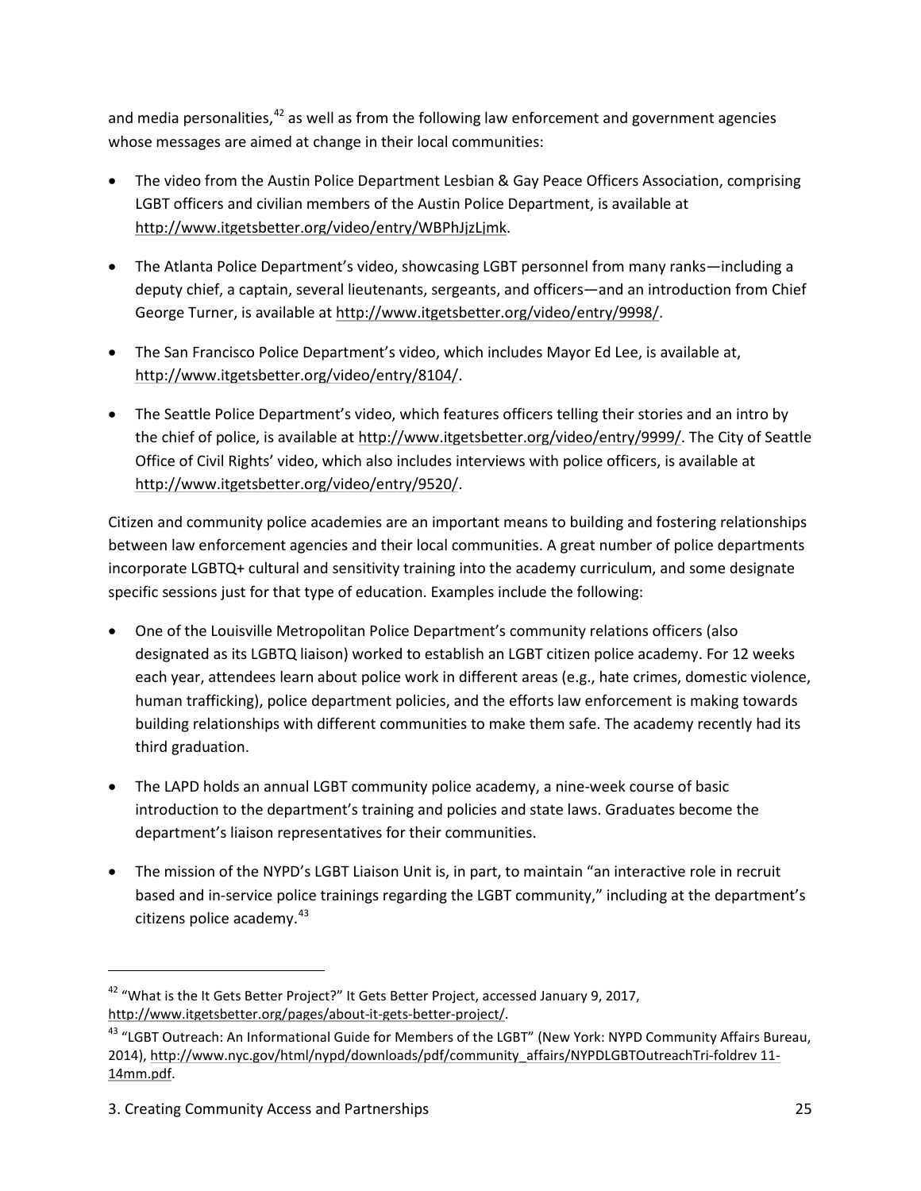and media personalities,[42] as well as from the following law enforcement and government agencies whose messages are aimed at change in their local communities:

- The video from the Austin Police Department Lesbian & Gay Peace Officers Association, comprising LGBT officers and civilian members of the Austin Police Department, is available at http://www.itgetsbetter.org/video/entry/WBPhJjzLjmk.
- The Atlanta Police Department's video, showcasing LGBT personnel from many ranks—including a deputy chief, a captain, several lieutenants, sergeants, and officers—and an introduction from Chief George Turner, is available at http://www.itgetsbetter.org/video/entry/9998/.
- The San Francisco Police Department's video, which includes Mayor Ed Lee, is available at, http://www.itgetsbetter.org/video/entry/8104/.
- The Seattle Police Department's video, which features officers telling their stories and an intro by the chief of police, is available at http://www.itgetsbetter.org/video/entry/9999/. The City of Seattle Office of Civil Rights' video, which also includes interviews with police officers, is available at http://www.itgetsbetter.org/video/entry/9520/.

Citizen and community police academies are an important means to building and fostering relationships between law enforcement agencies and their local communities. A great number of police departments incorporate LGBTQ+ cultural and sensitivity training into the academy curriculum, and some designate specific sessions just for that type of education. Examples include the following:

- One of the Louisville Metropolitan Police Department's community relations officers (also designated as its LGBTQ liaison) worked to establish an LGBT citizen police academy. For 12 weeks each year, attendees learn about police work in different areas (e.g., hate crimes, domestic violence, human trafficking), police department policies, and the efforts law enforcement is making towards building relationships with different communities to make them safe. The academy recently had its third graduation.
- The LAPD holds an annual LGBT community police academy, a nine-week course of basic introduction to the department's training and policies and state laws. Graduates become the department's liaison representatives for their communities.
- The mission of the NYPD's LGBT Liaison Unit is, in part, to maintain "an interactive role in recruit based and in-service police trainings regarding the LGBT community," including at the department's citizens police academy.[43]

---

[42] "What is the It Gets Better Project?" It Gets Better Project, accessed January 9, 2017, http://www.itgetsbetter.org/pages/about-it-gets-better-project/.

[43] "LGBT Outreach: An Informational Guide for Members of the LGBT" (New York: NYPD Community Affairs Bureau, 2014), http://www.nyc.gov/html/nypd/downloads/pdf/community_affairs/NYPDLGBTOutreachTri-foldrev 11-14mm.pdf.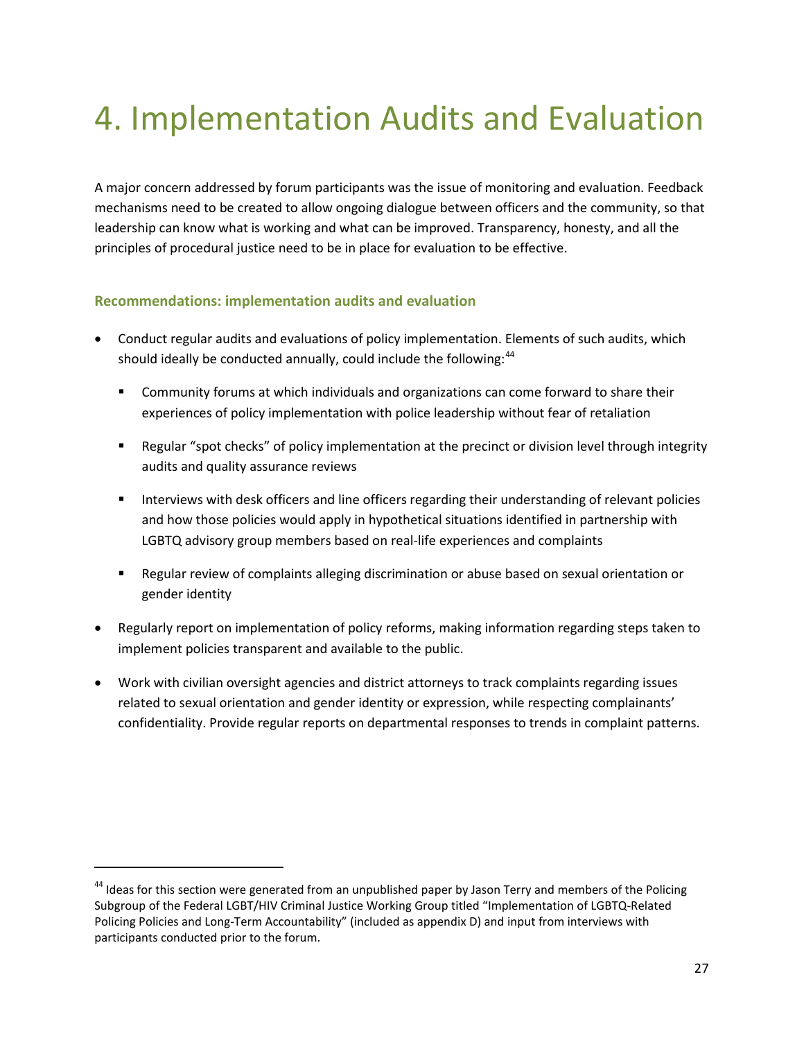# 4. Implementation Audits and Evaluation

A major concern addressed by forum participants was the issue of monitoring and evaluation. Feedback mechanisms need to be created to allow ongoing dialogue between officers and the community, so that leadership can know what is working and what can be improved. Transparency, honesty, and all the principles of procedural justice need to be in place for evaluation to be effective.

### Recommendations: implementation audits and evaluation

- Conduct regular audits and evaluations of policy implementation. Elements of such audits, which should ideally be conducted annually, could include the following:[44]
  - Community forums at which individuals and organizations can come forward to share their experiences of policy implementation with police leadership without fear of retaliation
  - Regular "spot checks" of policy implementation at the precinct or division level through integrity audits and quality assurance reviews
  - Interviews with desk officers and line officers regarding their understanding of relevant policies and how those policies would apply in hypothetical situations identified in partnership with LGBTQ advisory group members based on real-life experiences and complaints
  - Regular review of complaints alleging discrimination or abuse based on sexual orientation or gender identity
- Regularly report on implementation of policy reforms, making information regarding steps taken to implement policies transparent and available to the public.
- Work with civilian oversight agencies and district attorneys to track complaints regarding issues related to sexual orientation and gender identity or expression, while respecting complainants' confidentiality. Provide regular reports on departmental responses to trends in complaint patterns.

---

[44] Ideas for this section were generated from an unpublished paper by Jason Terry and members of the Policing Subgroup of the Federal LGBT/HIV Criminal Justice Working Group titled "Implementation of LGBTQ-Related Policing Policies and Long-Term Accountability" (included as appendix D) and input from interviews with participants conducted prior to the forum.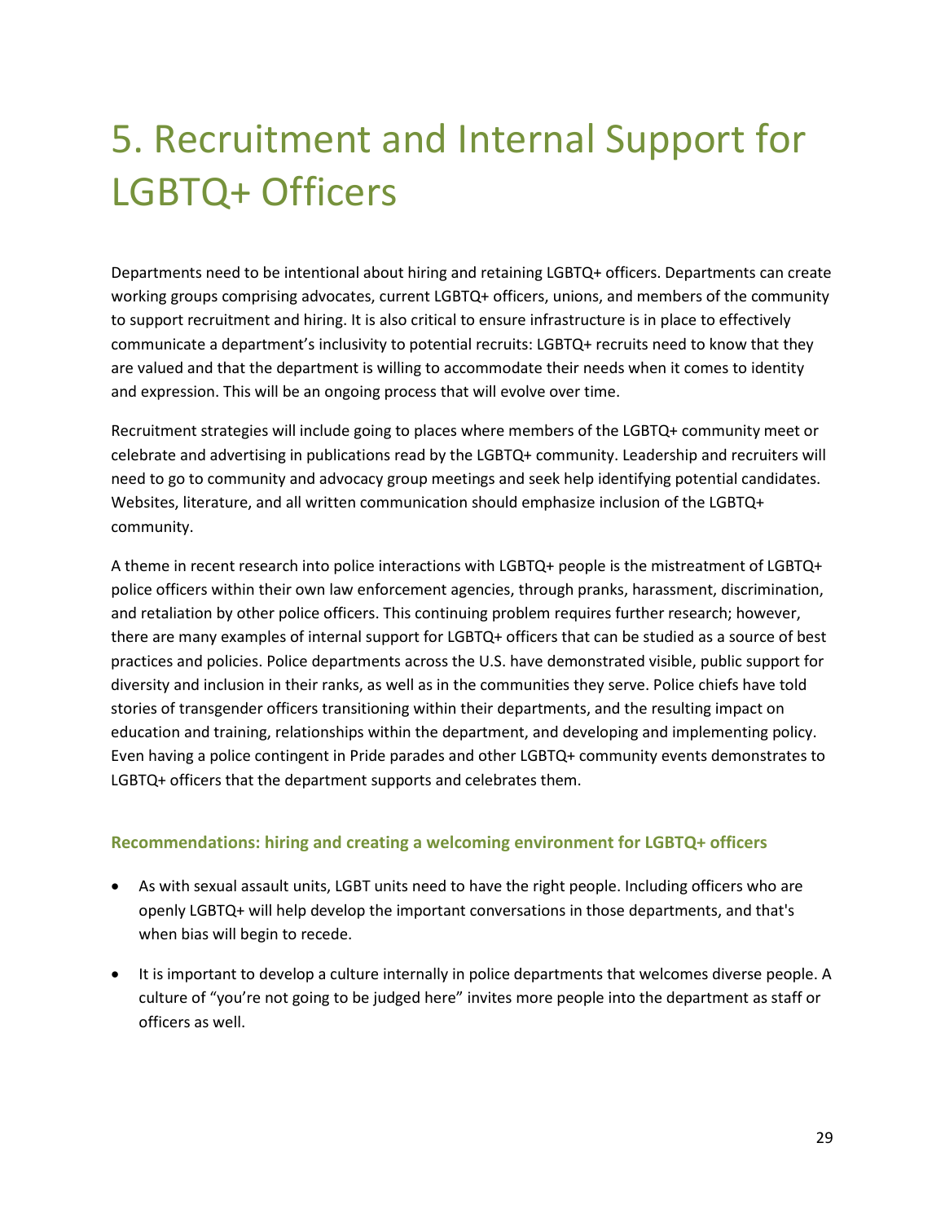# 5. Recruitment and Internal Support for LGBTQ+ Officers

Departments need to be intentional about hiring and retaining LGBTQ+ officers. Departments can create working groups comprising advocates, current LGBTQ+ officers, unions, and members of the community to support recruitment and hiring. It is also critical to ensure infrastructure is in place to effectively communicate a department's inclusivity to potential recruits: LGBTQ+ recruits need to know that they are valued and that the department is willing to accommodate their needs when it comes to identity and expression. This will be an ongoing process that will evolve over time.

Recruitment strategies will include going to places where members of the LGBTQ+ community meet or celebrate and advertising in publications read by the LGBTQ+ community. Leadership and recruiters will need to go to community and advocacy group meetings and seek help identifying potential candidates. Websites, literature, and all written communication should emphasize inclusion of the LGBTQ+ community.

A theme in recent research into police interactions with LGBTQ+ people is the mistreatment of LGBTQ+ police officers within their own law enforcement agencies, through pranks, harassment, discrimination, and retaliation by other police officers. This continuing problem requires further research; however, there are many examples of internal support for LGBTQ+ officers that can be studied as a source of best practices and policies. Police departments across the U.S. have demonstrated visible, public support for diversity and inclusion in their ranks, as well as in the communities they serve. Police chiefs have told stories of transgender officers transitioning within their departments, and the resulting impact on education and training, relationships within the department, and developing and implementing policy. Even having a police contingent in Pride parades and other LGBTQ+ community events demonstrates to LGBTQ+ officers that the department supports and celebrates them.

### Recommendations: hiring and creating a welcoming environment for LGBTQ+ officers

- As with sexual assault units, LGBT units need to have the right people. Including officers who are openly LGBTQ+ will help develop the important conversations in those departments, and that's when bias will begin to recede.
- It is important to develop a culture internally in police departments that welcomes diverse people. A culture of "you're not going to be judged here" invites more people into the department as staff or officers as well.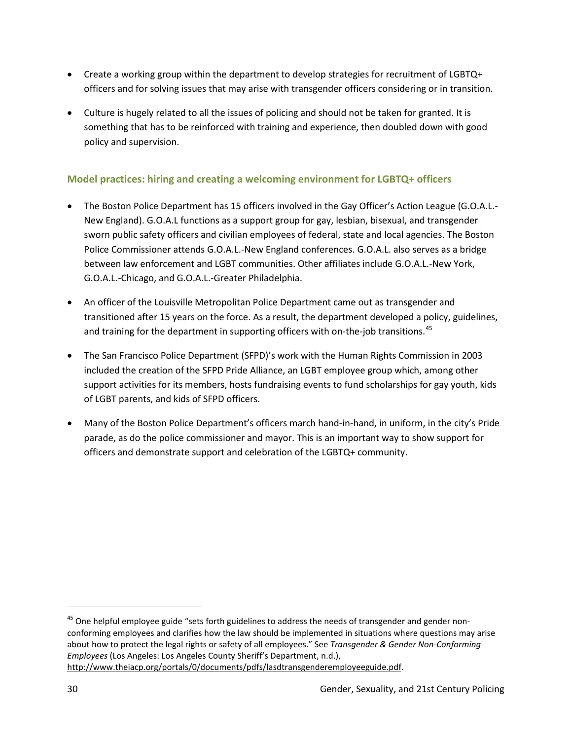- Create a working group within the department to develop strategies for recruitment of LGBTQ+ officers and for solving issues that may arise with transgender officers considering or in transition.
- Culture is hugely related to all the issues of policing and should not be taken for granted. It is something that has to be reinforced with training and experience, then doubled down with good policy and supervision.

### Model practices: hiring and creating a welcoming environment for LGBTQ+ officers

- The Boston Police Department has 15 officers involved in the Gay Officer's Action League (G.O.A.L.-New England). G.O.A.L functions as a support group for gay, lesbian, bisexual, and transgender sworn public safety officers and civilian employees of federal, state and local agencies. The Boston Police Commissioner attends G.O.A.L.-New England conferences. G.O.A.L. also serves as a bridge between law enforcement and LGBT communities. Other affiliates include G.O.A.L.-New York, G.O.A.L.-Chicago, and G.O.A.L.-Greater Philadelphia.
- An officer of the Louisville Metropolitan Police Department came out as transgender and transitioned after 15 years on the force. As a result, the department developed a policy, guidelines, and training for the department in supporting officers with on-the-job transitions.[45]
- The San Francisco Police Department (SFPD)'s work with the Human Rights Commission in 2003 included the creation of the SFPD Pride Alliance, an LGBT employee group which, among other support activities for its members, hosts fundraising events to fund scholarships for gay youth, kids of LGBT parents, and kids of SFPD officers.
- Many of the Boston Police Department's officers march hand-in-hand, in uniform, in the city's Pride parade, as do the police commissioner and mayor. This is an important way to show support for officers and demonstrate support and celebration of the LGBTQ+ community.

---

[45] One helpful employee guide "sets forth guidelines to address the needs of transgender and gender non-conforming employees and clarifies how the law should be implemented in situations where questions may arise about how to protect the legal rights or safety of all employees." See *Transgender & Gender Non-Conforming Employees* (Los Angeles: Los Angeles County Sheriff's Department, n.d.), http://www.theiacp.org/portals/0/documents/pdfs/lasdtransgenderemployeeguide.pdf.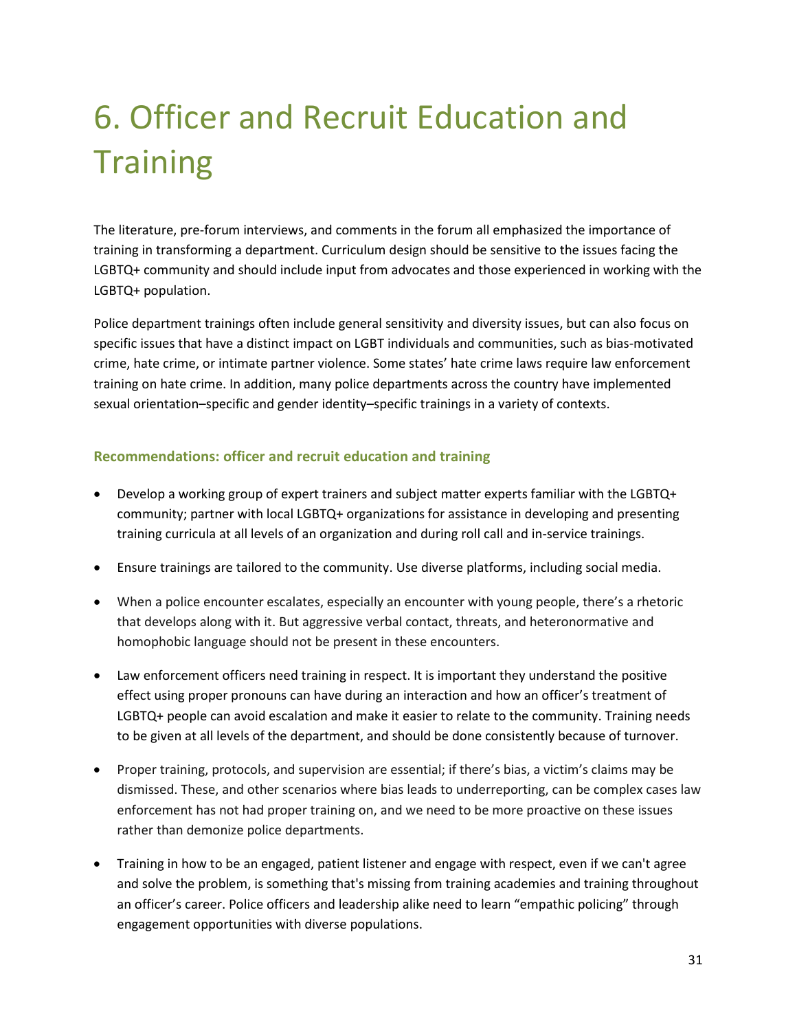# 6. Officer and Recruit Education and Training

The literature, pre-forum interviews, and comments in the forum all emphasized the importance of training in transforming a department. Curriculum design should be sensitive to the issues facing the LGBTQ+ community and should include input from advocates and those experienced in working with the LGBTQ+ population.

Police department trainings often include general sensitivity and diversity issues, but can also focus on specific issues that have a distinct impact on LGBT individuals and communities, such as bias-motivated crime, hate crime, or intimate partner violence. Some states' hate crime laws require law enforcement training on hate crime. In addition, many police departments across the country have implemented sexual orientation–specific and gender identity–specific trainings in a variety of contexts.

### Recommendations: officer and recruit education and training

- Develop a working group of expert trainers and subject matter experts familiar with the LGBTQ+ community; partner with local LGBTQ+ organizations for assistance in developing and presenting training curricula at all levels of an organization and during roll call and in-service trainings.
- Ensure trainings are tailored to the community. Use diverse platforms, including social media.
- When a police encounter escalates, especially an encounter with young people, there's a rhetoric that develops along with it. But aggressive verbal contact, threats, and heteronormative and homophobic language should not be present in these encounters.
- Law enforcement officers need training in respect. It is important they understand the positive effect using proper pronouns can have during an interaction and how an officer's treatment of LGBTQ+ people can avoid escalation and make it easier to relate to the community. Training needs to be given at all levels of the department, and should be done consistently because of turnover.
- Proper training, protocols, and supervision are essential; if there's bias, a victim's claims may be dismissed. These, and other scenarios where bias leads to underreporting, can be complex cases law enforcement has not had proper training on, and we need to be more proactive on these issues rather than demonize police departments.
- Training in how to be an engaged, patient listener and engage with respect, even if we can't agree and solve the problem, is something that's missing from training academies and training throughout an officer's career. Police officers and leadership alike need to learn "empathic policing" through engagement opportunities with diverse populations.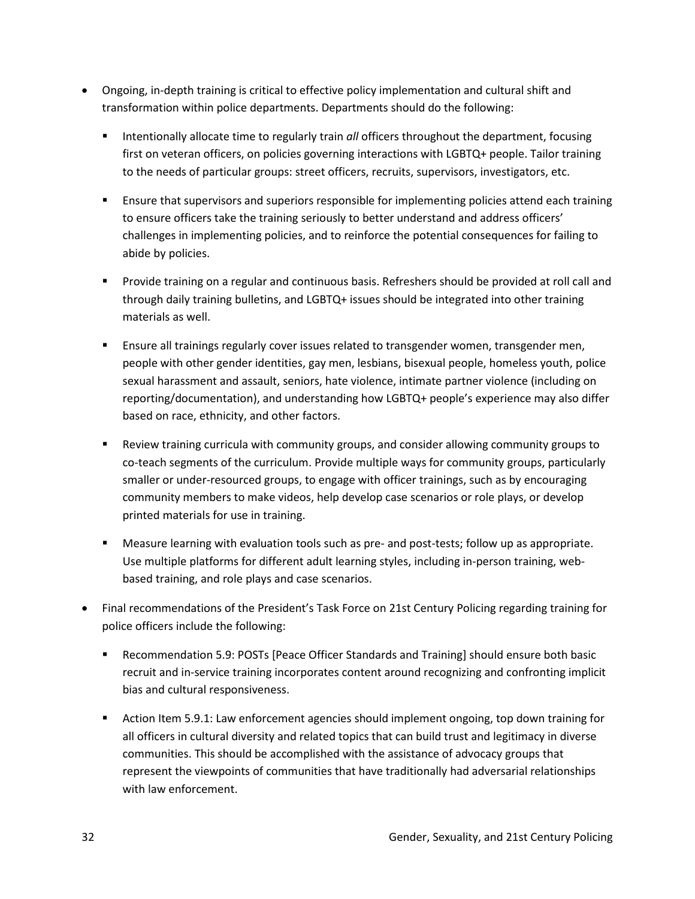- Ongoing, in-depth training is critical to effective policy implementation and cultural shift and transformation within police departments. Departments should do the following:
  - Intentionally allocate time to regularly train *all* officers throughout the department, focusing first on veteran officers, on policies governing interactions with LGBTQ+ people. Tailor training to the needs of particular groups: street officers, recruits, supervisors, investigators, etc.
  - Ensure that supervisors and superiors responsible for implementing policies attend each training to ensure officers take the training seriously to better understand and address officers' challenges in implementing policies, and to reinforce the potential consequences for failing to abide by policies.
  - Provide training on a regular and continuous basis. Refreshers should be provided at roll call and through daily training bulletins, and LGBTQ+ issues should be integrated into other training materials as well.
  - Ensure all trainings regularly cover issues related to transgender women, transgender men, people with other gender identities, gay men, lesbians, bisexual people, homeless youth, police sexual harassment and assault, seniors, hate violence, intimate partner violence (including on reporting/documentation), and understanding how LGBTQ+ people's experience may also differ based on race, ethnicity, and other factors.
  - Review training curricula with community groups, and consider allowing community groups to co-teach segments of the curriculum. Provide multiple ways for community groups, particularly smaller or under-resourced groups, to engage with officer trainings, such as by encouraging community members to make videos, help develop case scenarios or role plays, or develop printed materials for use in training.
  - Measure learning with evaluation tools such as pre- and post-tests; follow up as appropriate. Use multiple platforms for different adult learning styles, including in-person training, web-based training, and role plays and case scenarios.
- Final recommendations of the President's Task Force on 21st Century Policing regarding training for police officers include the following:
  - Recommendation 5.9: POSTs [Peace Officer Standards and Training] should ensure both basic recruit and in-service training incorporates content around recognizing and confronting implicit bias and cultural responsiveness.
  - Action Item 5.9.1: Law enforcement agencies should implement ongoing, top down training for all officers in cultural diversity and related topics that can build trust and legitimacy in diverse communities. This should be accomplished with the assistance of advocacy groups that represent the viewpoints of communities that have traditionally had adversarial relationships with law enforcement.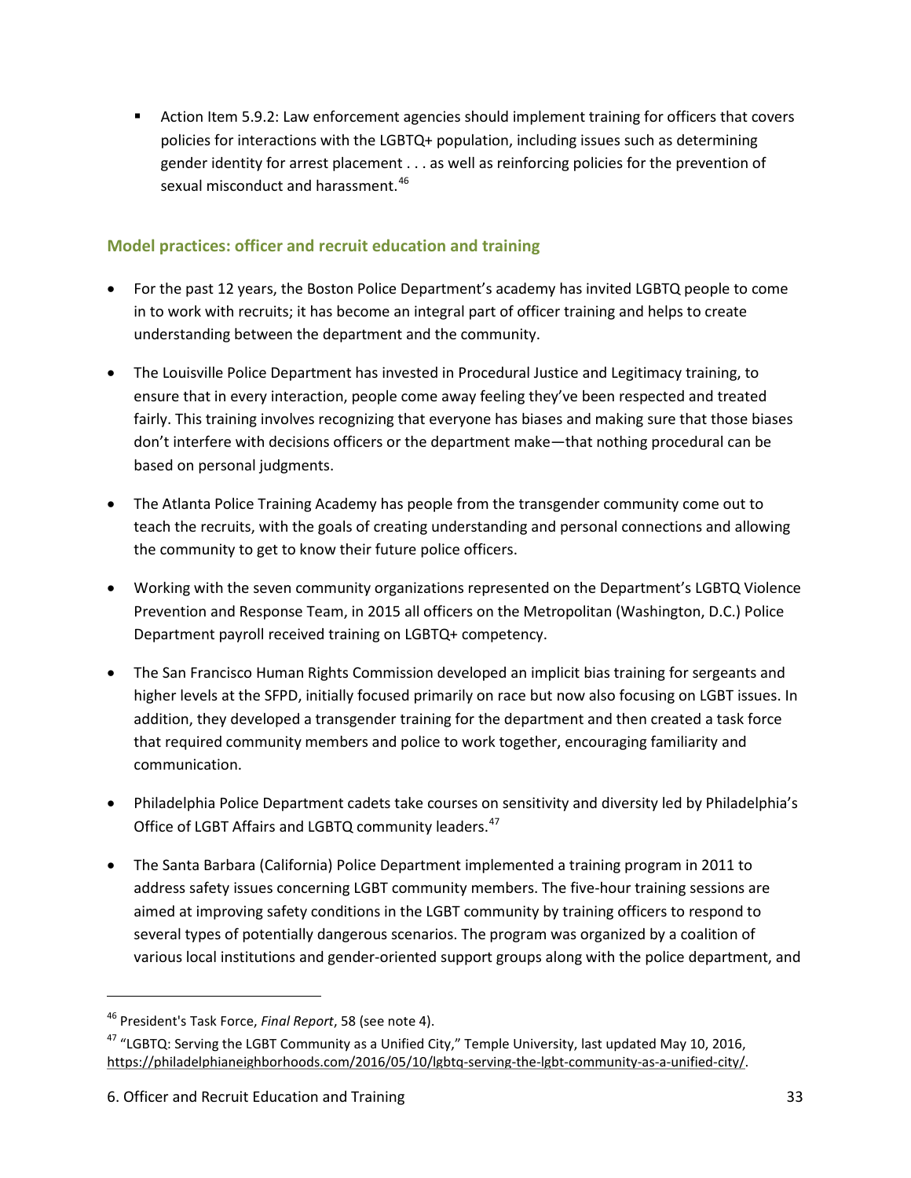- Action Item 5.9.2: Law enforcement agencies should implement training for officers that covers policies for interactions with the LGBTQ+ population, including issues such as determining gender identity for arrest placement . . . as well as reinforcing policies for the prevention of sexual misconduct and harassment.[46]

## Model practices: officer and recruit education and training

- For the past 12 years, the Boston Police Department's academy has invited LGBTQ people to come in to work with recruits; it has become an integral part of officer training and helps to create understanding between the department and the community.
- The Louisville Police Department has invested in Procedural Justice and Legitimacy training, to ensure that in every interaction, people come away feeling they've been respected and treated fairly. This training involves recognizing that everyone has biases and making sure that those biases don't interfere with decisions officers or the department make—that nothing procedural can be based on personal judgments.
- The Atlanta Police Training Academy has people from the transgender community come out to teach the recruits, with the goals of creating understanding and personal connections and allowing the community to get to know their future police officers.
- Working with the seven community organizations represented on the Department's LGBTQ Violence Prevention and Response Team, in 2015 all officers on the Metropolitan (Washington, D.C.) Police Department payroll received training on LGBTQ+ competency.
- The San Francisco Human Rights Commission developed an implicit bias training for sergeants and higher levels at the SFPD, initially focused primarily on race but now also focusing on LGBT issues. In addition, they developed a transgender training for the department and then created a task force that required community members and police to work together, encouraging familiarity and communication.
- Philadelphia Police Department cadets take courses on sensitivity and diversity led by Philadelphia's Office of LGBT Affairs and LGBTQ community leaders.[47]
- The Santa Barbara (California) Police Department implemented a training program in 2011 to address safety issues concerning LGBT community members. The five-hour training sessions are aimed at improving safety conditions in the LGBT community by training officers to respond to several types of potentially dangerous scenarios. The program was organized by a coalition of various local institutions and gender-oriented support groups along with the police department, and

---

[46] President's Task Force, *Final Report*, 58 (see note 4).

[47] "LGBTQ: Serving the LGBT Community as a Unified City," Temple University, last updated May 10, 2016, https://philadelphianeighborhoods.com/2016/05/10/lgbtq-serving-the-lgbt-community-as-a-unified-city/.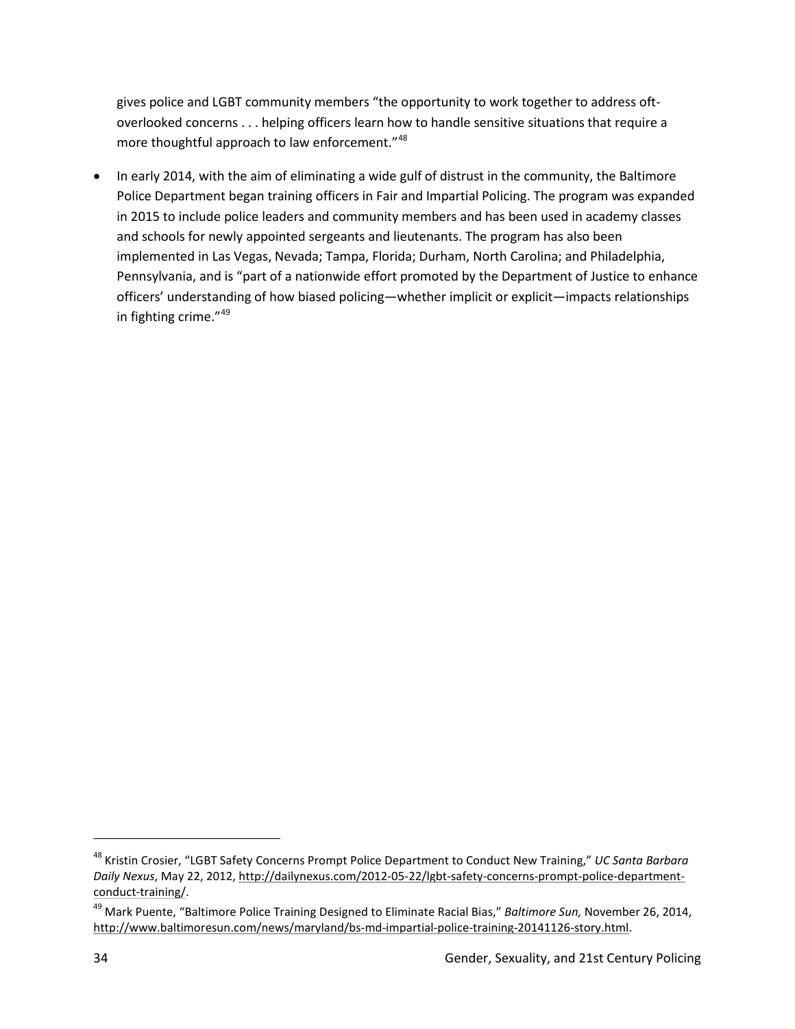gives police and LGBT community members “the opportunity to work together to address oft-overlooked concerns . . . helping officers learn how to handle sensitive situations that require a more thoughtful approach to law enforcement.”[48]

- In early 2014, with the aim of eliminating a wide gulf of distrust in the community, the Baltimore Police Department began training officers in Fair and Impartial Policing. The program was expanded in 2015 to include police leaders and community members and has been used in academy classes and schools for newly appointed sergeants and lieutenants. The program has also been implemented in Las Vegas, Nevada; Tampa, Florida; Durham, North Carolina; and Philadelphia, Pennsylvania, and is “part of a nationwide effort promoted by the Department of Justice to enhance officers’ understanding of how biased policing—whether implicit or explicit—impacts relationships in fighting crime.”[49]

---

[48] Kristin Crosier, “LGBT Safety Concerns Prompt Police Department to Conduct New Training,” *UC Santa Barbara Daily Nexus*, May 22, 2012, http://dailynexus.com/2012-05-22/lgbt-safety-concerns-prompt-police-department-conduct-training/.

[49] Mark Puente, “Baltimore Police Training Designed to Eliminate Racial Bias,” *Baltimore Sun,* November 26, 2014, http://www.baltimoresun.com/news/maryland/bs-md-impartial-police-training-20141126-story.html.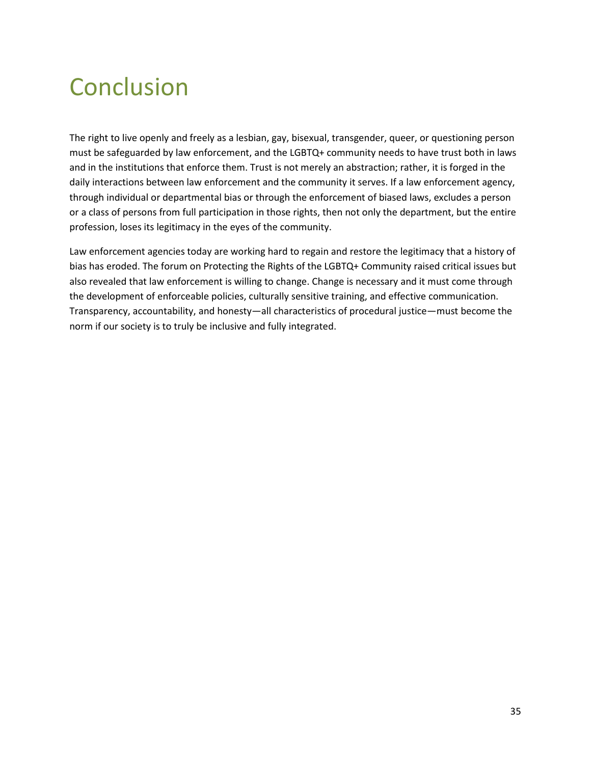# Conclusion

The right to live openly and freely as a lesbian, gay, bisexual, transgender, queer, or questioning person must be safeguarded by law enforcement, and the LGBTQ+ community needs to have trust both in laws and in the institutions that enforce them. Trust is not merely an abstraction; rather, it is forged in the daily interactions between law enforcement and the community it serves. If a law enforcement agency, through individual or departmental bias or through the enforcement of biased laws, excludes a person or a class of persons from full participation in those rights, then not only the department, but the entire profession, loses its legitimacy in the eyes of the community.

Law enforcement agencies today are working hard to regain and restore the legitimacy that a history of bias has eroded. The forum on Protecting the Rights of the LGBTQ+ Community raised critical issues but also revealed that law enforcement is willing to change. Change is necessary and it must come through the development of enforceable policies, culturally sensitive training, and effective communication. Transparency, accountability, and honesty—all characteristics of procedural justice—must become the norm if our society is to truly be inclusive and fully integrated.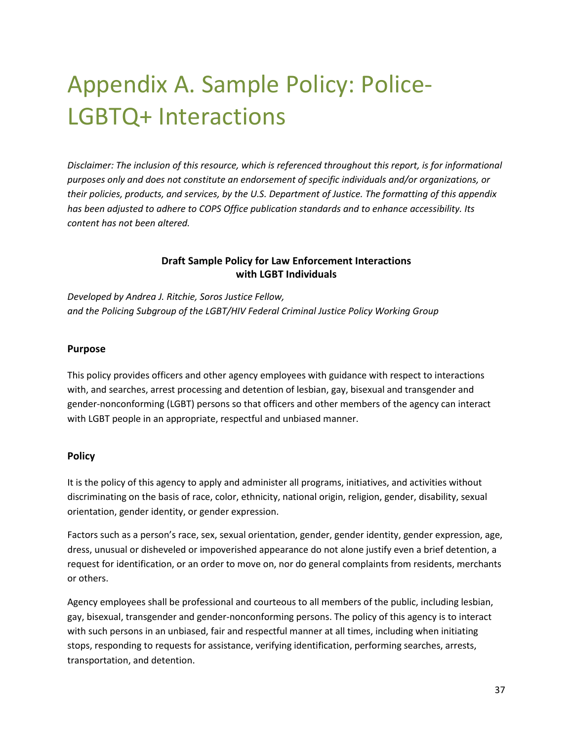# Appendix A. Sample Policy: Police-LGBTQ+ Interactions

*Disclaimer: The inclusion of this resource, which is referenced throughout this report, is for informational purposes only and does not constitute an endorsement of specific individuals and/or organizations, or their policies, products, and services, by the U.S. Department of Justice. The formatting of this appendix has been adjusted to adhere to COPS Office publication standards and to enhance accessibility. Its content has not been altered.*

**Draft Sample Policy for Law Enforcement Interactions with LGBT Individuals**

*Developed by Andrea J. Ritchie, Soros Justice Fellow, and the Policing Subgroup of the LGBT/HIV Federal Criminal Justice Policy Working Group*

**Purpose**

This policy provides officers and other agency employees with guidance with respect to interactions with, and searches, arrest processing and detention of lesbian, gay, bisexual and transgender and gender-nonconforming (LGBT) persons so that officers and other members of the agency can interact with LGBT people in an appropriate, respectful and unbiased manner.

**Policy**

It is the policy of this agency to apply and administer all programs, initiatives, and activities without discriminating on the basis of race, color, ethnicity, national origin, religion, gender, disability, sexual orientation, gender identity, or gender expression.

Factors such as a person's race, sex, sexual orientation, gender, gender identity, gender expression, age, dress, unusual or disheveled or impoverished appearance do not alone justify even a brief detention, a request for identification, or an order to move on, nor do general complaints from residents, merchants or others.

Agency employees shall be professional and courteous to all members of the public, including lesbian, gay, bisexual, transgender and gender-nonconforming persons. The policy of this agency is to interact with such persons in an unbiased, fair and respectful manner at all times, including when initiating stops, responding to requests for assistance, verifying identification, performing searches, arrests, transportation, and detention.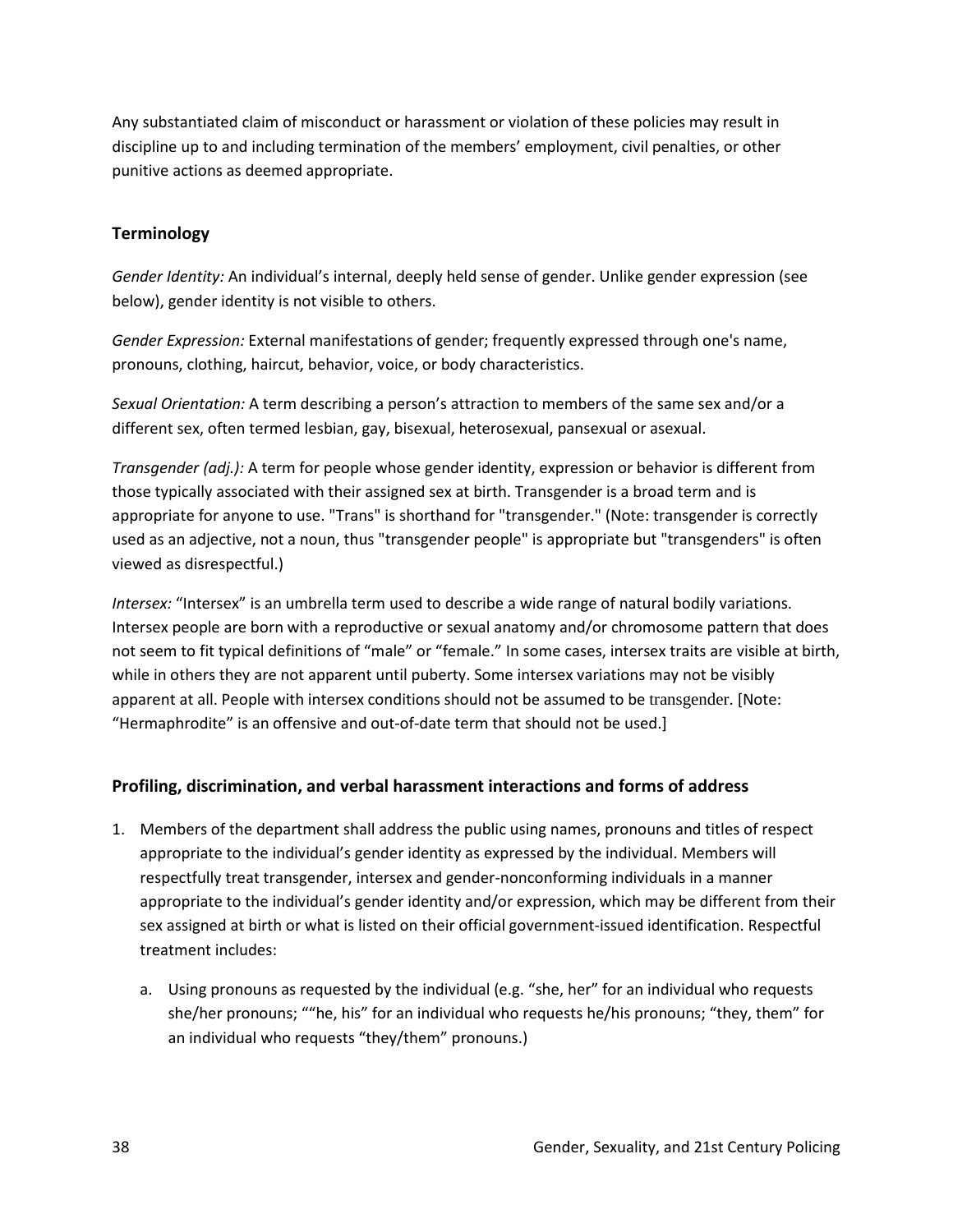Any substantiated claim of misconduct or harassment or violation of these policies may result in discipline up to and including termination of the members' employment, civil penalties, or other punitive actions as deemed appropriate.

### Terminology

*Gender Identity:* An individual's internal, deeply held sense of gender. Unlike gender expression (see below), gender identity is not visible to others.

*Gender Expression:* External manifestations of gender; frequently expressed through one's name, pronouns, clothing, haircut, behavior, voice, or body characteristics.

*Sexual Orientation:* A term describing a person's attraction to members of the same sex and/or a different sex, often termed lesbian, gay, bisexual, heterosexual, pansexual or asexual.

*Transgender (adj.):* A term for people whose gender identity, expression or behavior is different from those typically associated with their assigned sex at birth. Transgender is a broad term and is appropriate for anyone to use. "Trans" is shorthand for "transgender." (Note: transgender is correctly used as an adjective, not a noun, thus "transgender people" is appropriate but "transgenders" is often viewed as disrespectful.)

*Intersex:* "Intersex" is an umbrella term used to describe a wide range of natural bodily variations. Intersex people are born with a reproductive or sexual anatomy and/or chromosome pattern that does not seem to fit typical definitions of "male" or "female." In some cases, intersex traits are visible at birth, while in others they are not apparent until puberty. Some intersex variations may not be visibly apparent at all. People with intersex conditions should not be assumed to be transgender. [Note: "Hermaphrodite" is an offensive and out-of-date term that should not be used.]

### Profiling, discrimination, and verbal harassment interactions and forms of address

1. Members of the department shall address the public using names, pronouns and titles of respect appropriate to the individual's gender identity as expressed by the individual. Members will respectfully treat transgender, intersex and gender-nonconforming individuals in a manner appropriate to the individual's gender identity and/or expression, which may be different from their sex assigned at birth or what is listed on their official government-issued identification. Respectful treatment includes:

    a. Using pronouns as requested by the individual (e.g. "she, her" for an individual who requests she/her pronouns; ""he, his" for an individual who requests he/his pronouns; "they, them" for an individual who requests "they/them" pronouns.)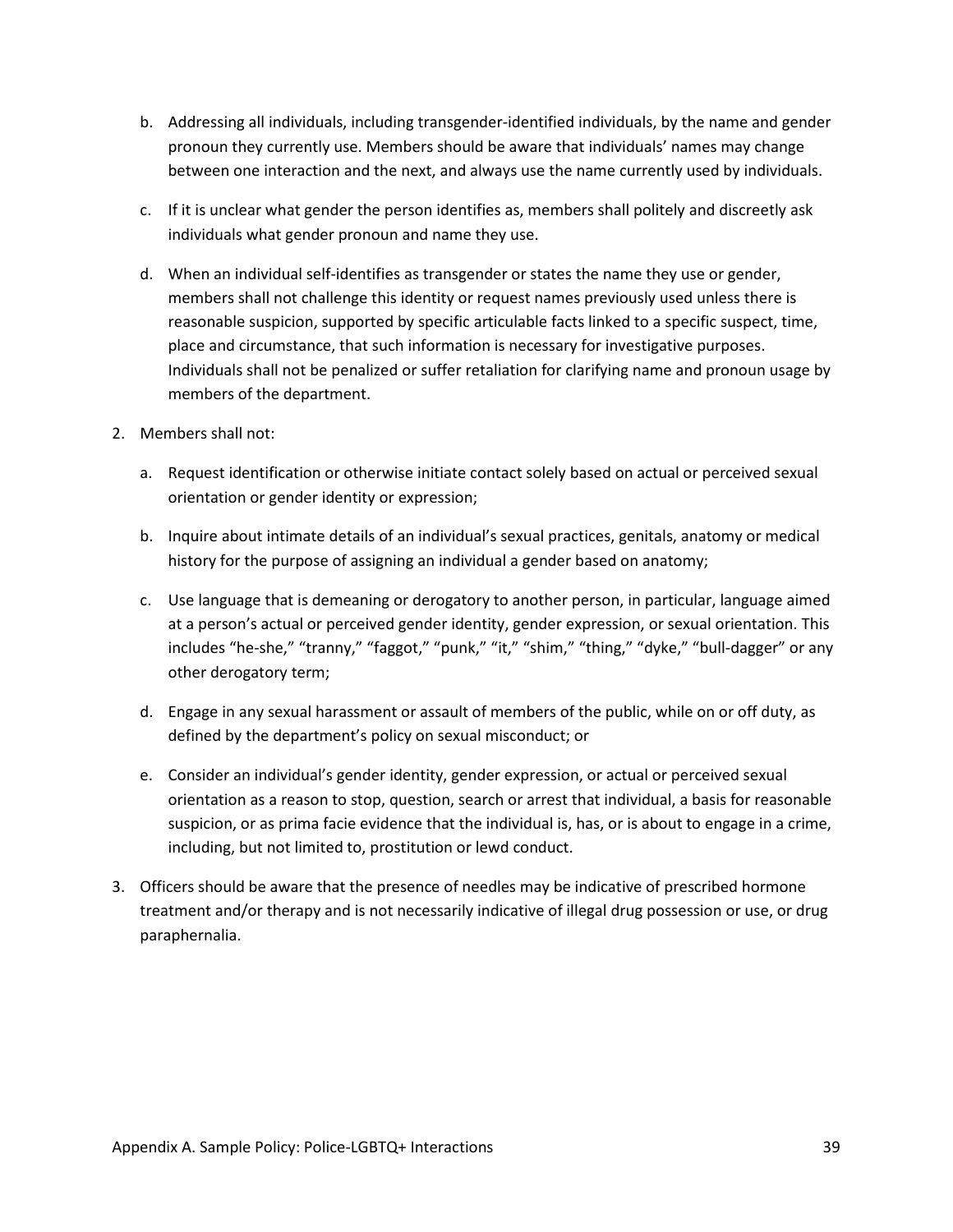b. Addressing all individuals, including transgender-identified individuals, by the name and gender pronoun they currently use. Members should be aware that individuals' names may change between one interaction and the next, and always use the name currently used by individuals.

c. If it is unclear what gender the person identifies as, members shall politely and discreetly ask individuals what gender pronoun and name they use.

d. When an individual self-identifies as transgender or states the name they use or gender, members shall not challenge this identity or request names previously used unless there is reasonable suspicion, supported by specific articulable facts linked to a specific suspect, time, place and circumstance, that such information is necessary for investigative purposes. Individuals shall not be penalized or suffer retaliation for clarifying name and pronoun usage by members of the department.

2. Members shall not:

   a. Request identification or otherwise initiate contact solely based on actual or perceived sexual orientation or gender identity or expression;

   b. Inquire about intimate details of an individual's sexual practices, genitals, anatomy or medical history for the purpose of assigning an individual a gender based on anatomy;

   c. Use language that is demeaning or derogatory to another person, in particular, language aimed at a person's actual or perceived gender identity, gender expression, or sexual orientation. This includes "he-she," "tranny," "faggot," "punk," "it," "shim," "thing," "dyke," "bull-dagger" or any other derogatory term;

   d. Engage in any sexual harassment or assault of members of the public, while on or off duty, as defined by the department's policy on sexual misconduct; or

   e. Consider an individual's gender identity, gender expression, or actual or perceived sexual orientation as a reason to stop, question, search or arrest that individual, a basis for reasonable suspicion, or as prima facie evidence that the individual is, has, or is about to engage in a crime, including, but not limited to, prostitution or lewd conduct.

3. Officers should be aware that the presence of needles may be indicative of prescribed hormone treatment and/or therapy and is not necessarily indicative of illegal drug possession or use, or drug paraphernalia.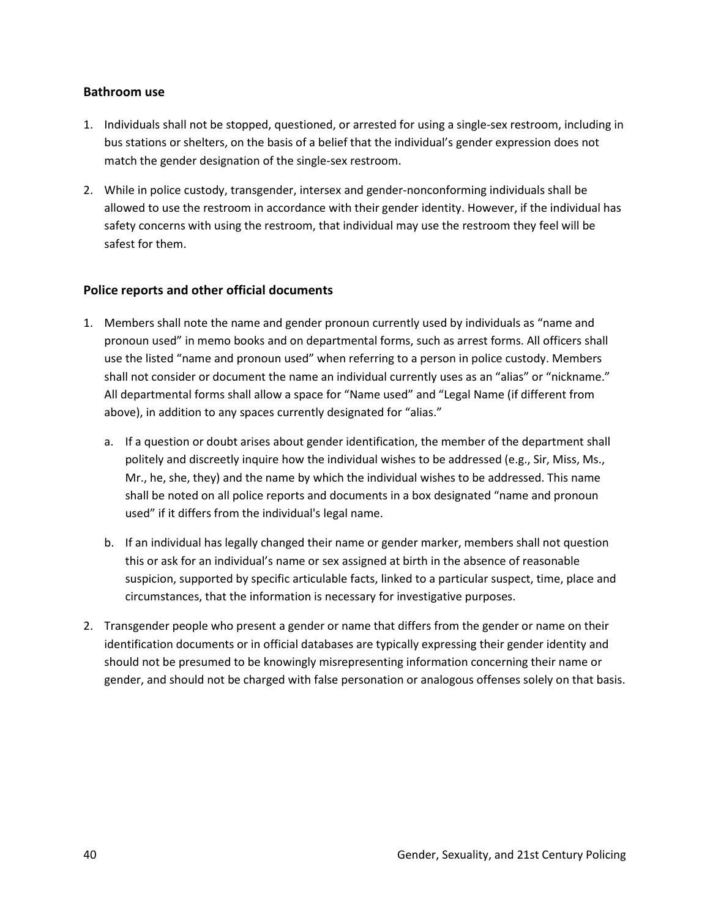### Bathroom use

1. Individuals shall not be stopped, questioned, or arrested for using a single-sex restroom, including in bus stations or shelters, on the basis of a belief that the individual's gender expression does not match the gender designation of the single-sex restroom.

2. While in police custody, transgender, intersex and gender-nonconforming individuals shall be allowed to use the restroom in accordance with their gender identity. However, if the individual has safety concerns with using the restroom, that individual may use the restroom they feel will be safest for them.

### Police reports and other official documents

1. Members shall note the name and gender pronoun currently used by individuals as "name and pronoun used" in memo books and on departmental forms, such as arrest forms. All officers shall use the listed "name and pronoun used" when referring to a person in police custody. Members shall not consider or document the name an individual currently uses as an "alias" or "nickname." All departmental forms shall allow a space for "Name used" and "Legal Name (if different from above), in addition to any spaces currently designated for "alias."

    a. If a question or doubt arises about gender identification, the member of the department shall politely and discreetly inquire how the individual wishes to be addressed (e.g., Sir, Miss, Ms., Mr., he, she, they) and the name by which the individual wishes to be addressed. This name shall be noted on all police reports and documents in a box designated "name and pronoun used" if it differs from the individual's legal name.

    b. If an individual has legally changed their name or gender marker, members shall not question this or ask for an individual's name or sex assigned at birth in the absence of reasonable suspicion, supported by specific articulable facts, linked to a particular suspect, time, place and circumstances, that the information is necessary for investigative purposes.

2. Transgender people who present a gender or name that differs from the gender or name on their identification documents or in official databases are typically expressing their gender identity and should not be presumed to be knowingly misrepresenting information concerning their name or gender, and should not be charged with false personation or analogous offenses solely on that basis.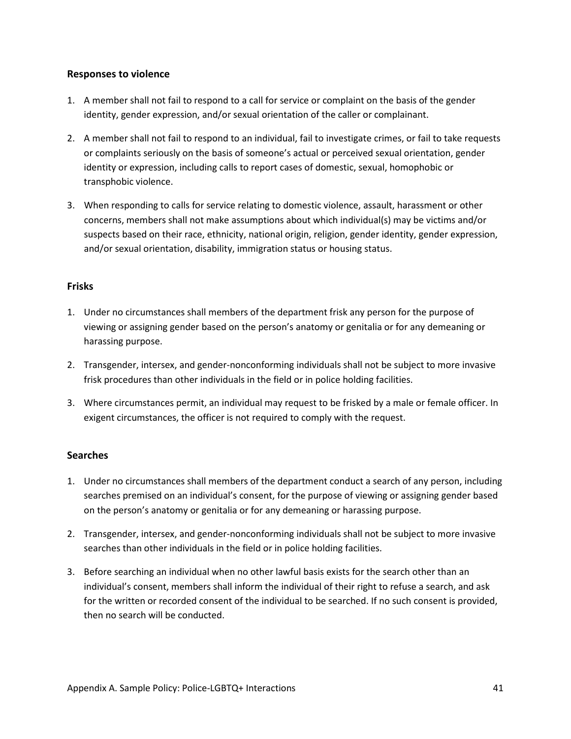### Responses to violence

1. A member shall not fail to respond to a call for service or complaint on the basis of the gender identity, gender expression, and/or sexual orientation of the caller or complainant.
2. A member shall not fail to respond to an individual, fail to investigate crimes, or fail to take requests or complaints seriously on the basis of someone's actual or perceived sexual orientation, gender identity or expression, including calls to report cases of domestic, sexual, homophobic or transphobic violence.
3. When responding to calls for service relating to domestic violence, assault, harassment or other concerns, members shall not make assumptions about which individual(s) may be victims and/or suspects based on their race, ethnicity, national origin, religion, gender identity, gender expression, and/or sexual orientation, disability, immigration status or housing status.

### Frisks

1. Under no circumstances shall members of the department frisk any person for the purpose of viewing or assigning gender based on the person's anatomy or genitalia or for any demeaning or harassing purpose.
2. Transgender, intersex, and gender-nonconforming individuals shall not be subject to more invasive frisk procedures than other individuals in the field or in police holding facilities.
3. Where circumstances permit, an individual may request to be frisked by a male or female officer. In exigent circumstances, the officer is not required to comply with the request.

### Searches

1. Under no circumstances shall members of the department conduct a search of any person, including searches premised on an individual's consent, for the purpose of viewing or assigning gender based on the person's anatomy or genitalia or for any demeaning or harassing purpose.
2. Transgender, intersex, and gender-nonconforming individuals shall not be subject to more invasive searches than other individuals in the field or in police holding facilities.
3. Before searching an individual when no other lawful basis exists for the search other than an individual's consent, members shall inform the individual of their right to refuse a search, and ask for the written or recorded consent of the individual to be searched. If no such consent is provided, then no search will be conducted.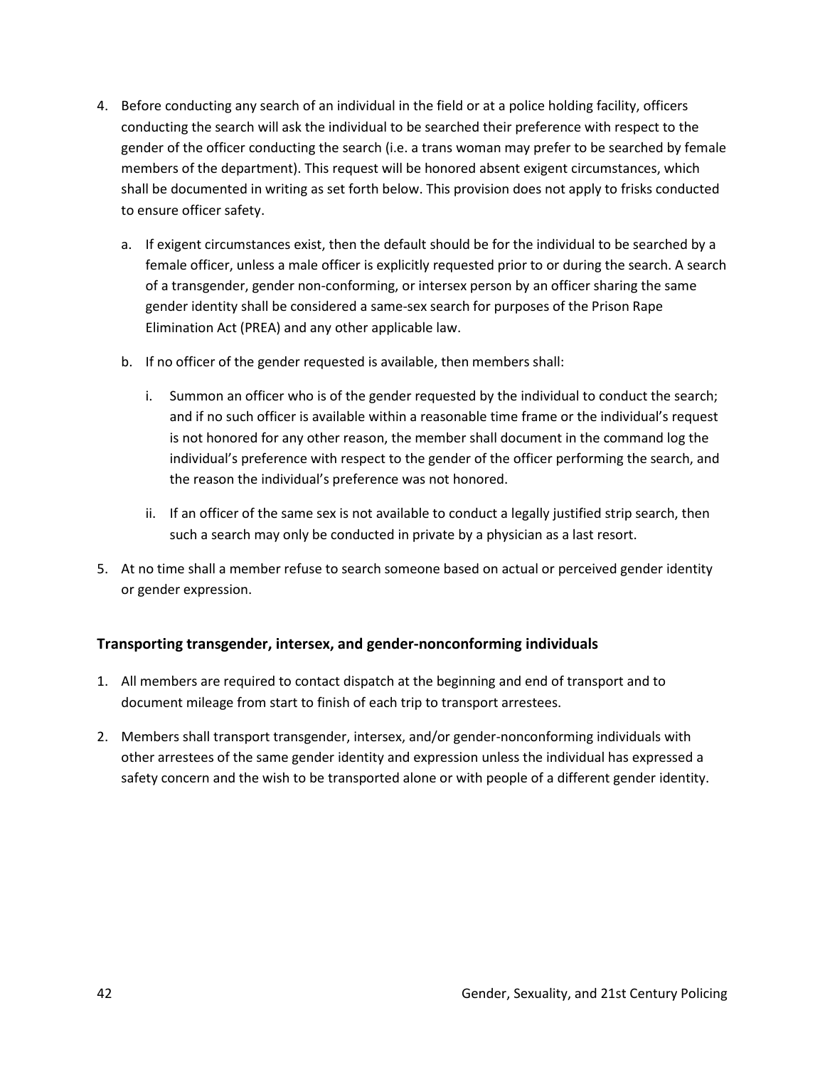4. Before conducting any search of an individual in the field or at a police holding facility, officers conducting the search will ask the individual to be searched their preference with respect to the gender of the officer conducting the search (i.e. a trans woman may prefer to be searched by female members of the department). This request will be honored absent exigent circumstances, which shall be documented in writing as set forth below. This provision does not apply to frisks conducted to ensure officer safety.

   a. If exigent circumstances exist, then the default should be for the individual to be searched by a female officer, unless a male officer is explicitly requested prior to or during the search. A search of a transgender, gender non-conforming, or intersex person by an officer sharing the same gender identity shall be considered a same-sex search for purposes of the Prison Rape Elimination Act (PREA) and any other applicable law.

   b. If no officer of the gender requested is available, then members shall:

      i. Summon an officer who is of the gender requested by the individual to conduct the search; and if no such officer is available within a reasonable time frame or the individual's request is not honored for any other reason, the member shall document in the command log the individual's preference with respect to the gender of the officer performing the search, and the reason the individual's preference was not honored.

      ii. If an officer of the same sex is not available to conduct a legally justified strip search, then such a search may only be conducted in private by a physician as a last resort.

5. At no time shall a member refuse to search someone based on actual or perceived gender identity or gender expression.

### Transporting transgender, intersex, and gender-nonconforming individuals

1. All members are required to contact dispatch at the beginning and end of transport and to document mileage from start to finish of each trip to transport arrestees.

2. Members shall transport transgender, intersex, and/or gender-nonconforming individuals with other arrestees of the same gender identity and expression unless the individual has expressed a safety concern and the wish to be transported alone or with people of a different gender identity.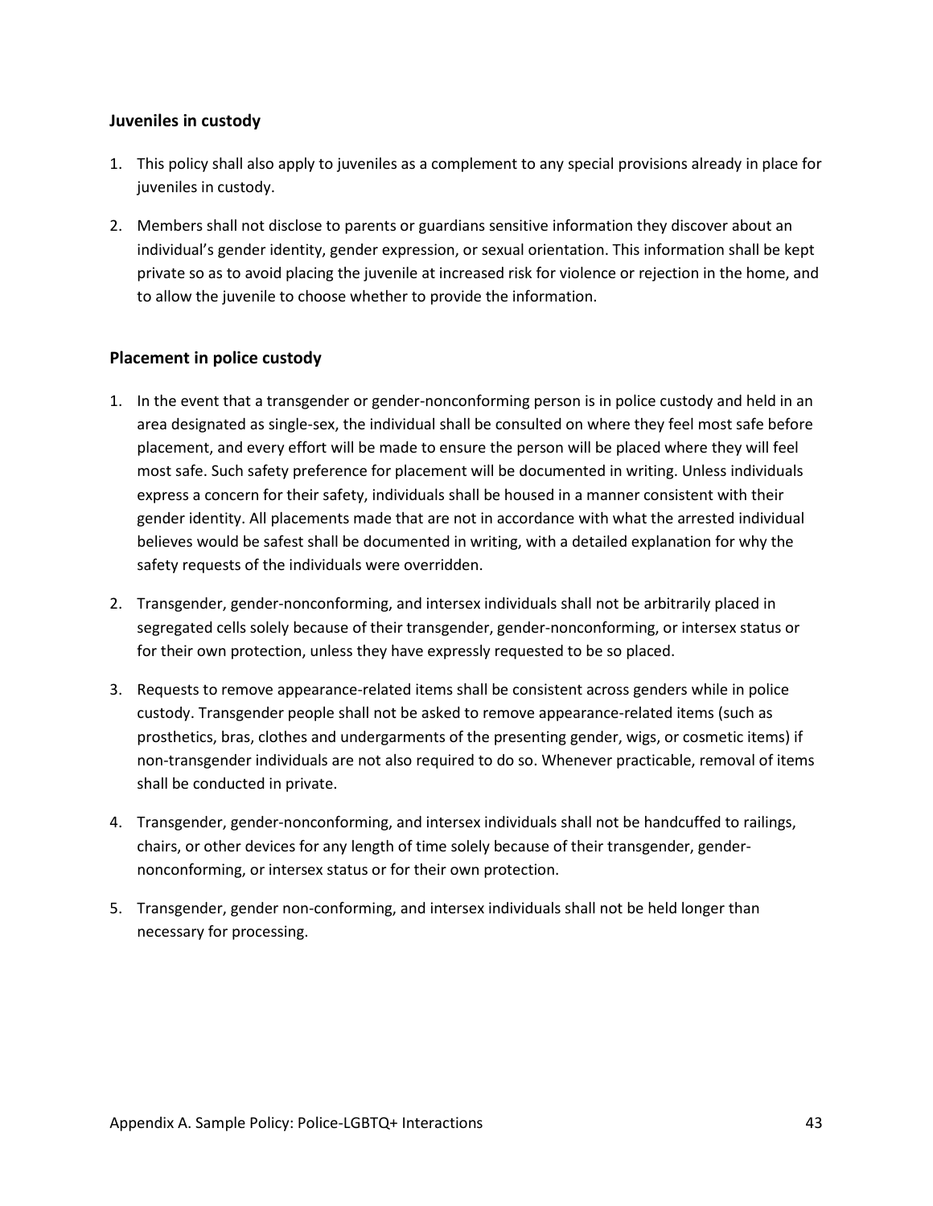### Juveniles in custody

1. This policy shall also apply to juveniles as a complement to any special provisions already in place for juveniles in custody.
2. Members shall not disclose to parents or guardians sensitive information they discover about an individual's gender identity, gender expression, or sexual orientation. This information shall be kept private so as to avoid placing the juvenile at increased risk for violence or rejection in the home, and to allow the juvenile to choose whether to provide the information.

### Placement in police custody

1. In the event that a transgender or gender-nonconforming person is in police custody and held in an area designated as single-sex, the individual shall be consulted on where they feel most safe before placement, and every effort will be made to ensure the person will be placed where they will feel most safe. Such safety preference for placement will be documented in writing. Unless individuals express a concern for their safety, individuals shall be housed in a manner consistent with their gender identity. All placements made that are not in accordance with what the arrested individual believes would be safest shall be documented in writing, with a detailed explanation for why the safety requests of the individuals were overridden.
2. Transgender, gender-nonconforming, and intersex individuals shall not be arbitrarily placed in segregated cells solely because of their transgender, gender-nonconforming, or intersex status or for their own protection, unless they have expressly requested to be so placed.
3. Requests to remove appearance-related items shall be consistent across genders while in police custody. Transgender people shall not be asked to remove appearance-related items (such as prosthetics, bras, clothes and undergarments of the presenting gender, wigs, or cosmetic items) if non-transgender individuals are not also required to do so. Whenever practicable, removal of items shall be conducted in private.
4. Transgender, gender-nonconforming, and intersex individuals shall not be handcuffed to railings, chairs, or other devices for any length of time solely because of their transgender, gender-nonconforming, or intersex status or for their own protection.
5. Transgender, gender non-conforming, and intersex individuals shall not be held longer than necessary for processing.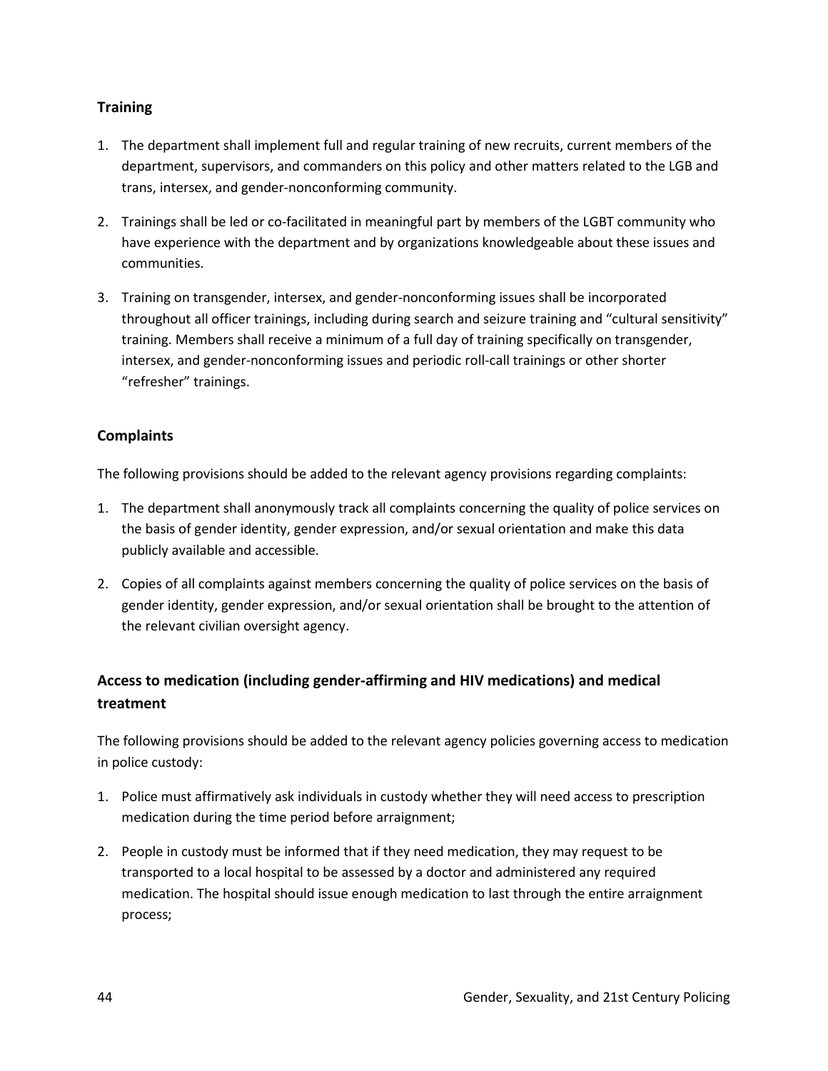### Training

1. The department shall implement full and regular training of new recruits, current members of the department, supervisors, and commanders on this policy and other matters related to the LGB and trans, intersex, and gender-nonconforming community.
2. Trainings shall be led or co-facilitated in meaningful part by members of the LGBT community who have experience with the department and by organizations knowledgeable about these issues and communities.
3. Training on transgender, intersex, and gender-nonconforming issues shall be incorporated throughout all officer trainings, including during search and seizure training and "cultural sensitivity" training. Members shall receive a minimum of a full day of training specifically on transgender, intersex, and gender-nonconforming issues and periodic roll-call trainings or other shorter "refresher" trainings.

### Complaints

The following provisions should be added to the relevant agency provisions regarding complaints:

1. The department shall anonymously track all complaints concerning the quality of police services on the basis of gender identity, gender expression, and/or sexual orientation and make this data publicly available and accessible.
2. Copies of all complaints against members concerning the quality of police services on the basis of gender identity, gender expression, and/or sexual orientation shall be brought to the attention of the relevant civilian oversight agency.

### Access to medication (including gender-affirming and HIV medications) and medical treatment

The following provisions should be added to the relevant agency policies governing access to medication in police custody:

1. Police must affirmatively ask individuals in custody whether they will need access to prescription medication during the time period before arraignment;
2. People in custody must be informed that if they need medication, they may request to be transported to a local hospital to be assessed by a doctor and administered any required medication. The hospital should issue enough medication to last through the entire arraignment process;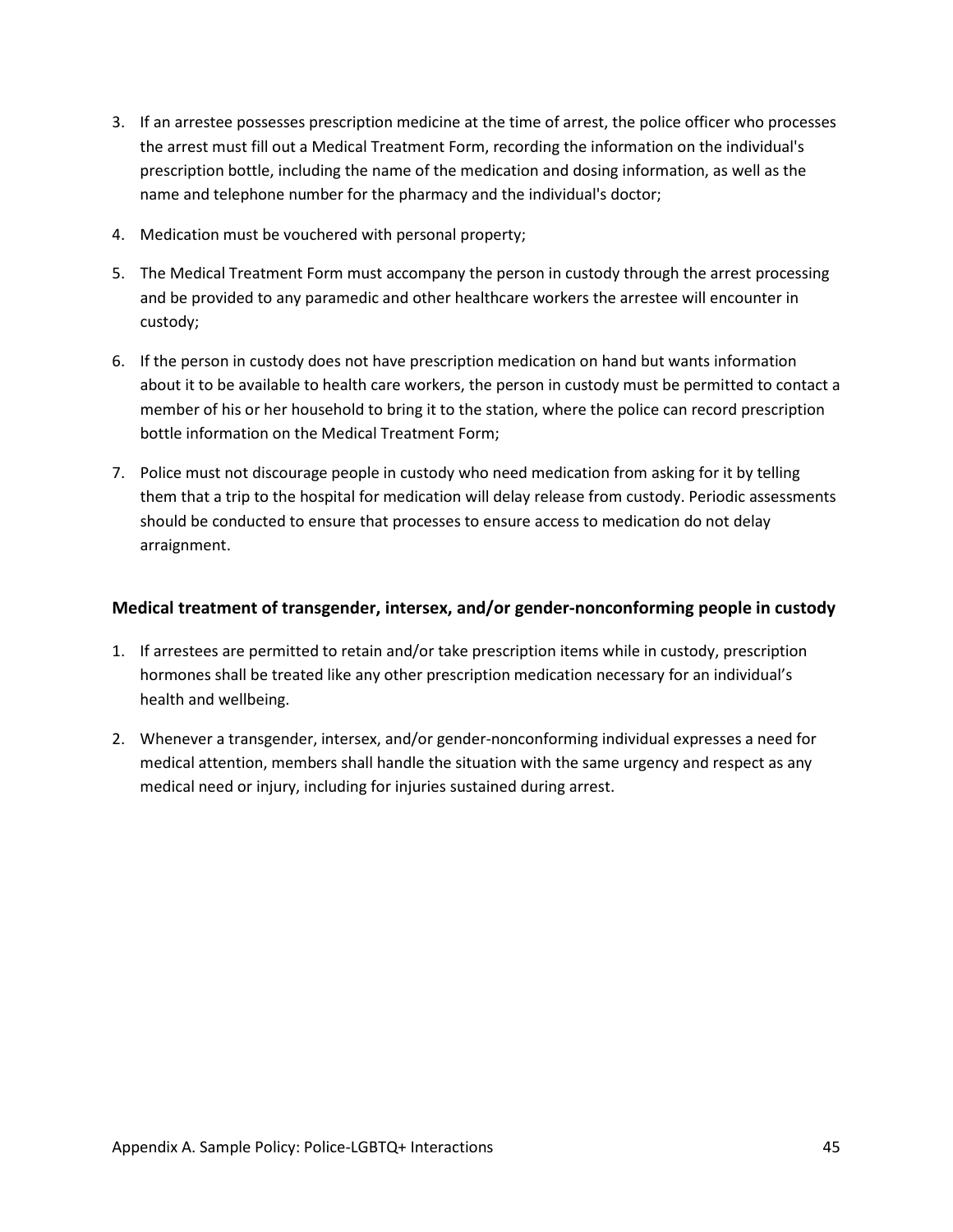3. If an arrestee possesses prescription medicine at the time of arrest, the police officer who processes the arrest must fill out a Medical Treatment Form, recording the information on the individual's prescription bottle, including the name of the medication and dosing information, as well as the name and telephone number for the pharmacy and the individual's doctor;
4. Medication must be vouchered with personal property;
5. The Medical Treatment Form must accompany the person in custody through the arrest processing and be provided to any paramedic and other healthcare workers the arrestee will encounter in custody;
6. If the person in custody does not have prescription medication on hand but wants information about it to be available to health care workers, the person in custody must be permitted to contact a member of his or her household to bring it to the station, where the police can record prescription bottle information on the Medical Treatment Form;
7. Police must not discourage people in custody who need medication from asking for it by telling them that a trip to the hospital for medication will delay release from custody. Periodic assessments should be conducted to ensure that processes to ensure access to medication do not delay arraignment.

### Medical treatment of transgender, intersex, and/or gender-nonconforming people in custody

1. If arrestees are permitted to retain and/or take prescription items while in custody, prescription hormones shall be treated like any other prescription medication necessary for an individual's health and wellbeing.
2. Whenever a transgender, intersex, and/or gender-nonconforming individual expresses a need for medical attention, members shall handle the situation with the same urgency and respect as any medical need or injury, including for injuries sustained during arrest.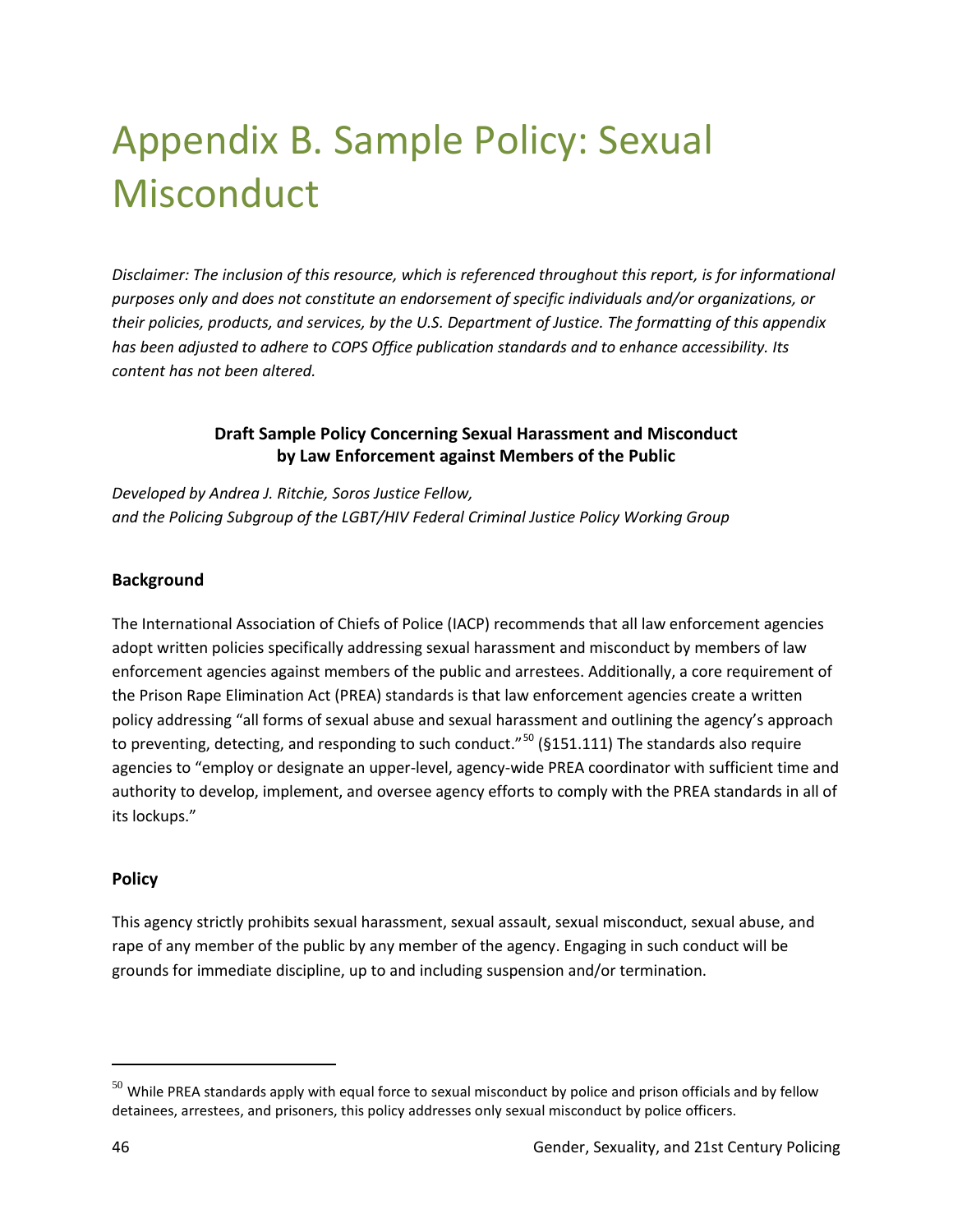# Appendix B. Sample Policy: Sexual Misconduct

*Disclaimer: The inclusion of this resource, which is referenced throughout this report, is for informational purposes only and does not constitute an endorsement of specific individuals and/or organizations, or their policies, products, and services, by the U.S. Department of Justice. The formatting of this appendix has been adjusted to adhere to COPS Office publication standards and to enhance accessibility. Its content has not been altered.*

**Draft Sample Policy Concerning Sexual Harassment and Misconduct by Law Enforcement against Members of the Public**

*Developed by Andrea J. Ritchie, Soros Justice Fellow, and the Policing Subgroup of the LGBT/HIV Federal Criminal Justice Policy Working Group*

### Background

The International Association of Chiefs of Police (IACP) recommends that all law enforcement agencies adopt written policies specifically addressing sexual harassment and misconduct by members of law enforcement agencies against members of the public and arrestees. Additionally, a core requirement of the Prison Rape Elimination Act (PREA) standards is that law enforcement agencies create a written policy addressing "all forms of sexual abuse and sexual harassment and outlining the agency's approach to preventing, detecting, and responding to such conduct."[50] (§151.111) The standards also require agencies to "employ or designate an upper-level, agency-wide PREA coordinator with sufficient time and authority to develop, implement, and oversee agency efforts to comply with the PREA standards in all of its lockups."

### Policy

This agency strictly prohibits sexual harassment, sexual assault, sexual misconduct, sexual abuse, and rape of any member of the public by any member of the agency. Engaging in such conduct will be grounds for immediate discipline, up to and including suspension and/or termination.

---

[50] While PREA standards apply with equal force to sexual misconduct by police and prison officials and by fellow detainees, arrestees, and prisoners, this policy addresses only sexual misconduct by police officers.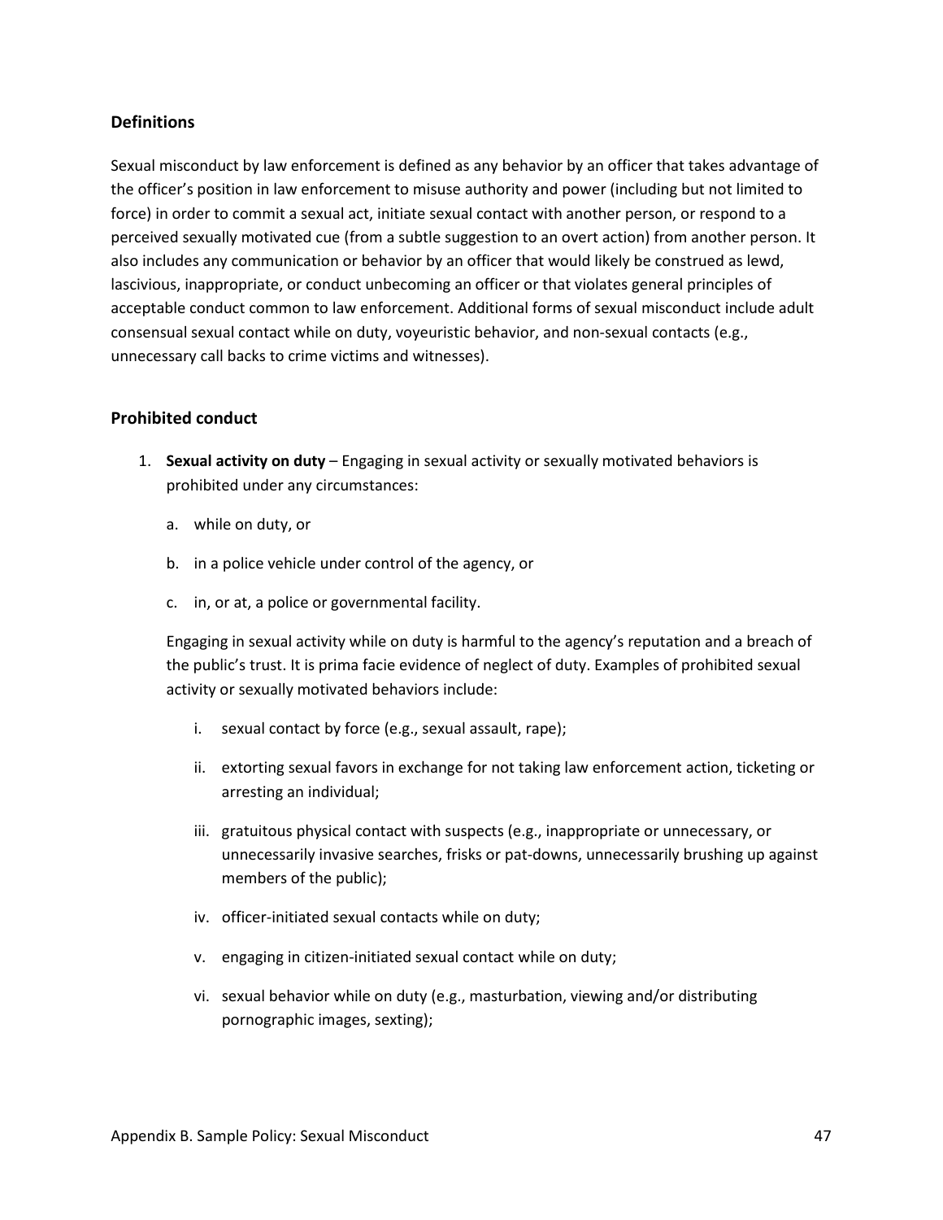## Definitions

Sexual misconduct by law enforcement is defined as any behavior by an officer that takes advantage of the officer's position in law enforcement to misuse authority and power (including but not limited to force) in order to commit a sexual act, initiate sexual contact with another person, or respond to a perceived sexually motivated cue (from a subtle suggestion to an overt action) from another person. It also includes any communication or behavior by an officer that would likely be construed as lewd, lascivious, inappropriate, or conduct unbecoming an officer or that violates general principles of acceptable conduct common to law enforcement. Additional forms of sexual misconduct include adult consensual sexual contact while on duty, voyeuristic behavior, and non-sexual contacts (e.g., unnecessary call backs to crime victims and witnesses).

## Prohibited conduct

1. **Sexual activity on duty** – Engaging in sexual activity or sexually motivated behaviors is prohibited under any circumstances:

    a. while on duty, or

    b. in a police vehicle under control of the agency, or

    c. in, or at, a police or governmental facility.

    Engaging in sexual activity while on duty is harmful to the agency's reputation and a breach of the public's trust. It is prima facie evidence of neglect of duty. Examples of prohibited sexual activity or sexually motivated behaviors include:

    i. sexual contact by force (e.g., sexual assault, rape);

    ii. extorting sexual favors in exchange for not taking law enforcement action, ticketing or arresting an individual;

    iii. gratuitous physical contact with suspects (e.g., inappropriate or unnecessary, or unnecessarily invasive searches, frisks or pat-downs, unnecessarily brushing up against members of the public);

    iv. officer-initiated sexual contacts while on duty;

    v. engaging in citizen-initiated sexual contact while on duty;

    vi. sexual behavior while on duty (e.g., masturbation, viewing and/or distributing pornographic images, sexting);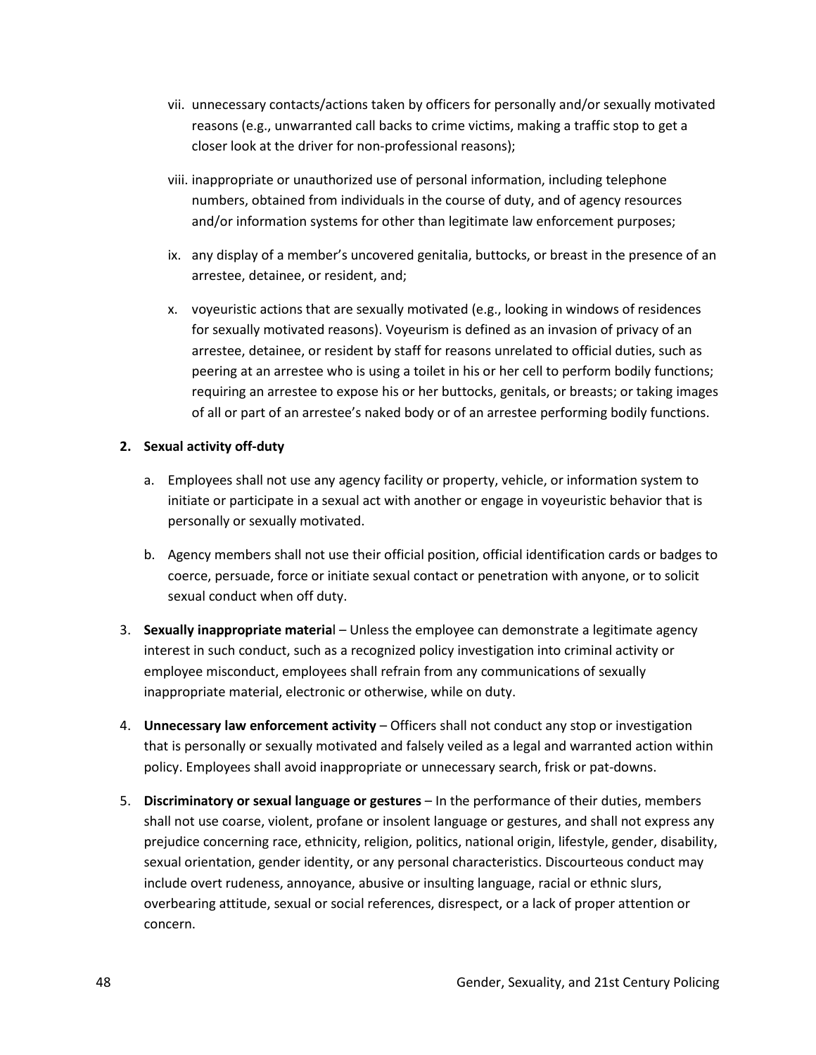vii. unnecessary contacts/actions taken by officers for personally and/or sexually motivated reasons (e.g., unwarranted call backs to crime victims, making a traffic stop to get a closer look at the driver for non-professional reasons);

viii. inappropriate or unauthorized use of personal information, including telephone numbers, obtained from individuals in the course of duty, and of agency resources and/or information systems for other than legitimate law enforcement purposes;

ix. any display of a member's uncovered genitalia, buttocks, or breast in the presence of an arrestee, detainee, or resident, and;

x. voyeuristic actions that are sexually motivated (e.g., looking in windows of residences for sexually motivated reasons). Voyeurism is defined as an invasion of privacy of an arrestee, detainee, or resident by staff for reasons unrelated to official duties, such as peering at an arrestee who is using a toilet in his or her cell to perform bodily functions; requiring an arrestee to expose his or her buttocks, genitals, or breasts; or taking images of all or part of an arrestee's naked body or of an arrestee performing bodily functions.

**2. Sexual activity off-duty**

a. Employees shall not use any agency facility or property, vehicle, or information system to initiate or participate in a sexual act with another or engage in voyeuristic behavior that is personally or sexually motivated.

b. Agency members shall not use their official position, official identification cards or badges to coerce, persuade, force or initiate sexual contact or penetration with anyone, or to solicit sexual conduct when off duty.

3. **Sexually inappropriate material** – Unless the employee can demonstrate a legitimate agency interest in such conduct, such as a recognized policy investigation into criminal activity or employee misconduct, employees shall refrain from any communications of sexually inappropriate material, electronic or otherwise, while on duty.

4. **Unnecessary law enforcement activity** – Officers shall not conduct any stop or investigation that is personally or sexually motivated and falsely veiled as a legal and warranted action within policy. Employees shall avoid inappropriate or unnecessary search, frisk or pat-downs.

5. **Discriminatory or sexual language or gestures** – In the performance of their duties, members shall not use coarse, violent, profane or insolent language or gestures, and shall not express any prejudice concerning race, ethnicity, religion, politics, national origin, lifestyle, gender, disability, sexual orientation, gender identity, or any personal characteristics. Discourteous conduct may include overt rudeness, annoyance, abusive or insulting language, racial or ethnic slurs, overbearing attitude, sexual or social references, disrespect, or a lack of proper attention or concern.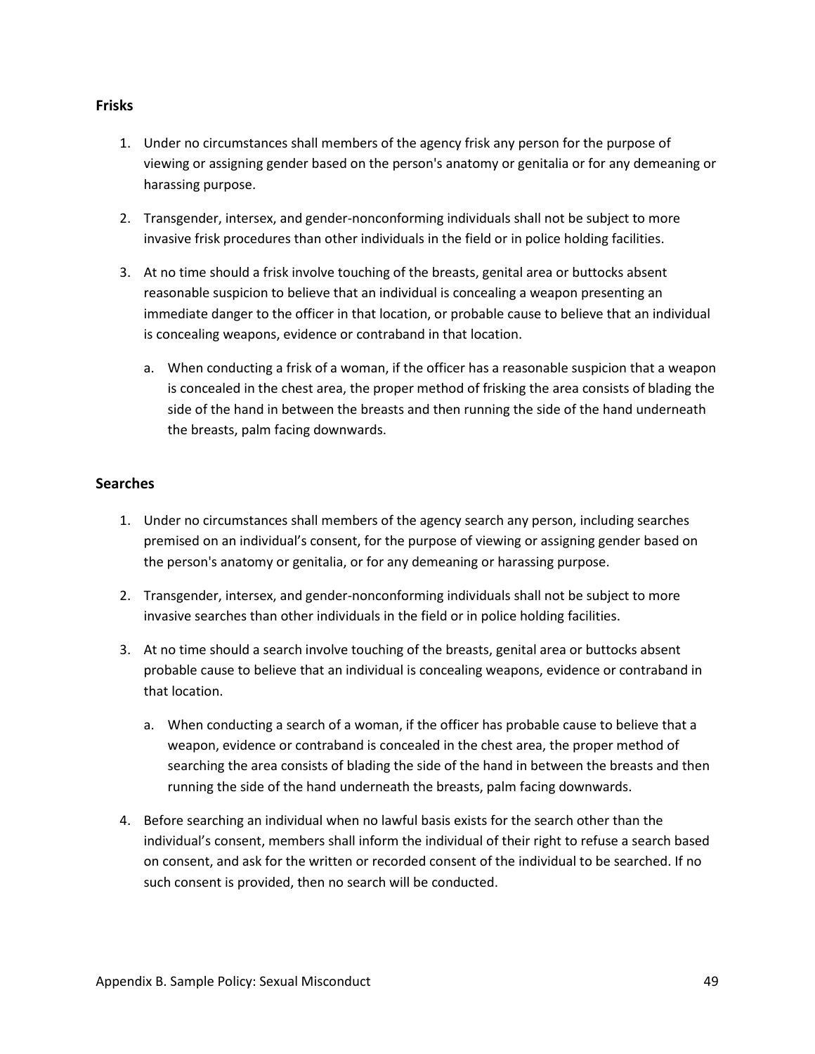### Frisks

1. Under no circumstances shall members of the agency frisk any person for the purpose of viewing or assigning gender based on the person's anatomy or genitalia or for any demeaning or harassing purpose.

2. Transgender, intersex, and gender-nonconforming individuals shall not be subject to more invasive frisk procedures than other individuals in the field or in police holding facilities.

3. At no time should a frisk involve touching of the breasts, genital area or buttocks absent reasonable suspicion to believe that an individual is concealing a weapon presenting an immediate danger to the officer in that location, or probable cause to believe that an individual is concealing weapons, evidence or contraband in that location.

   a. When conducting a frisk of a woman, if the officer has a reasonable suspicion that a weapon is concealed in the chest area, the proper method of frisking the area consists of blading the side of the hand in between the breasts and then running the side of the hand underneath the breasts, palm facing downwards.

### Searches

1. Under no circumstances shall members of the agency search any person, including searches premised on an individual's consent, for the purpose of viewing or assigning gender based on the person's anatomy or genitalia, or for any demeaning or harassing purpose.

2. Transgender, intersex, and gender-nonconforming individuals shall not be subject to more invasive searches than other individuals in the field or in police holding facilities.

3. At no time should a search involve touching of the breasts, genital area or buttocks absent probable cause to believe that an individual is concealing weapons, evidence or contraband in that location.

   a. When conducting a search of a woman, if the officer has probable cause to believe that a weapon, evidence or contraband is concealed in the chest area, the proper method of searching the area consists of blading the side of the hand in between the breasts and then running the side of the hand underneath the breasts, palm facing downwards.

4. Before searching an individual when no lawful basis exists for the search other than the individual's consent, members shall inform the individual of their right to refuse a search based on consent, and ask for the written or recorded consent of the individual to be searched. If no such consent is provided, then no search will be conducted.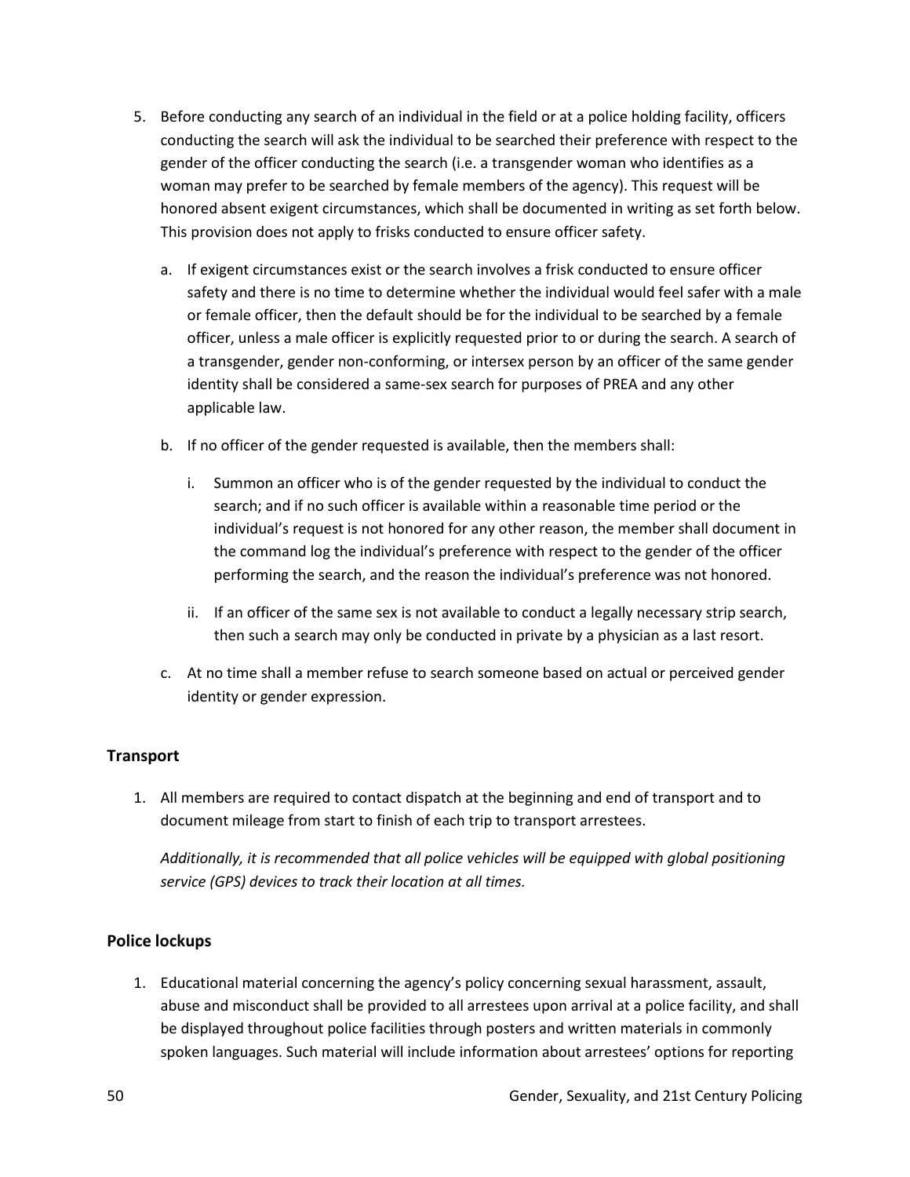5. Before conducting any search of an individual in the field or at a police holding facility, officers conducting the search will ask the individual to be searched their preference with respect to the gender of the officer conducting the search (i.e. a transgender woman who identifies as a woman may prefer to be searched by female members of the agency). This request will be honored absent exigent circumstances, which shall be documented in writing as set forth below. This provision does not apply to frisks conducted to ensure officer safety.

   a. If exigent circumstances exist or the search involves a frisk conducted to ensure officer safety and there is no time to determine whether the individual would feel safer with a male or female officer, then the default should be for the individual to be searched by a female officer, unless a male officer is explicitly requested prior to or during the search. A search of a transgender, gender non-conforming, or intersex person by an officer of the same gender identity shall be considered a same-sex search for purposes of PREA and any other applicable law.

   b. If no officer of the gender requested is available, then the members shall:

      i. Summon an officer who is of the gender requested by the individual to conduct the search; and if no such officer is available within a reasonable time period or the individual's request is not honored for any other reason, the member shall document in the command log the individual's preference with respect to the gender of the officer performing the search, and the reason the individual's preference was not honored.

      ii. If an officer of the same sex is not available to conduct a legally necessary strip search, then such a search may only be conducted in private by a physician as a last resort.

   c. At no time shall a member refuse to search someone based on actual or perceived gender identity or gender expression.

### Transport

1. All members are required to contact dispatch at the beginning and end of transport and to document mileage from start to finish of each trip to transport arrestees.

   *Additionally, it is recommended that all police vehicles will be equipped with global positioning service (GPS) devices to track their location at all times.*

### Police lockups

1. Educational material concerning the agency's policy concerning sexual harassment, assault, abuse and misconduct shall be provided to all arrestees upon arrival at a police facility, and shall be displayed throughout police facilities through posters and written materials in commonly spoken languages. Such material will include information about arrestees' options for reporting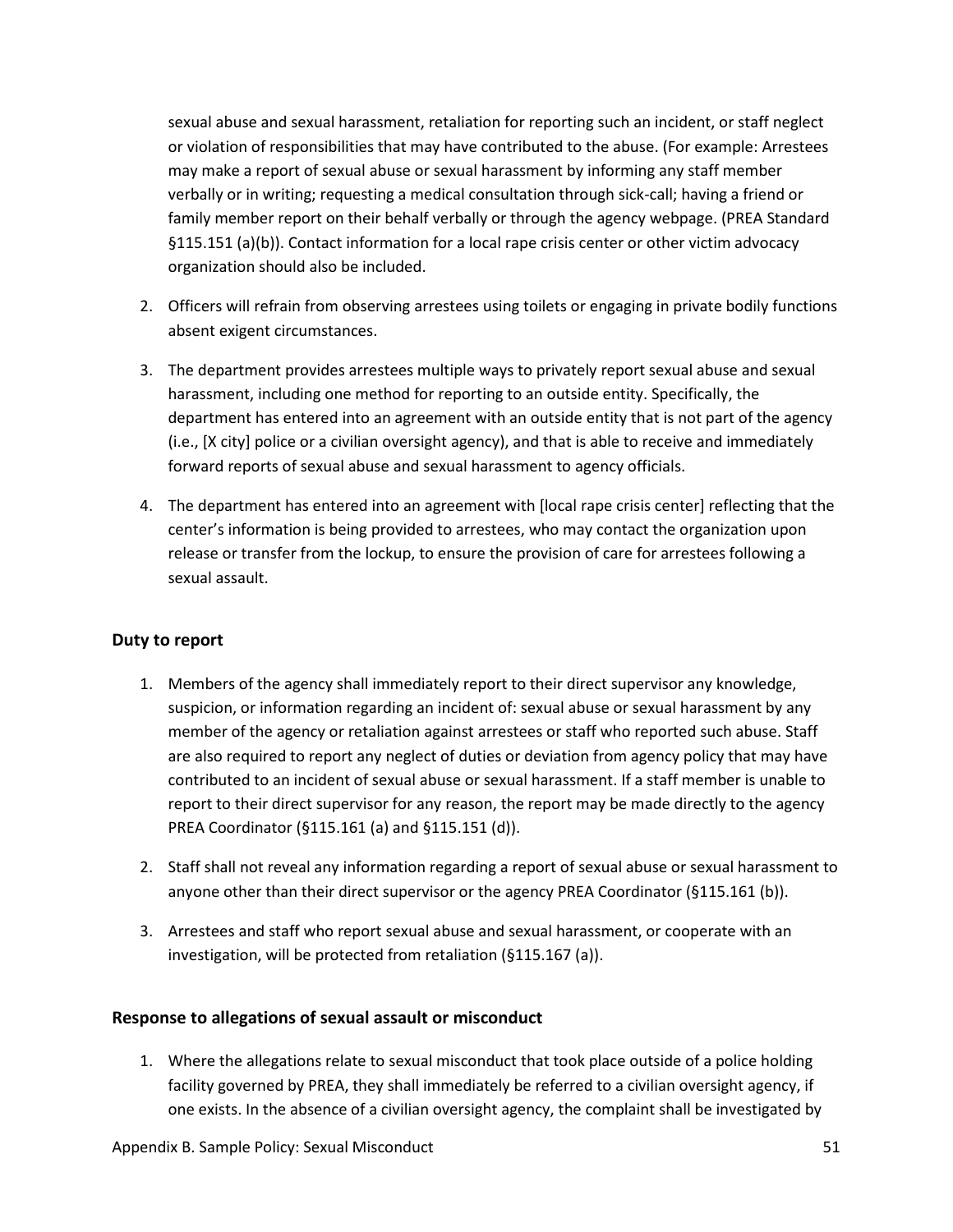sexual abuse and sexual harassment, retaliation for reporting such an incident, or staff neglect or violation of responsibilities that may have contributed to the abuse. (For example: Arrestees may make a report of sexual abuse or sexual harassment by informing any staff member verbally or in writing; requesting a medical consultation through sick-call; having a friend or family member report on their behalf verbally or through the agency webpage. (PREA Standard §115.151 (a)(b)). Contact information for a local rape crisis center or other victim advocacy organization should also be included.

2. Officers will refrain from observing arrestees using toilets or engaging in private bodily functions absent exigent circumstances.

3. The department provides arrestees multiple ways to privately report sexual abuse and sexual harassment, including one method for reporting to an outside entity. Specifically, the department has entered into an agreement with an outside entity that is not part of the agency (i.e., [X city] police or a civilian oversight agency), and that is able to receive and immediately forward reports of sexual abuse and sexual harassment to agency officials.

4. The department has entered into an agreement with [local rape crisis center] reflecting that the center's information is being provided to arrestees, who may contact the organization upon release or transfer from the lockup, to ensure the provision of care for arrestees following a sexual assault.

### Duty to report

1. Members of the agency shall immediately report to their direct supervisor any knowledge, suspicion, or information regarding an incident of: sexual abuse or sexual harassment by any member of the agency or retaliation against arrestees or staff who reported such abuse. Staff are also required to report any neglect of duties or deviation from agency policy that may have contributed to an incident of sexual abuse or sexual harassment. If a staff member is unable to report to their direct supervisor for any reason, the report may be made directly to the agency PREA Coordinator (§115.161 (a) and §115.151 (d)).

2. Staff shall not reveal any information regarding a report of sexual abuse or sexual harassment to anyone other than their direct supervisor or the agency PREA Coordinator (§115.161 (b)).

3. Arrestees and staff who report sexual abuse and sexual harassment, or cooperate with an investigation, will be protected from retaliation (§115.167 (a)).

### Response to allegations of sexual assault or misconduct

1. Where the allegations relate to sexual misconduct that took place outside of a police holding facility governed by PREA, they shall immediately be referred to a civilian oversight agency, if one exists. In the absence of a civilian oversight agency, the complaint shall be investigated by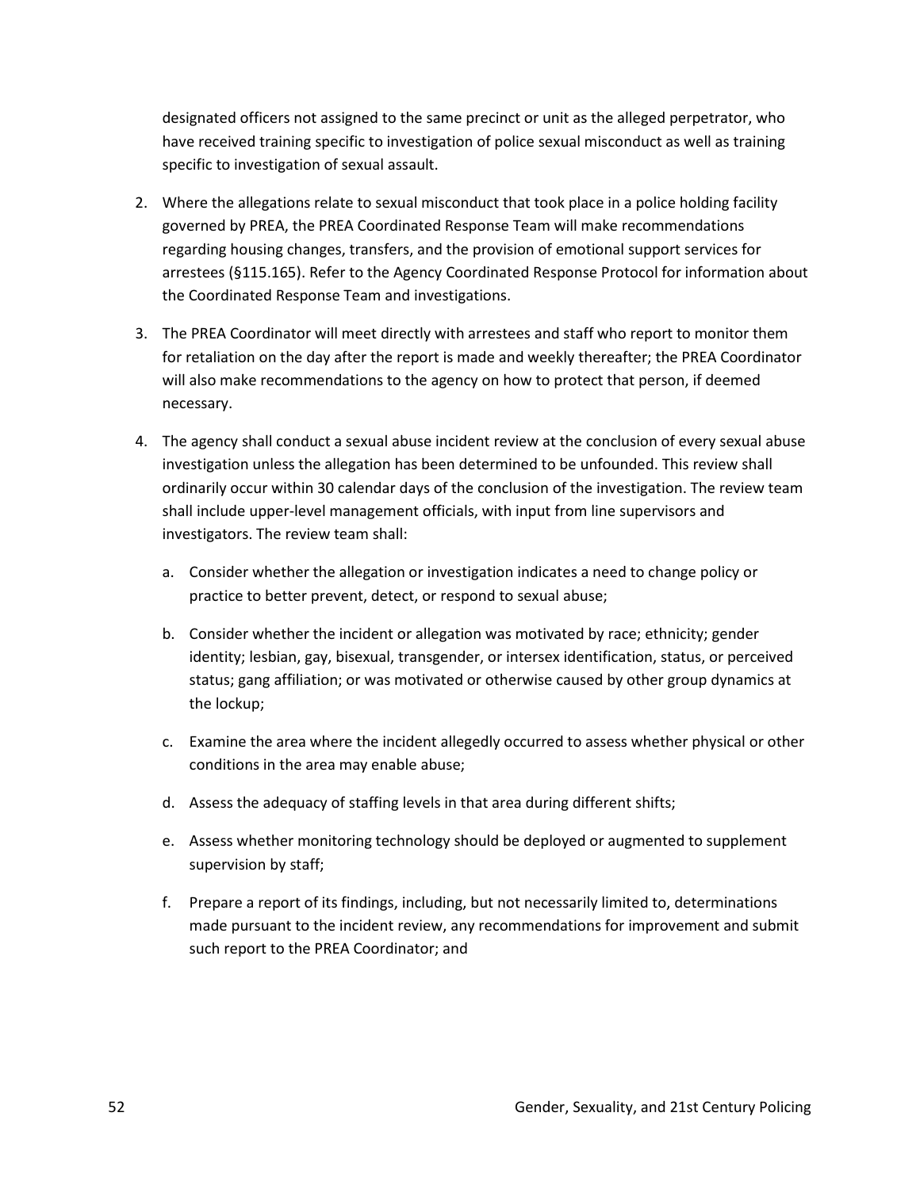designated officers not assigned to the same precinct or unit as the alleged perpetrator, who have received training specific to investigation of police sexual misconduct as well as training specific to investigation of sexual assault.

2. Where the allegations relate to sexual misconduct that took place in a police holding facility governed by PREA, the PREA Coordinated Response Team will make recommendations regarding housing changes, transfers, and the provision of emotional support services for arrestees (§115.165). Refer to the Agency Coordinated Response Protocol for information about the Coordinated Response Team and investigations.

3. The PREA Coordinator will meet directly with arrestees and staff who report to monitor them for retaliation on the day after the report is made and weekly thereafter; the PREA Coordinator will also make recommendations to the agency on how to protect that person, if deemed necessary.

4. The agency shall conduct a sexual abuse incident review at the conclusion of every sexual abuse investigation unless the allegation has been determined to be unfounded. This review shall ordinarily occur within 30 calendar days of the conclusion of the investigation. The review team shall include upper-level management officials, with input from line supervisors and investigators. The review team shall:

   a. Consider whether the allegation or investigation indicates a need to change policy or practice to better prevent, detect, or respond to sexual abuse;

   b. Consider whether the incident or allegation was motivated by race; ethnicity; gender identity; lesbian, gay, bisexual, transgender, or intersex identification, status, or perceived status; gang affiliation; or was motivated or otherwise caused by other group dynamics at the lockup;

   c. Examine the area where the incident allegedly occurred to assess whether physical or other conditions in the area may enable abuse;

   d. Assess the adequacy of staffing levels in that area during different shifts;

   e. Assess whether monitoring technology should be deployed or augmented to supplement supervision by staff;

   f. Prepare a report of its findings, including, but not necessarily limited to, determinations made pursuant to the incident review, any recommendations for improvement and submit such report to the PREA Coordinator; and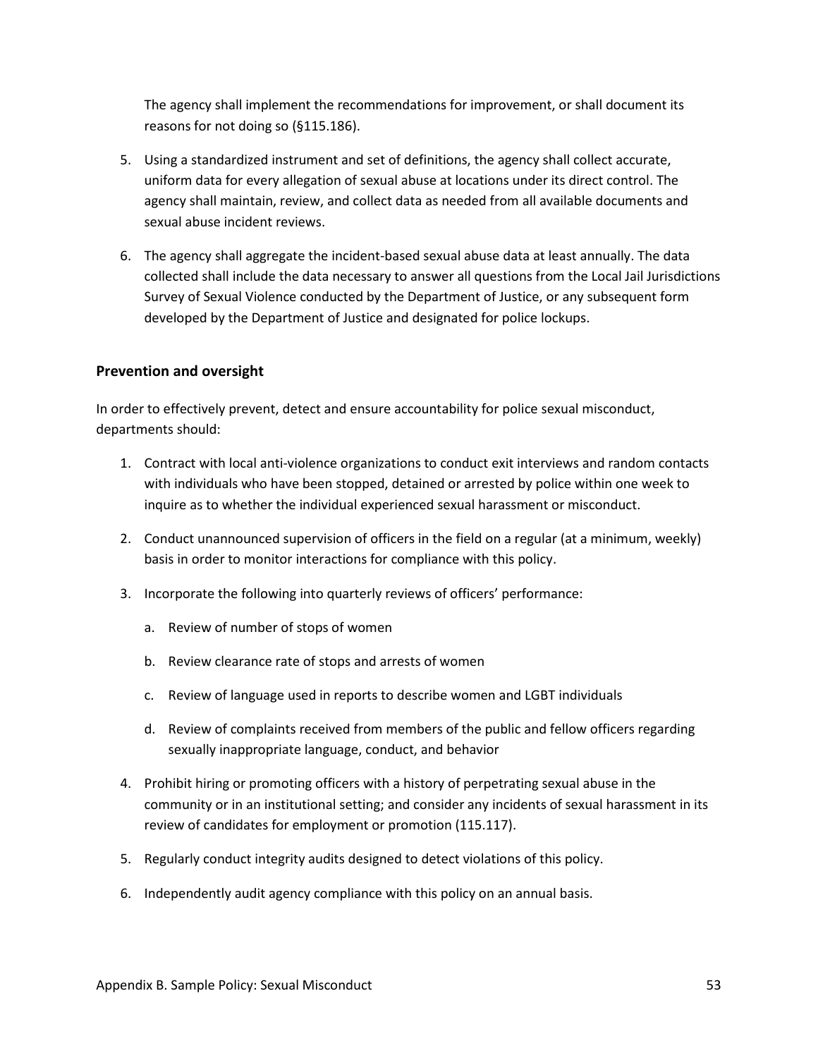The agency shall implement the recommendations for improvement, or shall document its reasons for not doing so (§115.186).

5. Using a standardized instrument and set of definitions, the agency shall collect accurate, uniform data for every allegation of sexual abuse at locations under its direct control. The agency shall maintain, review, and collect data as needed from all available documents and sexual abuse incident reviews.

6. The agency shall aggregate the incident-based sexual abuse data at least annually. The data collected shall include the data necessary to answer all questions from the Local Jail Jurisdictions Survey of Sexual Violence conducted by the Department of Justice, or any subsequent form developed by the Department of Justice and designated for police lockups.

### Prevention and oversight

In order to effectively prevent, detect and ensure accountability for police sexual misconduct, departments should:

1. Contract with local anti-violence organizations to conduct exit interviews and random contacts with individuals who have been stopped, detained or arrested by police within one week to inquire as to whether the individual experienced sexual harassment or misconduct.

2. Conduct unannounced supervision of officers in the field on a regular (at a minimum, weekly) basis in order to monitor interactions for compliance with this policy.

3. Incorporate the following into quarterly reviews of officers' performance:

   a. Review of number of stops of women

   b. Review clearance rate of stops and arrests of women

   c. Review of language used in reports to describe women and LGBT individuals

   d. Review of complaints received from members of the public and fellow officers regarding sexually inappropriate language, conduct, and behavior

4. Prohibit hiring or promoting officers with a history of perpetrating sexual abuse in the community or in an institutional setting; and consider any incidents of sexual harassment in its review of candidates for employment or promotion (115.117).

5. Regularly conduct integrity audits designed to detect violations of this policy.

6. Independently audit agency compliance with this policy on an annual basis.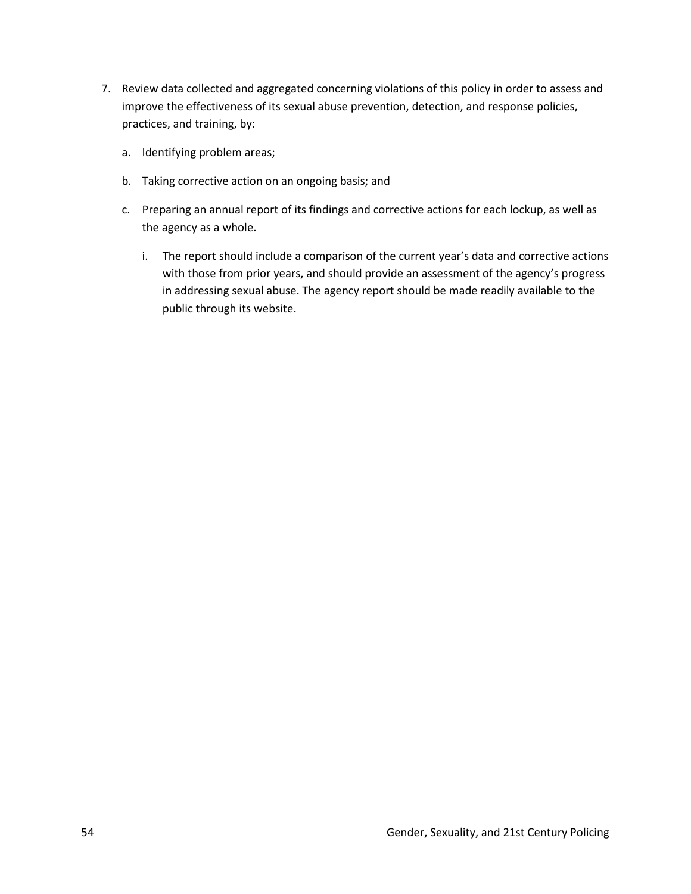7. Review data collected and aggregated concerning violations of this policy in order to assess and improve the effectiveness of its sexual abuse prevention, detection, and response policies, practices, and training, by:

    a. Identifying problem areas;

    b. Taking corrective action on an ongoing basis; and

    c. Preparing an annual report of its findings and corrective actions for each lockup, as well as the agency as a whole.

        i. The report should include a comparison of the current year's data and corrective actions with those from prior years, and should provide an assessment of the agency's progress in addressing sexual abuse. The agency report should be made readily available to the public through its website.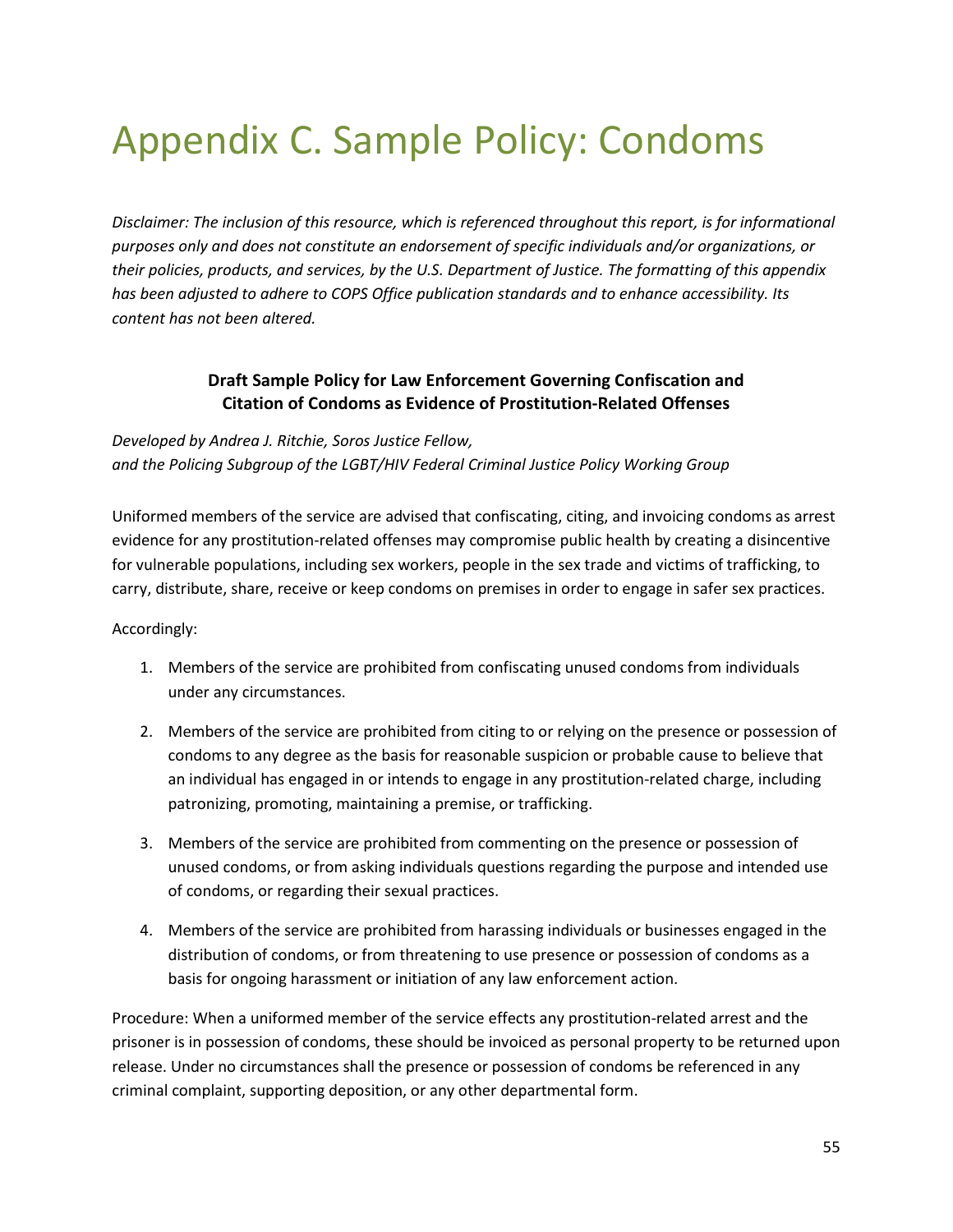# Appendix C. Sample Policy: Condoms

*Disclaimer: The inclusion of this resource, which is referenced throughout this report, is for informational purposes only and does not constitute an endorsement of specific individuals and/or organizations, or their policies, products, and services, by the U.S. Department of Justice. The formatting of this appendix has been adjusted to adhere to COPS Office publication standards and to enhance accessibility. Its content has not been altered.*

**Draft Sample Policy for Law Enforcement Governing Confiscation and Citation of Condoms as Evidence of Prostitution-Related Offenses**

*Developed by Andrea J. Ritchie, Soros Justice Fellow, and the Policing Subgroup of the LGBT/HIV Federal Criminal Justice Policy Working Group*

Uniformed members of the service are advised that confiscating, citing, and invoicing condoms as arrest evidence for any prostitution-related offenses may compromise public health by creating a disincentive for vulnerable populations, including sex workers, people in the sex trade and victims of trafficking, to carry, distribute, share, receive or keep condoms on premises in order to engage in safer sex practices.

Accordingly:

1. Members of the service are prohibited from confiscating unused condoms from individuals under any circumstances.
2. Members of the service are prohibited from citing to or relying on the presence or possession of condoms to any degree as the basis for reasonable suspicion or probable cause to believe that an individual has engaged in or intends to engage in any prostitution-related charge, including patronizing, promoting, maintaining a premise, or trafficking.
3. Members of the service are prohibited from commenting on the presence or possession of unused condoms, or from asking individuals questions regarding the purpose and intended use of condoms, or regarding their sexual practices.
4. Members of the service are prohibited from harassing individuals or businesses engaged in the distribution of condoms, or from threatening to use presence or possession of condoms as a basis for ongoing harassment or initiation of any law enforcement action.

Procedure: When a uniformed member of the service effects any prostitution-related arrest and the prisoner is in possession of condoms, these should be invoiced as personal property to be returned upon release. Under no circumstances shall the presence or possession of condoms be referenced in any criminal complaint, supporting deposition, or any other departmental form.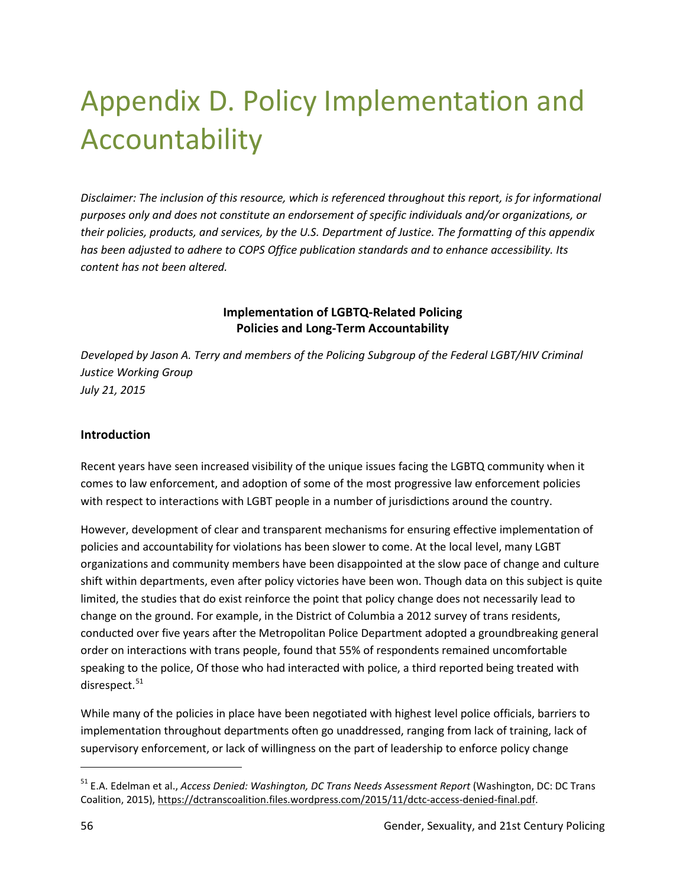# Appendix D. Policy Implementation and Accountability

*Disclaimer: The inclusion of this resource, which is referenced throughout this report, is for informational purposes only and does not constitute an endorsement of specific individuals and/or organizations, or their policies, products, and services, by the U.S. Department of Justice. The formatting of this appendix has been adjusted to adhere to COPS Office publication standards and to enhance accessibility. Its content has not been altered.*

**Implementation of LGBTQ-Related Policing Policies and Long-Term Accountability**

*Developed by Jason A. Terry and members of the Policing Subgroup of the Federal LGBT/HIV Criminal Justice Working Group*
*July 21, 2015*

**Introduction**

Recent years have seen increased visibility of the unique issues facing the LGBTQ community when it comes to law enforcement, and adoption of some of the most progressive law enforcement policies with respect to interactions with LGBT people in a number of jurisdictions around the country.

However, development of clear and transparent mechanisms for ensuring effective implementation of policies and accountability for violations has been slower to come. At the local level, many LGBT organizations and community members have been disappointed at the slow pace of change and culture shift within departments, even after policy victories have been won. Though data on this subject is quite limited, the studies that do exist reinforce the point that policy change does not necessarily lead to change on the ground. For example, in the District of Columbia a 2012 survey of trans residents, conducted over five years after the Metropolitan Police Department adopted a groundbreaking general order on interactions with trans people, found that 55% of respondents remained uncomfortable speaking to the police, Of those who had interacted with police, a third reported being treated with disrespect.[51]

While many of the policies in place have been negotiated with highest level police officials, barriers to implementation throughout departments often go unaddressed, ranging from lack of training, lack of supervisory enforcement, or lack of willingness on the part of leadership to enforce policy change

[51] E.A. Edelman et al., *Access Denied: Washington, DC Trans Needs Assessment Report* (Washington, DC: DC Trans Coalition, 2015), https://dctranscoalition.files.wordpress.com/2015/11/dctc-access-denied-final.pdf.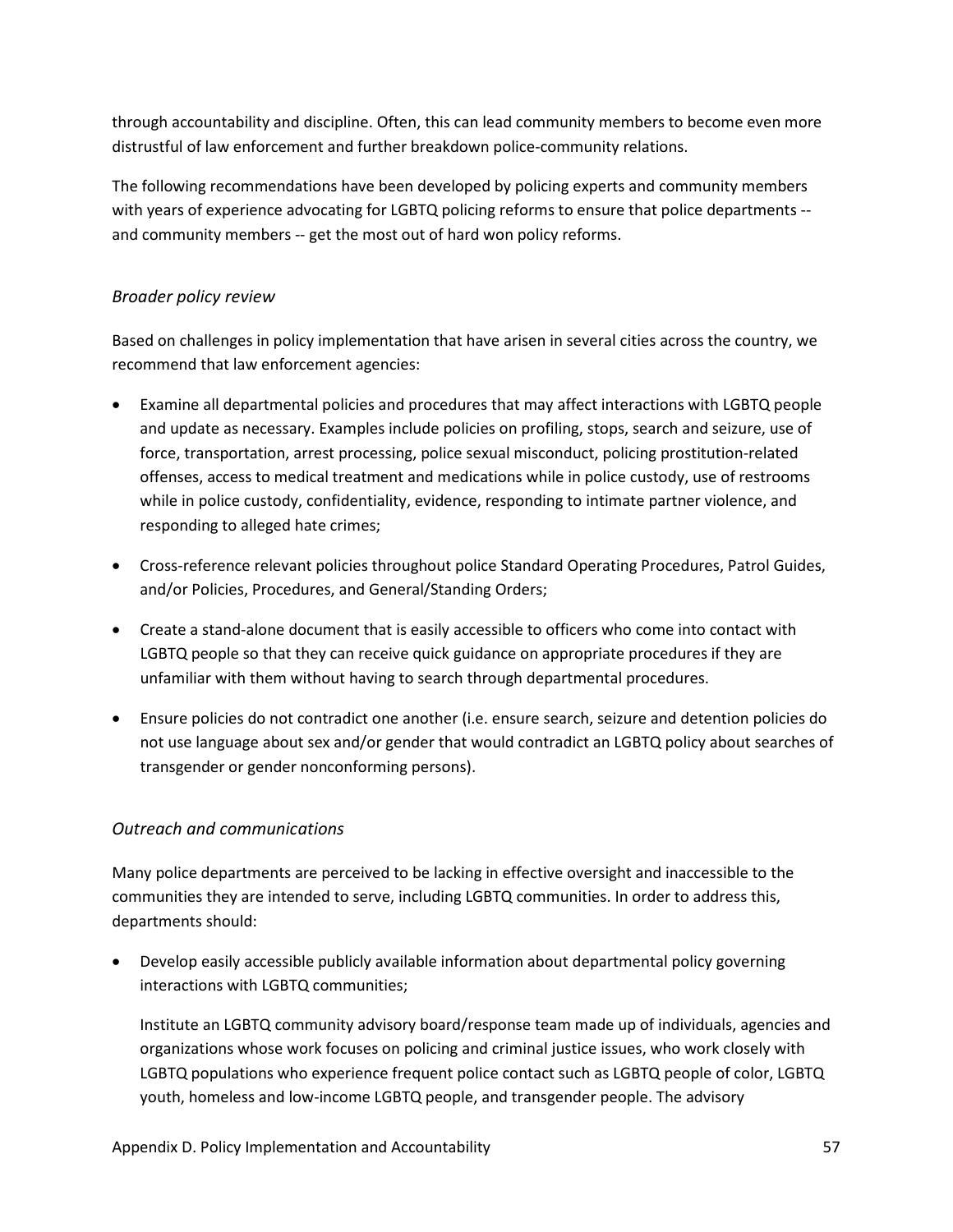through accountability and discipline. Often, this can lead community members to become even more distrustful of law enforcement and further breakdown police-community relations.

The following recommendations have been developed by policing experts and community members with years of experience advocating for LGBTQ policing reforms to ensure that police departments -- and community members -- get the most out of hard won policy reforms.

### *Broader policy review*

Based on challenges in policy implementation that have arisen in several cities across the country, we recommend that law enforcement agencies:

- Examine all departmental policies and procedures that may affect interactions with LGBTQ people and update as necessary. Examples include policies on profiling, stops, search and seizure, use of force, transportation, arrest processing, police sexual misconduct, policing prostitution-related offenses, access to medical treatment and medications while in police custody, use of restrooms while in police custody, confidentiality, evidence, responding to intimate partner violence, and responding to alleged hate crimes;
- Cross-reference relevant policies throughout police Standard Operating Procedures, Patrol Guides, and/or Policies, Procedures, and General/Standing Orders;
- Create a stand-alone document that is easily accessible to officers who come into contact with LGBTQ people so that they can receive quick guidance on appropriate procedures if they are unfamiliar with them without having to search through departmental procedures.
- Ensure policies do not contradict one another (i.e. ensure search, seizure and detention policies do not use language about sex and/or gender that would contradict an LGBTQ policy about searches of transgender or gender nonconforming persons).

### *Outreach and communications*

Many police departments are perceived to be lacking in effective oversight and inaccessible to the communities they are intended to serve, including LGBTQ communities. In order to address this, departments should:

- Develop easily accessible publicly available information about departmental policy governing interactions with LGBTQ communities;

  Institute an LGBTQ community advisory board/response team made up of individuals, agencies and organizations whose work focuses on policing and criminal justice issues, who work closely with LGBTQ populations who experience frequent police contact such as LGBTQ people of color, LGBTQ youth, homeless and low-income LGBTQ people, and transgender people. The advisory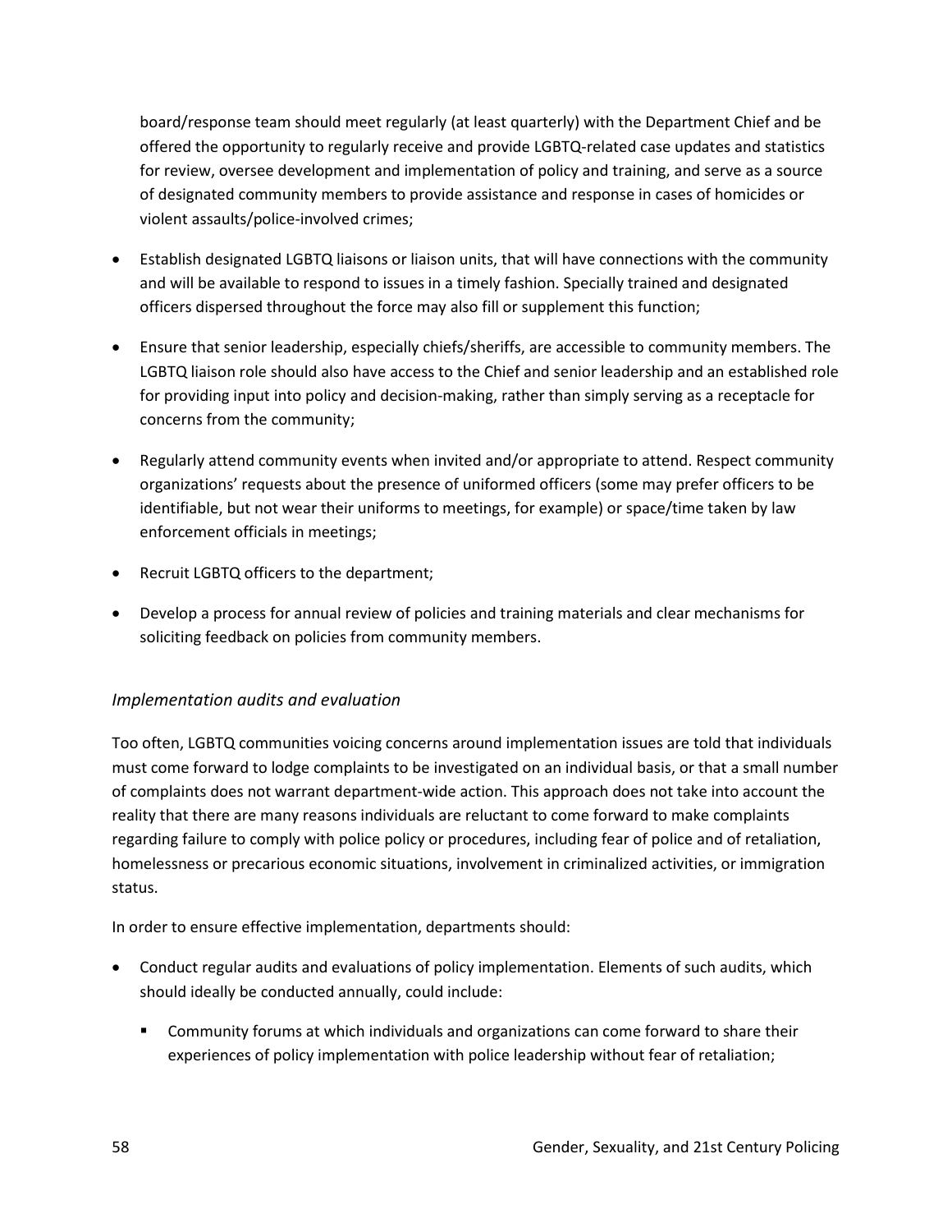board/response team should meet regularly (at least quarterly) with the Department Chief and be offered the opportunity to regularly receive and provide LGBTQ-related case updates and statistics for review, oversee development and implementation of policy and training, and serve as a source of designated community members to provide assistance and response in cases of homicides or violent assaults/police-involved crimes;

- Establish designated LGBTQ liaisons or liaison units, that will have connections with the community and will be available to respond to issues in a timely fashion. Specially trained and designated officers dispersed throughout the force may also fill or supplement this function;
- Ensure that senior leadership, especially chiefs/sheriffs, are accessible to community members. The LGBTQ liaison role should also have access to the Chief and senior leadership and an established role for providing input into policy and decision-making, rather than simply serving as a receptacle for concerns from the community;
- Regularly attend community events when invited and/or appropriate to attend. Respect community organizations' requests about the presence of uniformed officers (some may prefer officers to be identifiable, but not wear their uniforms to meetings, for example) or space/time taken by law enforcement officials in meetings;
- Recruit LGBTQ officers to the department;
- Develop a process for annual review of policies and training materials and clear mechanisms for soliciting feedback on policies from community members.

### *Implementation audits and evaluation*

Too often, LGBTQ communities voicing concerns around implementation issues are told that individuals must come forward to lodge complaints to be investigated on an individual basis, or that a small number of complaints does not warrant department-wide action. This approach does not take into account the reality that there are many reasons individuals are reluctant to come forward to make complaints regarding failure to comply with police policy or procedures, including fear of police and of retaliation, homelessness or precarious economic situations, involvement in criminalized activities, or immigration status.

In order to ensure effective implementation, departments should:

- Conduct regular audits and evaluations of policy implementation. Elements of such audits, which should ideally be conducted annually, could include:
  - Community forums at which individuals and organizations can come forward to share their experiences of policy implementation with police leadership without fear of retaliation;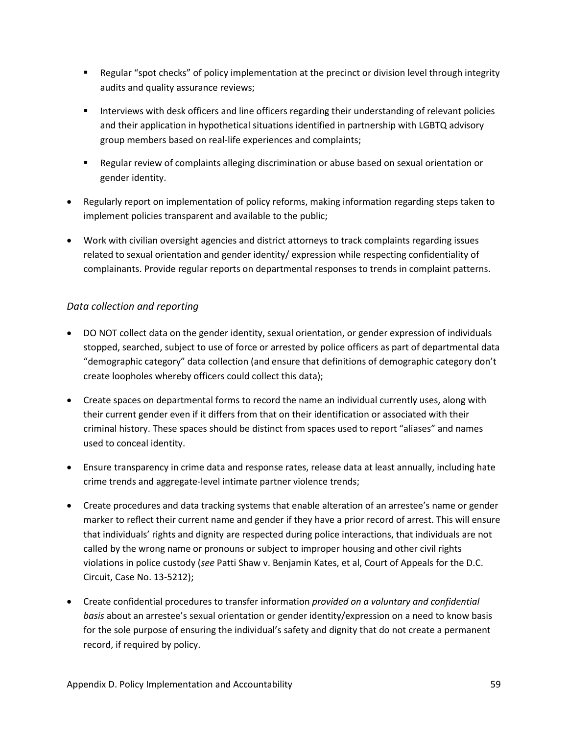- Regular "spot checks" of policy implementation at the precinct or division level through integrity audits and quality assurance reviews;
  - Interviews with desk officers and line officers regarding their understanding of relevant policies and their application in hypothetical situations identified in partnership with LGBTQ advisory group members based on real-life experiences and complaints;
  - Regular review of complaints alleging discrimination or abuse based on sexual orientation or gender identity.
- Regularly report on implementation of policy reforms, making information regarding steps taken to implement policies transparent and available to the public;
- Work with civilian oversight agencies and district attorneys to track complaints regarding issues related to sexual orientation and gender identity/ expression while respecting confidentiality of complainants. Provide regular reports on departmental responses to trends in complaint patterns.

### *Data collection and reporting*

- DO NOT collect data on the gender identity, sexual orientation, or gender expression of individuals stopped, searched, subject to use of force or arrested by police officers as part of departmental data "demographic category" data collection (and ensure that definitions of demographic category don't create loopholes whereby officers could collect this data);
- Create spaces on departmental forms to record the name an individual currently uses, along with their current gender even if it differs from that on their identification or associated with their criminal history. These spaces should be distinct from spaces used to report "aliases" and names used to conceal identity.
- Ensure transparency in crime data and response rates, release data at least annually, including hate crime trends and aggregate-level intimate partner violence trends;
- Create procedures and data tracking systems that enable alteration of an arrestee's name or gender marker to reflect their current name and gender if they have a prior record of arrest. This will ensure that individuals' rights and dignity are respected during police interactions, that individuals are not called by the wrong name or pronouns or subject to improper housing and other civil rights violations in police custody (*see* Patti Shaw v. Benjamin Kates, et al, Court of Appeals for the D.C. Circuit, Case No. 13-5212);
- Create confidential procedures to transfer information *provided on a voluntary and confidential basis* about an arrestee's sexual orientation or gender identity/expression on a need to know basis for the sole purpose of ensuring the individual's safety and dignity that do not create a permanent record, if required by policy.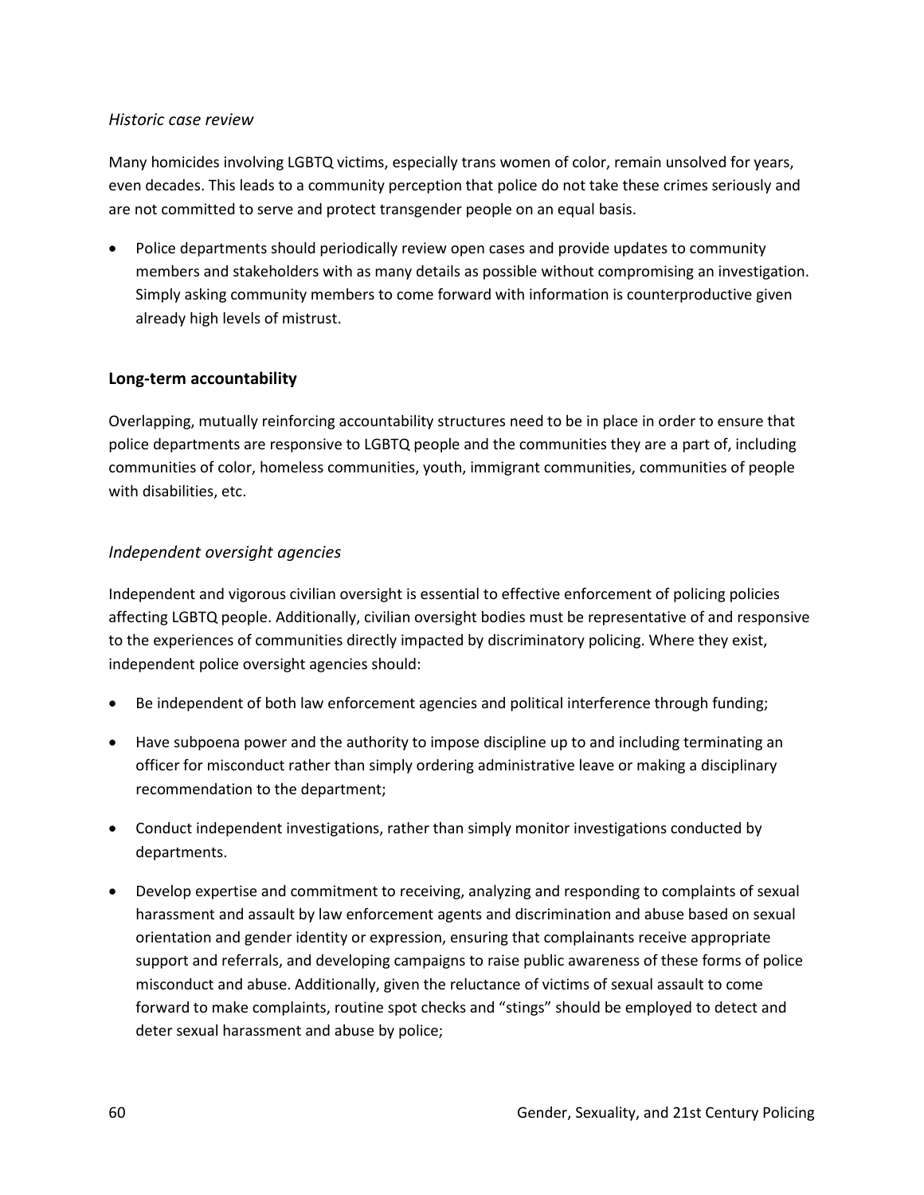### *Historic case review*

Many homicides involving LGBTQ victims, especially trans women of color, remain unsolved for years, even decades. This leads to a community perception that police do not take these crimes seriously and are not committed to serve and protect transgender people on an equal basis.

- Police departments should periodically review open cases and provide updates to community members and stakeholders with as many details as possible without compromising an investigation. Simply asking community members to come forward with information is counterproductive given already high levels of mistrust.

## Long-term accountability

Overlapping, mutually reinforcing accountability structures need to be in place in order to ensure that police departments are responsive to LGBTQ people and the communities they are a part of, including communities of color, homeless communities, youth, immigrant communities, communities of people with disabilities, etc.

### *Independent oversight agencies*

Independent and vigorous civilian oversight is essential to effective enforcement of policing policies affecting LGBTQ people. Additionally, civilian oversight bodies must be representative of and responsive to the experiences of communities directly impacted by discriminatory policing. Where they exist, independent police oversight agencies should:

- Be independent of both law enforcement agencies and political interference through funding;
- Have subpoena power and the authority to impose discipline up to and including terminating an officer for misconduct rather than simply ordering administrative leave or making a disciplinary recommendation to the department;
- Conduct independent investigations, rather than simply monitor investigations conducted by departments.
- Develop expertise and commitment to receiving, analyzing and responding to complaints of sexual harassment and assault by law enforcement agents and discrimination and abuse based on sexual orientation and gender identity or expression, ensuring that complainants receive appropriate support and referrals, and developing campaigns to raise public awareness of these forms of police misconduct and abuse. Additionally, given the reluctance of victims of sexual assault to come forward to make complaints, routine spot checks and "stings" should be employed to detect and deter sexual harassment and abuse by police;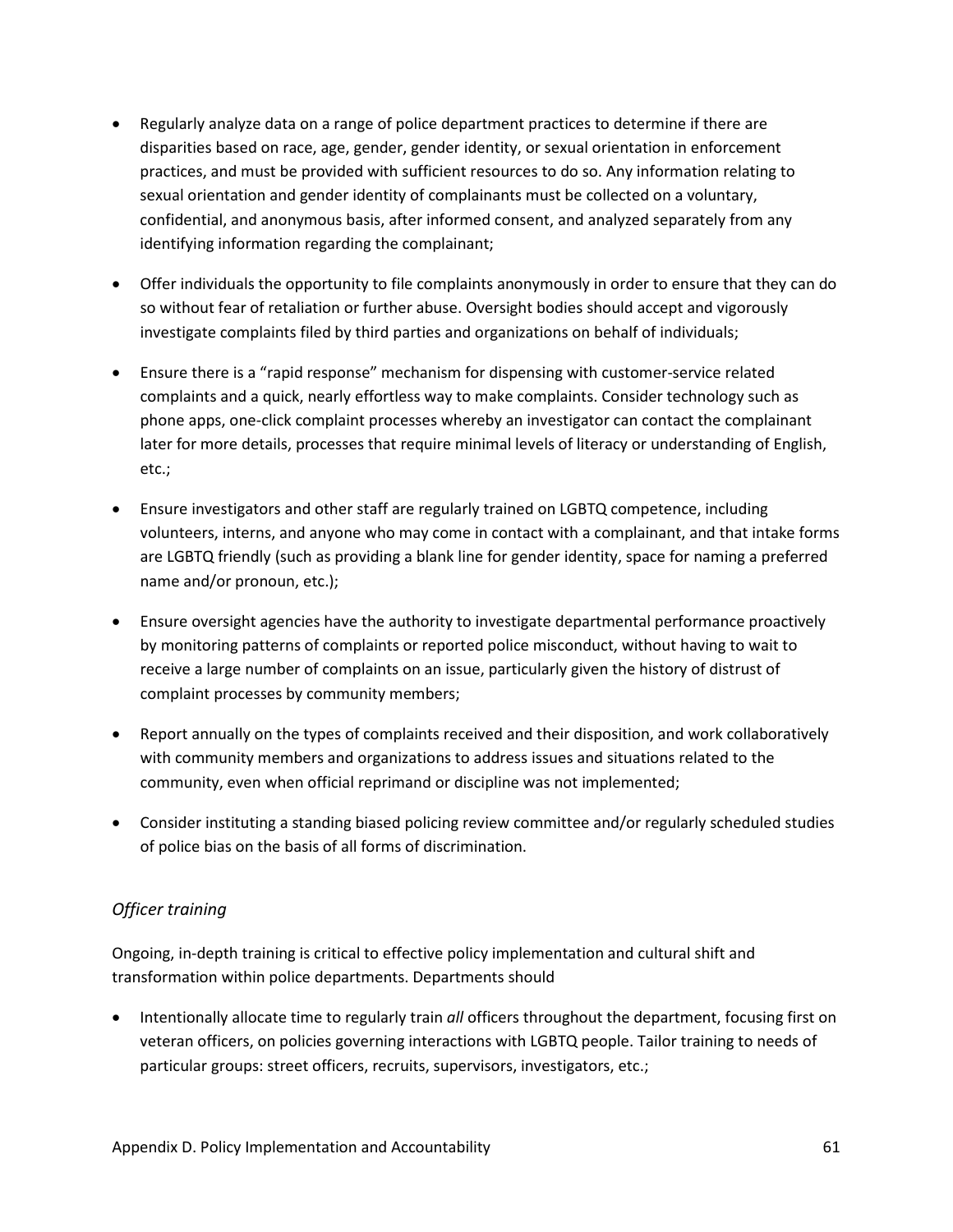- Regularly analyze data on a range of police department practices to determine if there are disparities based on race, age, gender, gender identity, or sexual orientation in enforcement practices, and must be provided with sufficient resources to do so. Any information relating to sexual orientation and gender identity of complainants must be collected on a voluntary, confidential, and anonymous basis, after informed consent, and analyzed separately from any identifying information regarding the complainant;

- Offer individuals the opportunity to file complaints anonymously in order to ensure that they can do so without fear of retaliation or further abuse. Oversight bodies should accept and vigorously investigate complaints filed by third parties and organizations on behalf of individuals;

- Ensure there is a "rapid response" mechanism for dispensing with customer-service related complaints and a quick, nearly effortless way to make complaints. Consider technology such as phone apps, one-click complaint processes whereby an investigator can contact the complainant later for more details, processes that require minimal levels of literacy or understanding of English, etc.;

- Ensure investigators and other staff are regularly trained on LGBTQ competence, including volunteers, interns, and anyone who may come in contact with a complainant, and that intake forms are LGBTQ friendly (such as providing a blank line for gender identity, space for naming a preferred name and/or pronoun, etc.);

- Ensure oversight agencies have the authority to investigate departmental performance proactively by monitoring patterns of complaints or reported police misconduct, without having to wait to receive a large number of complaints on an issue, particularly given the history of distrust of complaint processes by community members;

- Report annually on the types of complaints received and their disposition, and work collaboratively with community members and organizations to address issues and situations related to the community, even when official reprimand or discipline was not implemented;

- Consider instituting a standing biased policing review committee and/or regularly scheduled studies of police bias on the basis of all forms of discrimination.

### *Officer training*

Ongoing, in-depth training is critical to effective policy implementation and cultural shift and transformation within police departments. Departments should

- Intentionally allocate time to regularly train *all* officers throughout the department, focusing first on veteran officers, on policies governing interactions with LGBTQ people. Tailor training to needs of particular groups: street officers, recruits, supervisors, investigators, etc.;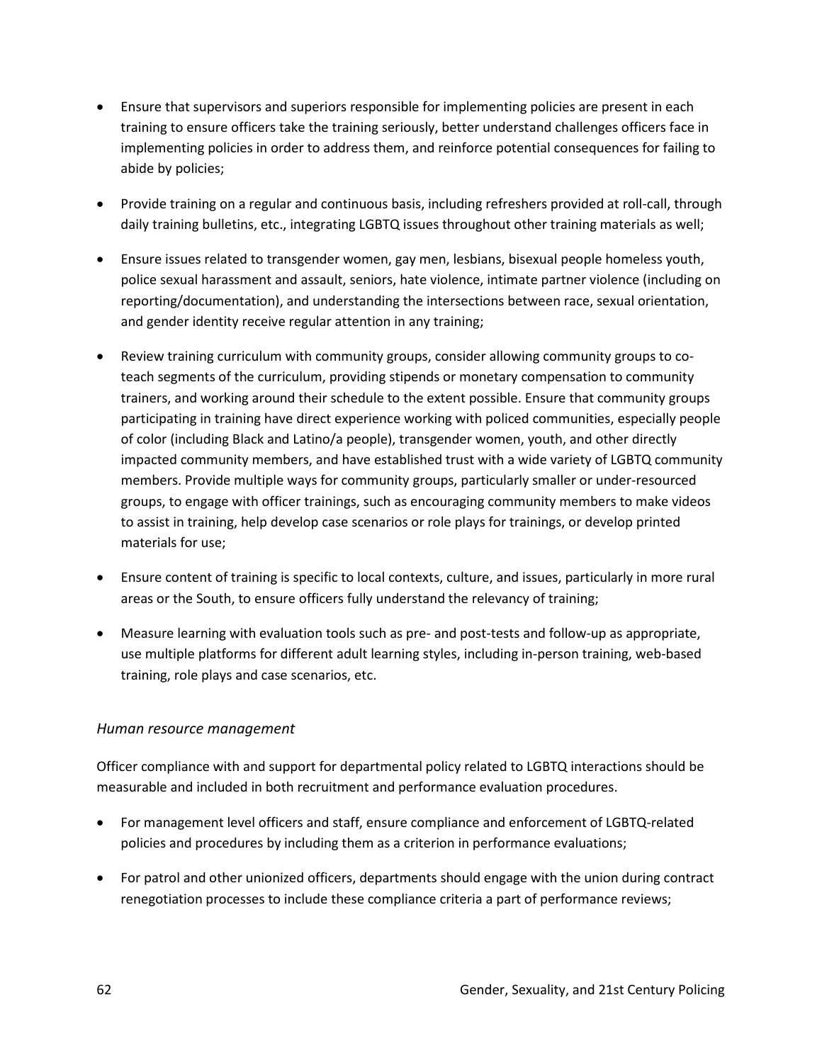- Ensure that supervisors and superiors responsible for implementing policies are present in each training to ensure officers take the training seriously, better understand challenges officers face in implementing policies in order to address them, and reinforce potential consequences for failing to abide by policies;

- Provide training on a regular and continuous basis, including refreshers provided at roll-call, through daily training bulletins, etc., integrating LGBTQ issues throughout other training materials as well;

- Ensure issues related to transgender women, gay men, lesbians, bisexual people homeless youth, police sexual harassment and assault, seniors, hate violence, intimate partner violence (including on reporting/documentation), and understanding the intersections between race, sexual orientation, and gender identity receive regular attention in any training;

- Review training curriculum with community groups, consider allowing community groups to co-teach segments of the curriculum, providing stipends or monetary compensation to community trainers, and working around their schedule to the extent possible. Ensure that community groups participating in training have direct experience working with policed communities, especially people of color (including Black and Latino/a people), transgender women, youth, and other directly impacted community members, and have established trust with a wide variety of LGBTQ community members. Provide multiple ways for community groups, particularly smaller or under-resourced groups, to engage with officer trainings, such as encouraging community members to make videos to assist in training, help develop case scenarios or role plays for trainings, or develop printed materials for use;

- Ensure content of training is specific to local contexts, culture, and issues, particularly in more rural areas or the South, to ensure officers fully understand the relevancy of training;

- Measure learning with evaluation tools such as pre- and post-tests and follow-up as appropriate, use multiple platforms for different adult learning styles, including in-person training, web-based training, role plays and case scenarios, etc.

*Human resource management*

Officer compliance with and support for departmental policy related to LGBTQ interactions should be measurable and included in both recruitment and performance evaluation procedures.

- For management level officers and staff, ensure compliance and enforcement of LGBTQ-related policies and procedures by including them as a criterion in performance evaluations;

- For patrol and other unionized officers, departments should engage with the union during contract renegotiation processes to include these compliance criteria a part of performance reviews;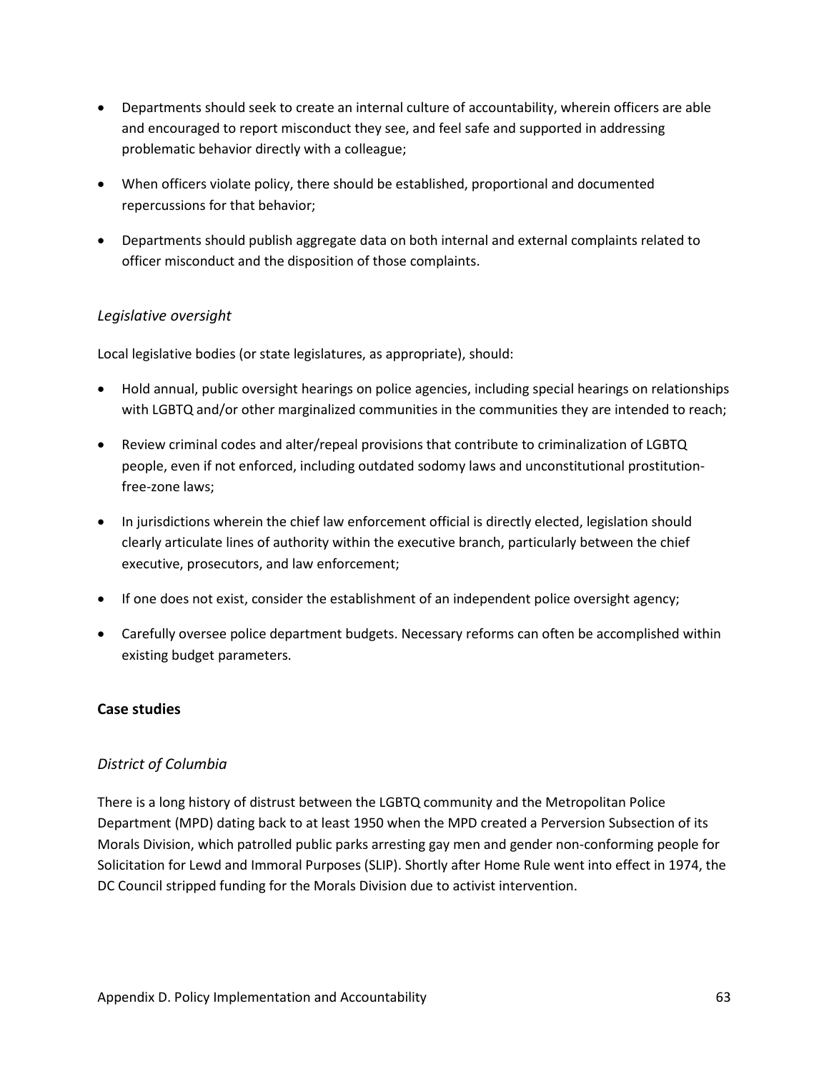- Departments should seek to create an internal culture of accountability, wherein officers are able and encouraged to report misconduct they see, and feel safe and supported in addressing problematic behavior directly with a colleague;
- When officers violate policy, there should be established, proportional and documented repercussions for that behavior;
- Departments should publish aggregate data on both internal and external complaints related to officer misconduct and the disposition of those complaints.

*Legislative oversight*

Local legislative bodies (or state legislatures, as appropriate), should:

- Hold annual, public oversight hearings on police agencies, including special hearings on relationships with LGBTQ and/or other marginalized communities in the communities they are intended to reach;
- Review criminal codes and alter/repeal provisions that contribute to criminalization of LGBTQ people, even if not enforced, including outdated sodomy laws and unconstitutional prostitution-free-zone laws;
- In jurisdictions wherein the chief law enforcement official is directly elected, legislation should clearly articulate lines of authority within the executive branch, particularly between the chief executive, prosecutors, and law enforcement;
- If one does not exist, consider the establishment of an independent police oversight agency;
- Carefully oversee police department budgets. Necessary reforms can often be accomplished within existing budget parameters.

## Case studies

*District of Columbia*

There is a long history of distrust between the LGBTQ community and the Metropolitan Police Department (MPD) dating back to at least 1950 when the MPD created a Perversion Subsection of its Morals Division, which patrolled public parks arresting gay men and gender non-conforming people for Solicitation for Lewd and Immoral Purposes (SLIP). Shortly after Home Rule went into effect in 1974, the DC Council stripped funding for the Morals Division due to activist intervention.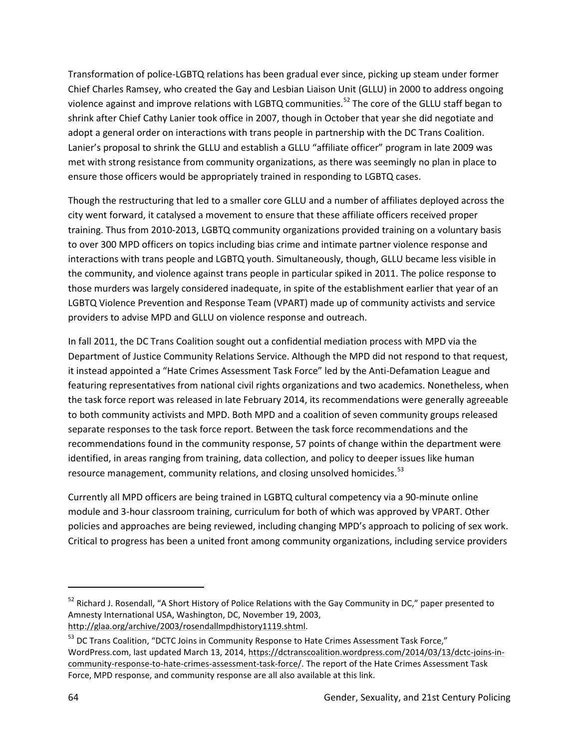Transformation of police-LGBTQ relations has been gradual ever since, picking up steam under former Chief Charles Ramsey, who created the Gay and Lesbian Liaison Unit (GLLU) in 2000 to address ongoing violence against and improve relations with LGBTQ communities.[52] The core of the GLLU staff began to shrink after Chief Cathy Lanier took office in 2007, though in October that year she did negotiate and adopt a general order on interactions with trans people in partnership with the DC Trans Coalition. Lanier's proposal to shrink the GLLU and establish a GLLU "affiliate officer" program in late 2009 was met with strong resistance from community organizations, as there was seemingly no plan in place to ensure those officers would be appropriately trained in responding to LGBTQ cases.

Though the restructuring that led to a smaller core GLLU and a number of affiliates deployed across the city went forward, it catalysed a movement to ensure that these affiliate officers received proper training. Thus from 2010-2013, LGBTQ community organizations provided training on a voluntary basis to over 300 MPD officers on topics including bias crime and intimate partner violence response and interactions with trans people and LGBTQ youth. Simultaneously, though, GLLU became less visible in the community, and violence against trans people in particular spiked in 2011. The police response to those murders was largely considered inadequate, in spite of the establishment earlier that year of an LGBTQ Violence Prevention and Response Team (VPART) made up of community activists and service providers to advise MPD and GLLU on violence response and outreach.

In fall 2011, the DC Trans Coalition sought out a confidential mediation process with MPD via the Department of Justice Community Relations Service. Although the MPD did not respond to that request, it instead appointed a "Hate Crimes Assessment Task Force" led by the Anti-Defamation League and featuring representatives from national civil rights organizations and two academics. Nonetheless, when the task force report was released in late February 2014, its recommendations were generally agreeable to both community activists and MPD. Both MPD and a coalition of seven community groups released separate responses to the task force report. Between the task force recommendations and the recommendations found in the community response, 57 points of change within the department were identified, in areas ranging from training, data collection, and policy to deeper issues like human resource management, community relations, and closing unsolved homicides.[53]

Currently all MPD officers are being trained in LGBTQ cultural competency via a 90-minute online module and 3-hour classroom training, curriculum for both of which was approved by VPART. Other policies and approaches are being reviewed, including changing MPD's approach to policing of sex work. Critical to progress has been a united front among community organizations, including service providers

---

[52] Richard J. Rosendall, "A Short History of Police Relations with the Gay Community in DC," paper presented to Amnesty International USA, Washington, DC, November 19, 2003, http://glaa.org/archive/2003/rosendallmpdhistory1119.shtml.

[53] DC Trans Coalition, "DCTC Joins in Community Response to Hate Crimes Assessment Task Force," WordPress.com, last updated March 13, 2014, https://dctranscoalition.wordpress.com/2014/03/13/dctc-joins-in-community-response-to-hate-crimes-assessment-task-force/. The report of the Hate Crimes Assessment Task Force, MPD response, and community response are all also available at this link.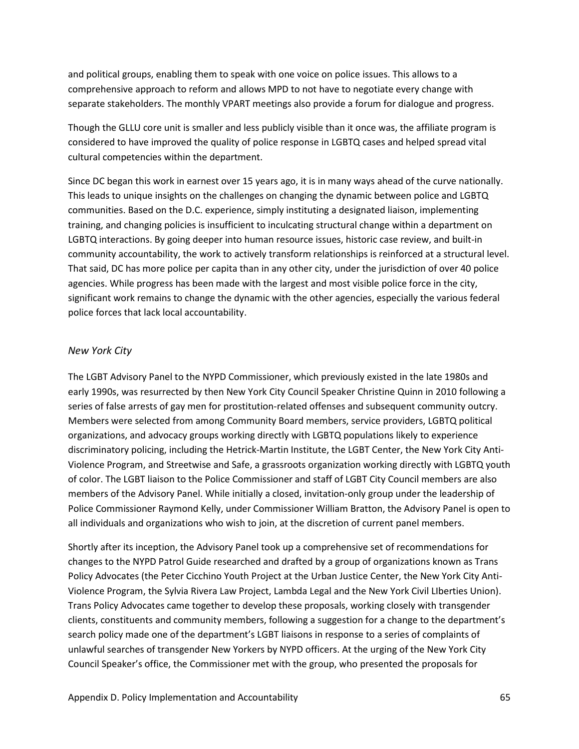and political groups, enabling them to speak with one voice on police issues. This allows to a comprehensive approach to reform and allows MPD to not have to negotiate every change with separate stakeholders. The monthly VPART meetings also provide a forum for dialogue and progress.

Though the GLLU core unit is smaller and less publicly visible than it once was, the affiliate program is considered to have improved the quality of police response in LGBTQ cases and helped spread vital cultural competencies within the department.

Since DC began this work in earnest over 15 years ago, it is in many ways ahead of the curve nationally. This leads to unique insights on the challenges on changing the dynamic between police and LGBTQ communities. Based on the D.C. experience, simply instituting a designated liaison, implementing training, and changing policies is insufficient to inculcating structural change within a department on LGBTQ interactions. By going deeper into human resource issues, historic case review, and built-in community accountability, the work to actively transform relationships is reinforced at a structural level. That said, DC has more police per capita than in any other city, under the jurisdiction of over 40 police agencies. While progress has been made with the largest and most visible police force in the city, significant work remains to change the dynamic with the other agencies, especially the various federal police forces that lack local accountability.

*New York City*

The LGBT Advisory Panel to the NYPD Commissioner, which previously existed in the late 1980s and early 1990s, was resurrected by then New York City Council Speaker Christine Quinn in 2010 following a series of false arrests of gay men for prostitution-related offenses and subsequent community outcry. Members were selected from among Community Board members, service providers, LGBTQ political organizations, and advocacy groups working directly with LGBTQ populations likely to experience discriminatory policing, including the Hetrick-Martin Institute, the LGBT Center, the New York City Anti-Violence Program, and Streetwise and Safe, a grassroots organization working directly with LGBTQ youth of color. The LGBT liaison to the Police Commissioner and staff of LGBT City Council members are also members of the Advisory Panel. While initially a closed, invitation-only group under the leadership of Police Commissioner Raymond Kelly, under Commissioner William Bratton, the Advisory Panel is open to all individuals and organizations who wish to join, at the discretion of current panel members.

Shortly after its inception, the Advisory Panel took up a comprehensive set of recommendations for changes to the NYPD Patrol Guide researched and drafted by a group of organizations known as Trans Policy Advocates (the Peter Cicchino Youth Project at the Urban Justice Center, the New York City Anti-Violence Program, the Sylvia Rivera Law Project, Lambda Legal and the New York Civil LIberties Union). Trans Policy Advocates came together to develop these proposals, working closely with transgender clients, constituents and community members, following a suggestion for a change to the department's search policy made one of the department's LGBT liaisons in response to a series of complaints of unlawful searches of transgender New Yorkers by NYPD officers. At the urging of the New York City Council Speaker's office, the Commissioner met with the group, who presented the proposals for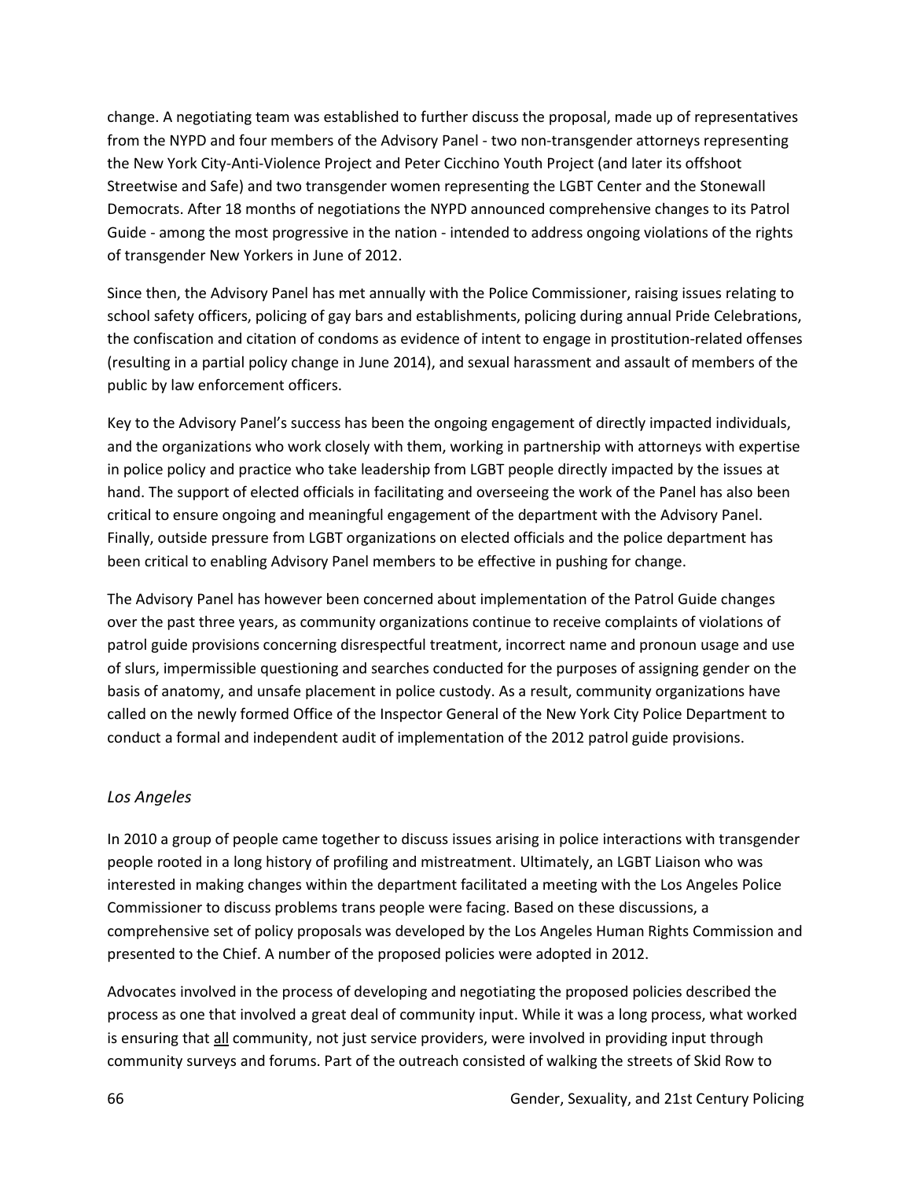change. A negotiating team was established to further discuss the proposal, made up of representatives from the NYPD and four members of the Advisory Panel - two non-transgender attorneys representing the New York City-Anti-Violence Project and Peter Cicchino Youth Project (and later its offshoot Streetwise and Safe) and two transgender women representing the LGBT Center and the Stonewall Democrats. After 18 months of negotiations the NYPD announced comprehensive changes to its Patrol Guide - among the most progressive in the nation - intended to address ongoing violations of the rights of transgender New Yorkers in June of 2012.

Since then, the Advisory Panel has met annually with the Police Commissioner, raising issues relating to school safety officers, policing of gay bars and establishments, policing during annual Pride Celebrations, the confiscation and citation of condoms as evidence of intent to engage in prostitution-related offenses (resulting in a partial policy change in June 2014), and sexual harassment and assault of members of the public by law enforcement officers.

Key to the Advisory Panel's success has been the ongoing engagement of directly impacted individuals, and the organizations who work closely with them, working in partnership with attorneys with expertise in police policy and practice who take leadership from LGBT people directly impacted by the issues at hand. The support of elected officials in facilitating and overseeing the work of the Panel has also been critical to ensure ongoing and meaningful engagement of the department with the Advisory Panel. Finally, outside pressure from LGBT organizations on elected officials and the police department has been critical to enabling Advisory Panel members to be effective in pushing for change.

The Advisory Panel has however been concerned about implementation of the Patrol Guide changes over the past three years, as community organizations continue to receive complaints of violations of patrol guide provisions concerning disrespectful treatment, incorrect name and pronoun usage and use of slurs, impermissible questioning and searches conducted for the purposes of assigning gender on the basis of anatomy, and unsafe placement in police custody. As a result, community organizations have called on the newly formed Office of the Inspector General of the New York City Police Department to conduct a formal and independent audit of implementation of the 2012 patrol guide provisions.

### *Los Angeles*

In 2010 a group of people came together to discuss issues arising in police interactions with transgender people rooted in a long history of profiling and mistreatment. Ultimately, an LGBT Liaison who was interested in making changes within the department facilitated a meeting with the Los Angeles Police Commissioner to discuss problems trans people were facing. Based on these discussions, a comprehensive set of policy proposals was developed by the Los Angeles Human Rights Commission and presented to the Chief. A number of the proposed policies were adopted in 2012.

Advocates involved in the process of developing and negotiating the proposed policies described the process as one that involved a great deal of community input. While it was a long process, what worked is ensuring that <u>all</u> community, not just service providers, were involved in providing input through community surveys and forums. Part of the outreach consisted of walking the streets of Skid Row to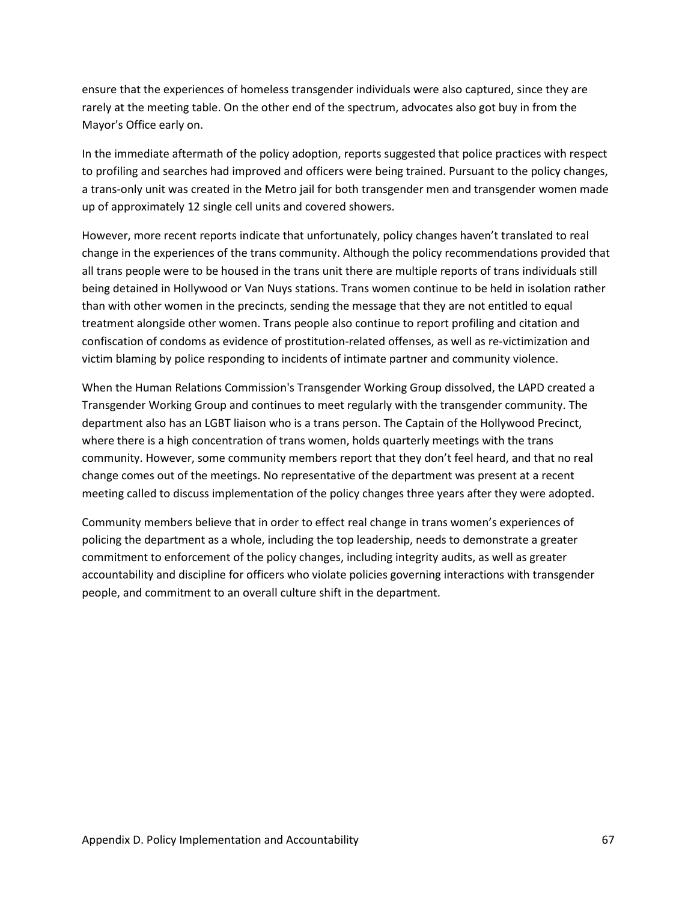ensure that the experiences of homeless transgender individuals were also captured, since they are rarely at the meeting table. On the other end of the spectrum, advocates also got buy in from the Mayor's Office early on.

In the immediate aftermath of the policy adoption, reports suggested that police practices with respect to profiling and searches had improved and officers were being trained. Pursuant to the policy changes, a trans-only unit was created in the Metro jail for both transgender men and transgender women made up of approximately 12 single cell units and covered showers.

However, more recent reports indicate that unfortunately, policy changes haven't translated to real change in the experiences of the trans community. Although the policy recommendations provided that all trans people were to be housed in the trans unit there are multiple reports of trans individuals still being detained in Hollywood or Van Nuys stations. Trans women continue to be held in isolation rather than with other women in the precincts, sending the message that they are not entitled to equal treatment alongside other women. Trans people also continue to report profiling and citation and confiscation of condoms as evidence of prostitution-related offenses, as well as re-victimization and victim blaming by police responding to incidents of intimate partner and community violence.

When the Human Relations Commission's Transgender Working Group dissolved, the LAPD created a Transgender Working Group and continues to meet regularly with the transgender community. The department also has an LGBT liaison who is a trans person. The Captain of the Hollywood Precinct, where there is a high concentration of trans women, holds quarterly meetings with the trans community. However, some community members report that they don't feel heard, and that no real change comes out of the meetings. No representative of the department was present at a recent meeting called to discuss implementation of the policy changes three years after they were adopted.

Community members believe that in order to effect real change in trans women's experiences of policing the department as a whole, including the top leadership, needs to demonstrate a greater commitment to enforcement of the policy changes, including integrity audits, as well as greater accountability and discipline for officers who violate policies governing interactions with transgender people, and commitment to an overall culture shift in the department.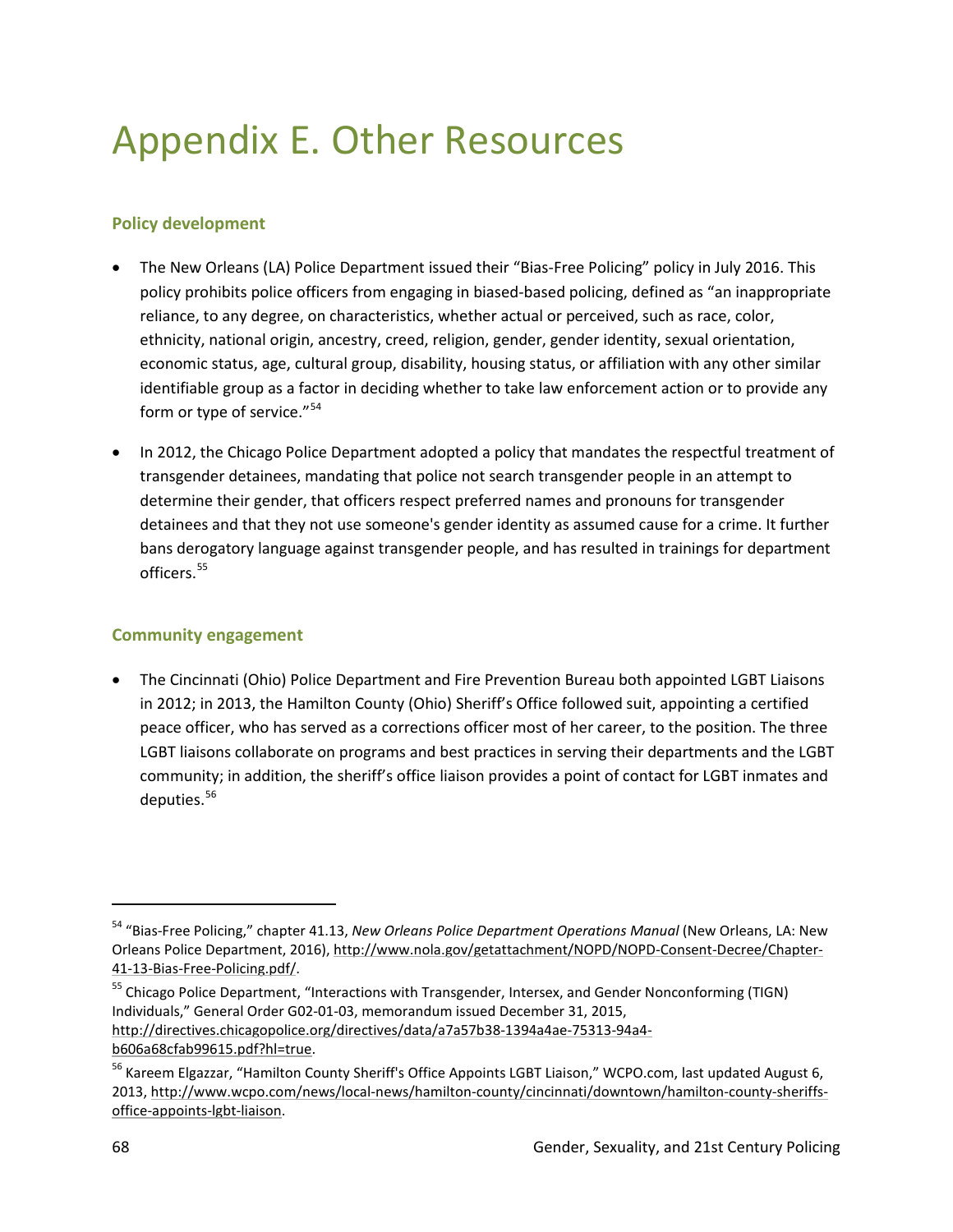# Appendix E. Other Resources

### Policy development

- The New Orleans (LA) Police Department issued their "Bias-Free Policing" policy in July 2016. This policy prohibits police officers from engaging in biased-based policing, defined as "an inappropriate reliance, to any degree, on characteristics, whether actual or perceived, such as race, color, ethnicity, national origin, ancestry, creed, religion, gender, gender identity, sexual orientation, economic status, age, cultural group, disability, housing status, or affiliation with any other similar identifiable group as a factor in deciding whether to take law enforcement action or to provide any form or type of service."[54]

- In 2012, the Chicago Police Department adopted a policy that mandates the respectful treatment of transgender detainees, mandating that police not search transgender people in an attempt to determine their gender, that officers respect preferred names and pronouns for transgender detainees and that they not use someone's gender identity as assumed cause for a crime. It further bans derogatory language against transgender people, and has resulted in trainings for department officers.[55]

### Community engagement

- The Cincinnati (Ohio) Police Department and Fire Prevention Bureau both appointed LGBT Liaisons in 2012; in 2013, the Hamilton County (Ohio) Sheriff's Office followed suit, appointing a certified peace officer, who has served as a corrections officer most of her career, to the position. The three LGBT liaisons collaborate on programs and best practices in serving their departments and the LGBT community; in addition, the sheriff's office liaison provides a point of contact for LGBT inmates and deputies.[56]

---

[54] "Bias-Free Policing," chapter 41.13, *New Orleans Police Department Operations Manual* (New Orleans, LA: New Orleans Police Department, 2016), http://www.nola.gov/getattachment/NOPD/NOPD-Consent-Decree/Chapter-41-13-Bias-Free-Policing.pdf/.

[55] Chicago Police Department, "Interactions with Transgender, Intersex, and Gender Nonconforming (TIGN) Individuals," General Order G02-01-03, memorandum issued December 31, 2015, http://directives.chicagopolice.org/directives/data/a7a57b38-1394a4ae-75313-94a4-b606a68cfab99615.pdf?hl=true.

[56] Kareem Elgazzar, "Hamilton County Sheriff's Office Appoints LGBT Liaison," WCPO.com, last updated August 6, 2013, http://www.wcpo.com/news/local-news/hamilton-county/cincinnati/downtown/hamilton-county-sheriffs-office-appoints-lgbt-liaison.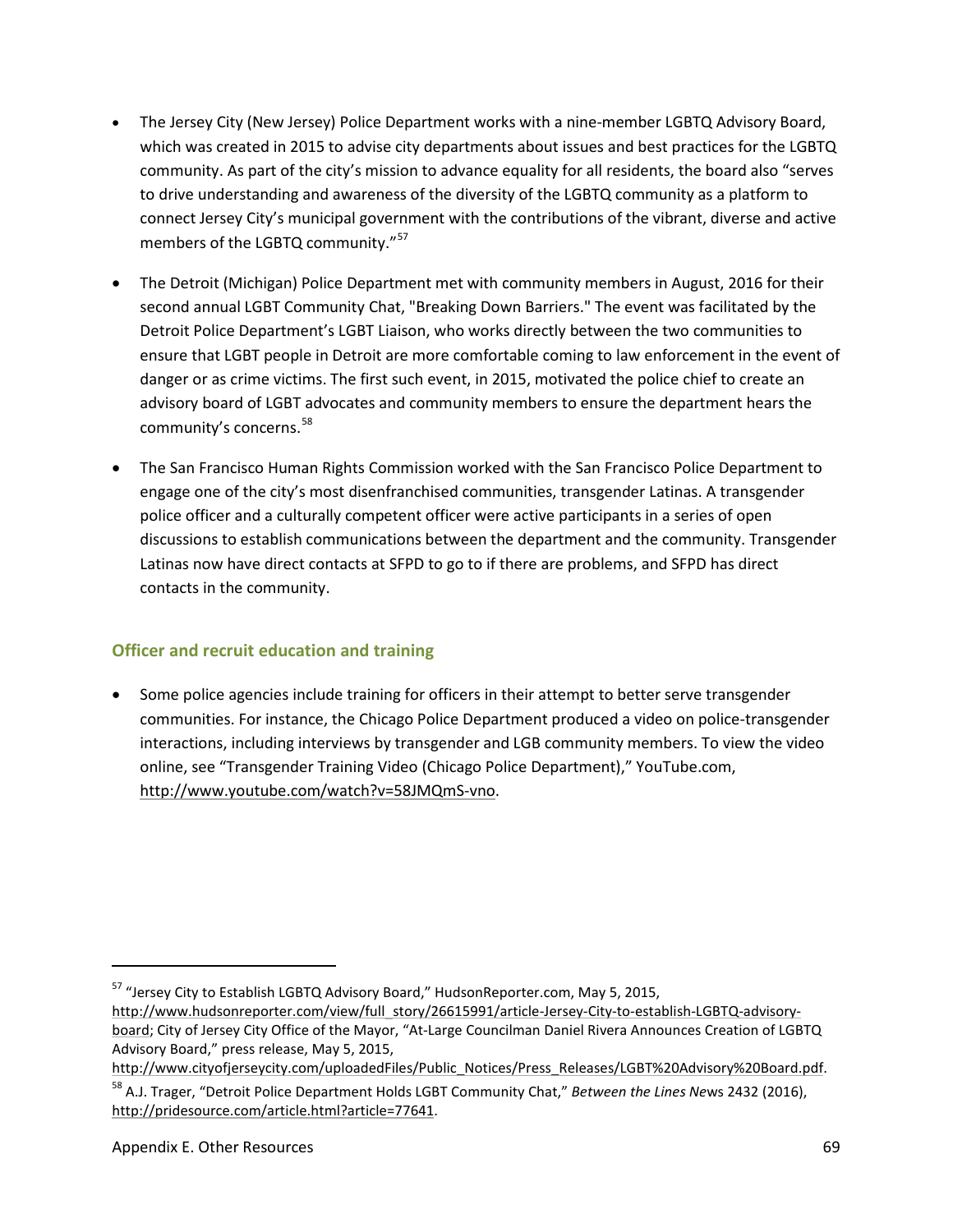- The Jersey City (New Jersey) Police Department works with a nine-member LGBTQ Advisory Board, which was created in 2015 to advise city departments about issues and best practices for the LGBTQ community. As part of the city's mission to advance equality for all residents, the board also "serves to drive understanding and awareness of the diversity of the LGBTQ community as a platform to connect Jersey City's municipal government with the contributions of the vibrant, diverse and active members of the LGBTQ community."[57]

- The Detroit (Michigan) Police Department met with community members in August, 2016 for their second annual LGBT Community Chat, "Breaking Down Barriers." The event was facilitated by the Detroit Police Department's LGBT Liaison, who works directly between the two communities to ensure that LGBT people in Detroit are more comfortable coming to law enforcement in the event of danger or as crime victims. The first such event, in 2015, motivated the police chief to create an advisory board of LGBT advocates and community members to ensure the department hears the community's concerns.[58]

- The San Francisco Human Rights Commission worked with the San Francisco Police Department to engage one of the city's most disenfranchised communities, transgender Latinas. A transgender police officer and a culturally competent officer were active participants in a series of open discussions to establish communications between the department and the community. Transgender Latinas now have direct contacts at SFPD to go to if there are problems, and SFPD has direct contacts in the community.

### Officer and recruit education and training

- Some police agencies include training for officers in their attempt to better serve transgender communities. For instance, the Chicago Police Department produced a video on police-transgender interactions, including interviews by transgender and LGB community members. To view the video online, see "Transgender Training Video (Chicago Police Department)," YouTube.com, http://www.youtube.com/watch?v=58JMQmS-vno.

---

[57] "Jersey City to Establish LGBTQ Advisory Board," HudsonReporter.com, May 5, 2015, http://www.hudsonreporter.com/view/full_story/26615991/article-Jersey-City-to-establish-LGBTQ-advisory-board; City of Jersey City Office of the Mayor, "At-Large Councilman Daniel Rivera Announces Creation of LGBTQ Advisory Board," press release, May 5, 2015, http://www.cityofjerseycity.com/uploadedFiles/Public_Notices/Press_Releases/LGBT%20Advisory%20Board.pdf.

[58] A.J. Trager, "Detroit Police Department Holds LGBT Community Chat," *Between the Lines Ne*ws 2432 (2016), http://pridesource.com/article.html?article=77641.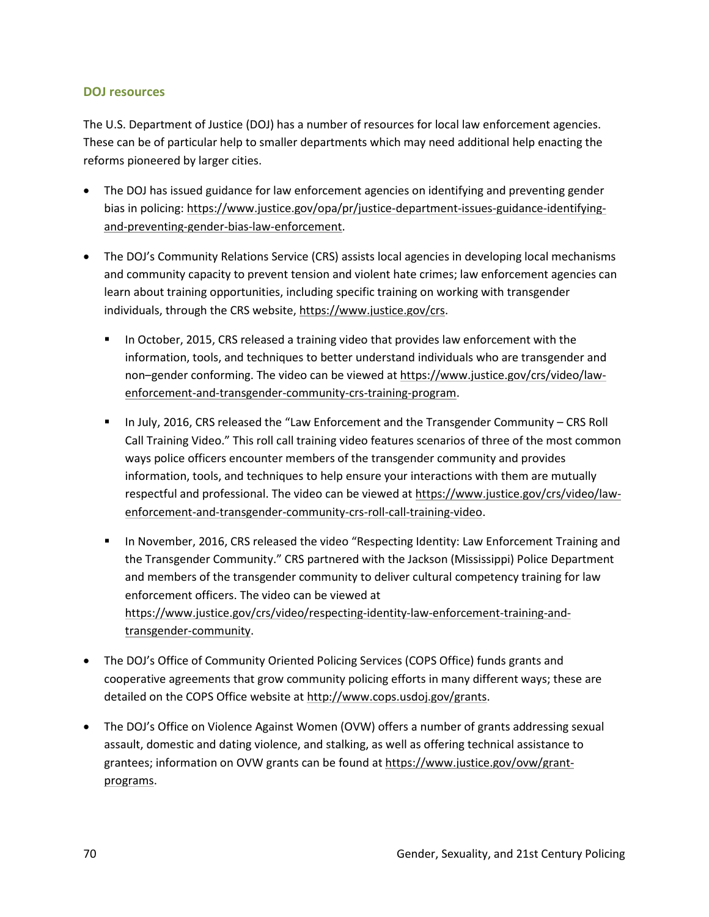### DOJ resources

The U.S. Department of Justice (DOJ) has a number of resources for local law enforcement agencies. These can be of particular help to smaller departments which may need additional help enacting the reforms pioneered by larger cities.

- The DOJ has issued guidance for law enforcement agencies on identifying and preventing gender bias in policing: https://www.justice.gov/opa/pr/justice-department-issues-guidance-identifying-and-preventing-gender-bias-law-enforcement.
- The DOJ's Community Relations Service (CRS) assists local agencies in developing local mechanisms and community capacity to prevent tension and violent hate crimes; law enforcement agencies can learn about training opportunities, including specific training on working with transgender individuals, through the CRS website, https://www.justice.gov/crs.
    - In October, 2015, CRS released a training video that provides law enforcement with the information, tools, and techniques to better understand individuals who are transgender and non–gender conforming. The video can be viewed at https://www.justice.gov/crs/video/law-enforcement-and-transgender-community-crs-training-program.
    - In July, 2016, CRS released the "Law Enforcement and the Transgender Community – CRS Roll Call Training Video." This roll call training video features scenarios of three of the most common ways police officers encounter members of the transgender community and provides information, tools, and techniques to help ensure your interactions with them are mutually respectful and professional. The video can be viewed at https://www.justice.gov/crs/video/law-enforcement-and-transgender-community-crs-roll-call-training-video.
    - In November, 2016, CRS released the video "Respecting Identity: Law Enforcement Training and the Transgender Community." CRS partnered with the Jackson (Mississippi) Police Department and members of the transgender community to deliver cultural competency training for law enforcement officers. The video can be viewed at https://www.justice.gov/crs/video/respecting-identity-law-enforcement-training-and-transgender-community.
- The DOJ's Office of Community Oriented Policing Services (COPS Office) funds grants and cooperative agreements that grow community policing efforts in many different ways; these are detailed on the COPS Office website at http://www.cops.usdoj.gov/grants.
- The DOJ's Office on Violence Against Women (OVW) offers a number of grants addressing sexual assault, domestic and dating violence, and stalking, as well as offering technical assistance to grantees; information on OVW grants can be found at https://www.justice.gov/ovw/grant-programs.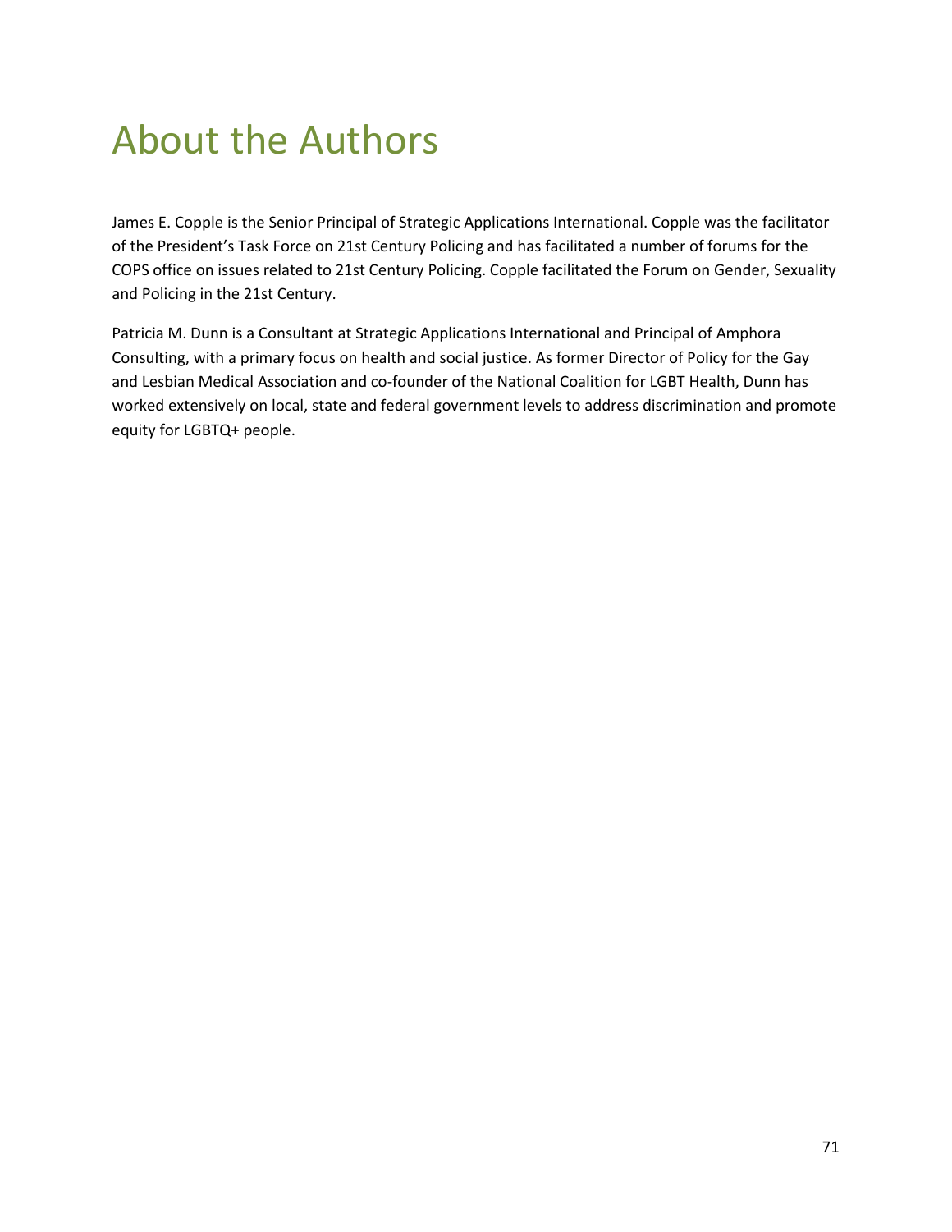# About the Authors

James E. Copple is the Senior Principal of Strategic Applications International. Copple was the facilitator of the President's Task Force on 21st Century Policing and has facilitated a number of forums for the COPS office on issues related to 21st Century Policing. Copple facilitated the Forum on Gender, Sexuality and Policing in the 21st Century.

Patricia M. Dunn is a Consultant at Strategic Applications International and Principal of Amphora Consulting, with a primary focus on health and social justice. As former Director of Policy for the Gay and Lesbian Medical Association and co-founder of the National Coalition for LGBT Health, Dunn has worked extensively on local, state and federal government levels to address discrimination and promote equity for LGBTQ+ people.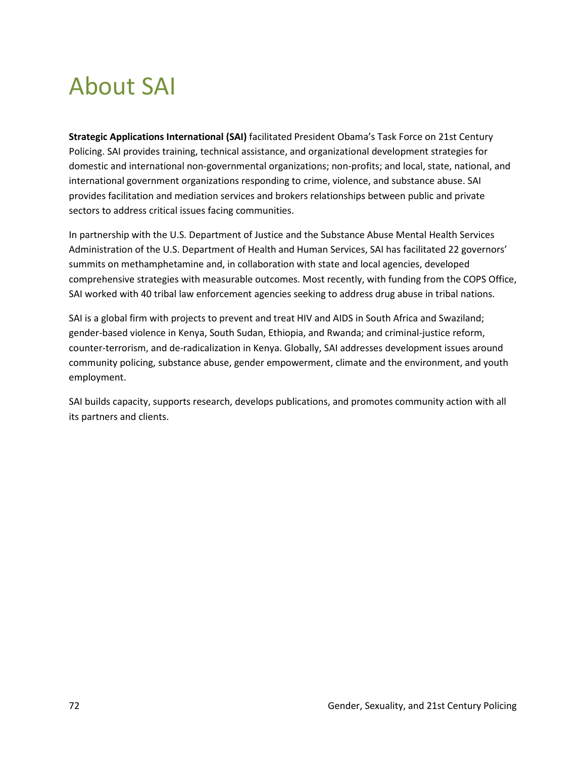# About SAI

**Strategic Applications International (SAI)** facilitated President Obama's Task Force on 21st Century Policing. SAI provides training, technical assistance, and organizational development strategies for domestic and international non-governmental organizations; non-profits; and local, state, national, and international government organizations responding to crime, violence, and substance abuse. SAI provides facilitation and mediation services and brokers relationships between public and private sectors to address critical issues facing communities.

In partnership with the U.S. Department of Justice and the Substance Abuse Mental Health Services Administration of the U.S. Department of Health and Human Services, SAI has facilitated 22 governors' summits on methamphetamine and, in collaboration with state and local agencies, developed comprehensive strategies with measurable outcomes. Most recently, with funding from the COPS Office, SAI worked with 40 tribal law enforcement agencies seeking to address drug abuse in tribal nations.

SAI is a global firm with projects to prevent and treat HIV and AIDS in South Africa and Swaziland; gender-based violence in Kenya, South Sudan, Ethiopia, and Rwanda; and criminal-justice reform, counter-terrorism, and de-radicalization in Kenya. Globally, SAI addresses development issues around community policing, substance abuse, gender empowerment, climate and the environment, and youth employment.

SAI builds capacity, supports research, develops publications, and promotes community action with all its partners and clients.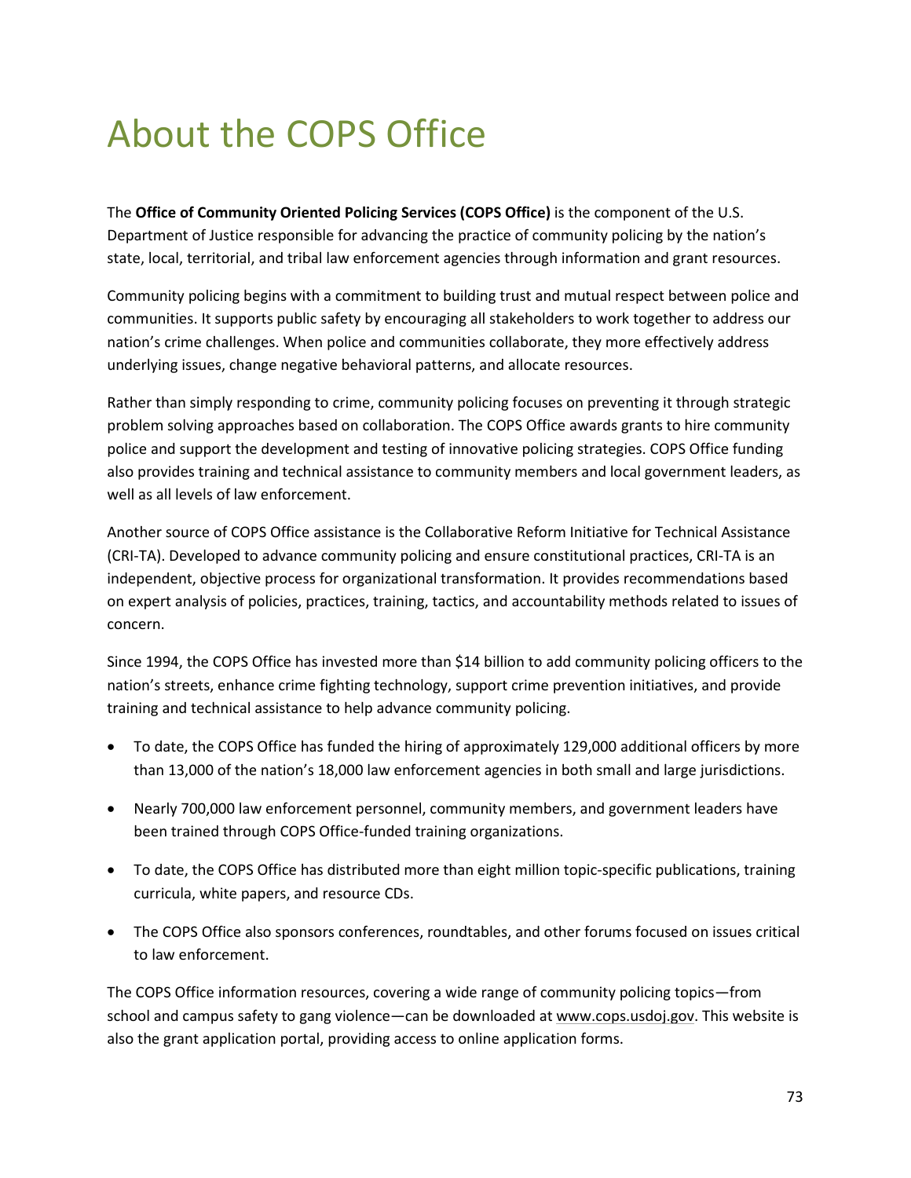# About the COPS Office

The **Office of Community Oriented Policing Services (COPS Office)** is the component of the U.S. Department of Justice responsible for advancing the practice of community policing by the nation's state, local, territorial, and tribal law enforcement agencies through information and grant resources.

Community policing begins with a commitment to building trust and mutual respect between police and communities. It supports public safety by encouraging all stakeholders to work together to address our nation's crime challenges. When police and communities collaborate, they more effectively address underlying issues, change negative behavioral patterns, and allocate resources.

Rather than simply responding to crime, community policing focuses on preventing it through strategic problem solving approaches based on collaboration. The COPS Office awards grants to hire community police and support the development and testing of innovative policing strategies. COPS Office funding also provides training and technical assistance to community members and local government leaders, as well as all levels of law enforcement.

Another source of COPS Office assistance is the Collaborative Reform Initiative for Technical Assistance (CRI-TA). Developed to advance community policing and ensure constitutional practices, CRI-TA is an independent, objective process for organizational transformation. It provides recommendations based on expert analysis of policies, practices, training, tactics, and accountability methods related to issues of concern.

Since 1994, the COPS Office has invested more than $14 billion to add community policing officers to the nation's streets, enhance crime fighting technology, support crime prevention initiatives, and provide training and technical assistance to help advance community policing.

- To date, the COPS Office has funded the hiring of approximately 129,000 additional officers by more than 13,000 of the nation's 18,000 law enforcement agencies in both small and large jurisdictions.
- Nearly 700,000 law enforcement personnel, community members, and government leaders have been trained through COPS Office-funded training organizations.
- To date, the COPS Office has distributed more than eight million topic-specific publications, training curricula, white papers, and resource CDs.
- The COPS Office also sponsors conferences, roundtables, and other forums focused on issues critical to law enforcement.

The COPS Office information resources, covering a wide range of community policing topics—from school and campus safety to gang violence—can be downloaded at www.cops.usdoj.gov. This website is also the grant application portal, providing access to online application forms.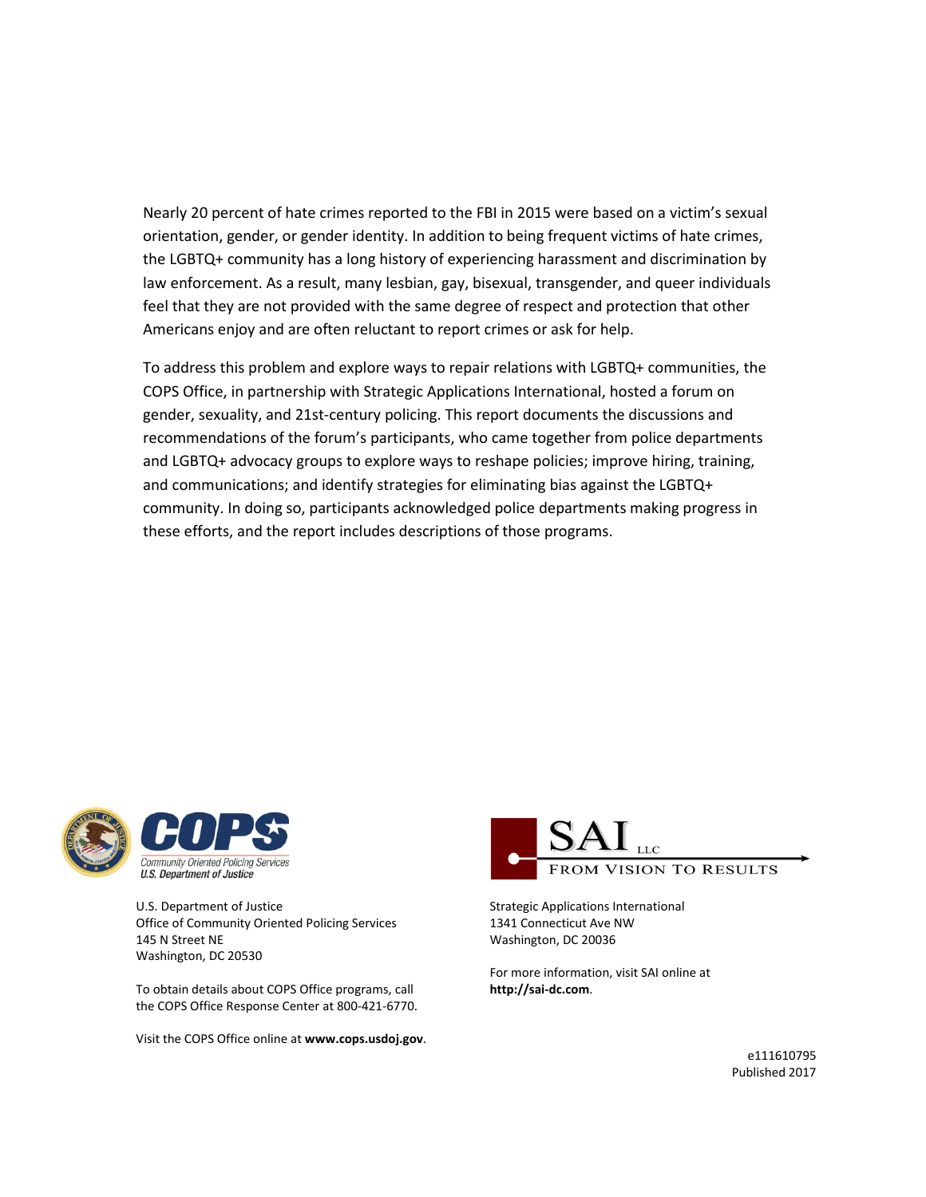Nearly 20 percent of hate crimes reported to the FBI in 2015 were based on a victim's sexual orientation, gender, or gender identity. In addition to being frequent victims of hate crimes, the LGBTQ+ community has a long history of experiencing harassment and discrimination by law enforcement. As a result, many lesbian, gay, bisexual, transgender, and queer individuals feel that they are not provided with the same degree of respect and protection that other Americans enjoy and are often reluctant to report crimes or ask for help.

To address this problem and explore ways to repair relations with LGBTQ+ communities, the COPS Office, in partnership with Strategic Applications International, hosted a forum on gender, sexuality, and 21st-century policing. This report documents the discussions and recommendations of the forum's participants, who came together from police departments and LGBTQ+ advocacy groups to explore ways to reshape policies; improve hiring, training, and communications; and identify strategies for eliminating bias against the LGBTQ+ community. In doing so, participants acknowledged police departments making progress in these efforts, and the report includes descriptions of those programs.

COPS
Community Oriented Policing Services
U.S. Department of Justice

U.S. Department of Justice
Office of Community Oriented Policing Services
145 N Street NE
Washington, DC 20530

To obtain details about COPS Office programs, call the COPS Office Response Center at 800-421-6770.

Visit the COPS Office online at **www.cops.usdoj.gov**.

SAI LLC
FROM VISION TO RESULTS

Strategic Applications International
1341 Connecticut Ave NW
Washington, DC 20036

For more information, visit SAI online at **http://sai-dc.com**.

e111610795
Published 2017